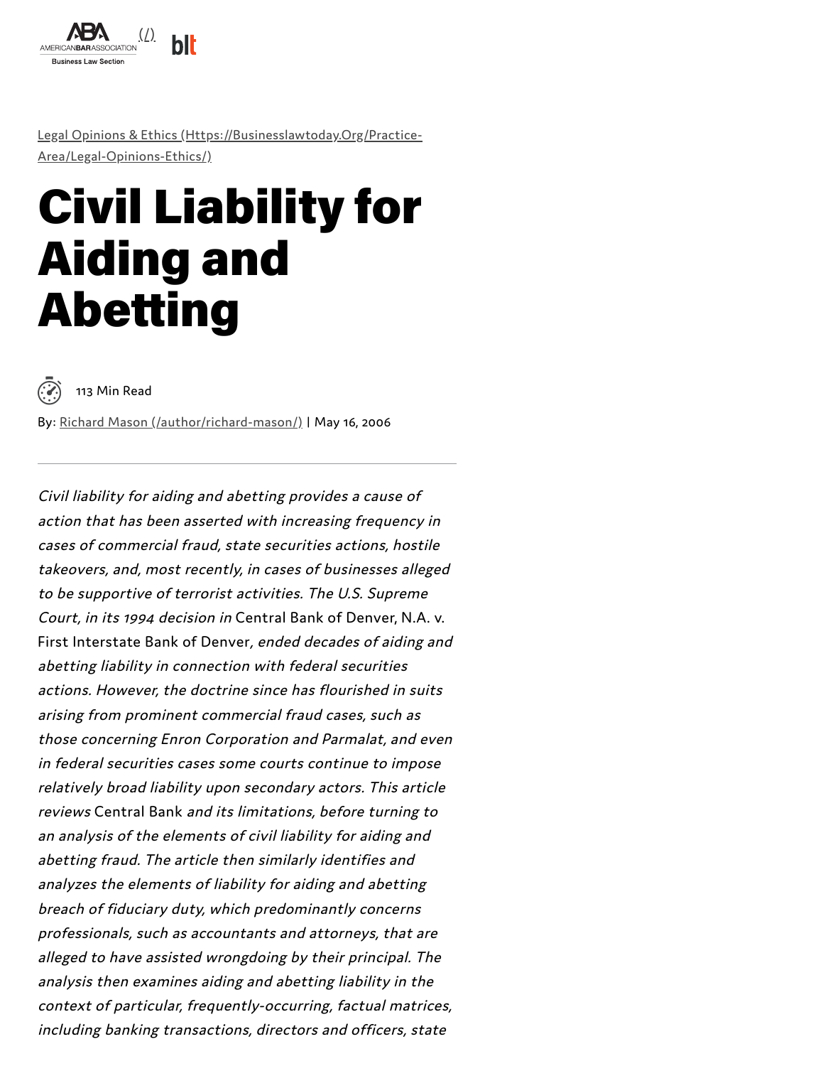Legal Opinions & Ethics (Https://Businesslawtoday.Org/Practice-Area/Legal-Opinions-Ethics/)

# Civil Liability for Aiding and Abetting

113 Min Read

By: Richard Mason (/author/richard-mason/) | May 16, 2006

---

*Civil liability for aiding and abetting provides a cause of action that has been asserted with increasing frequency in cases of commercial fraud, state securities actions, hostile takeovers, and, most recently, in cases of businesses alleged to be supportive of terrorist activities. The U.S. Supreme Court, in its 1994 decision in* Central Bank of Denver, N.A. v. First Interstate Bank of Denver*, ended decades of aiding and abetting liability in connection with federal securities actions. However, the doctrine since has flourished in suits arising from prominent commercial fraud cases, such as those concerning Enron Corporation and Parmalat, and even in federal securities cases some courts continue to impose relatively broad liability upon secondary actors. This article reviews* Central Bank *and its limitations, before turning to an analysis of the elements of civil liability for aiding and abetting fraud. The article then similarly identifies and analyzes the elements of liability for aiding and abetting breach of fiduciary duty, which predominantly concerns professionals, such as accountants and attorneys, that are alleged to have assisted wrongdoing by their principal. The analysis then examines aiding and abetting liability in the context of particular, frequently-occurring, factual matrices, including banking transactions, directors and officers, state*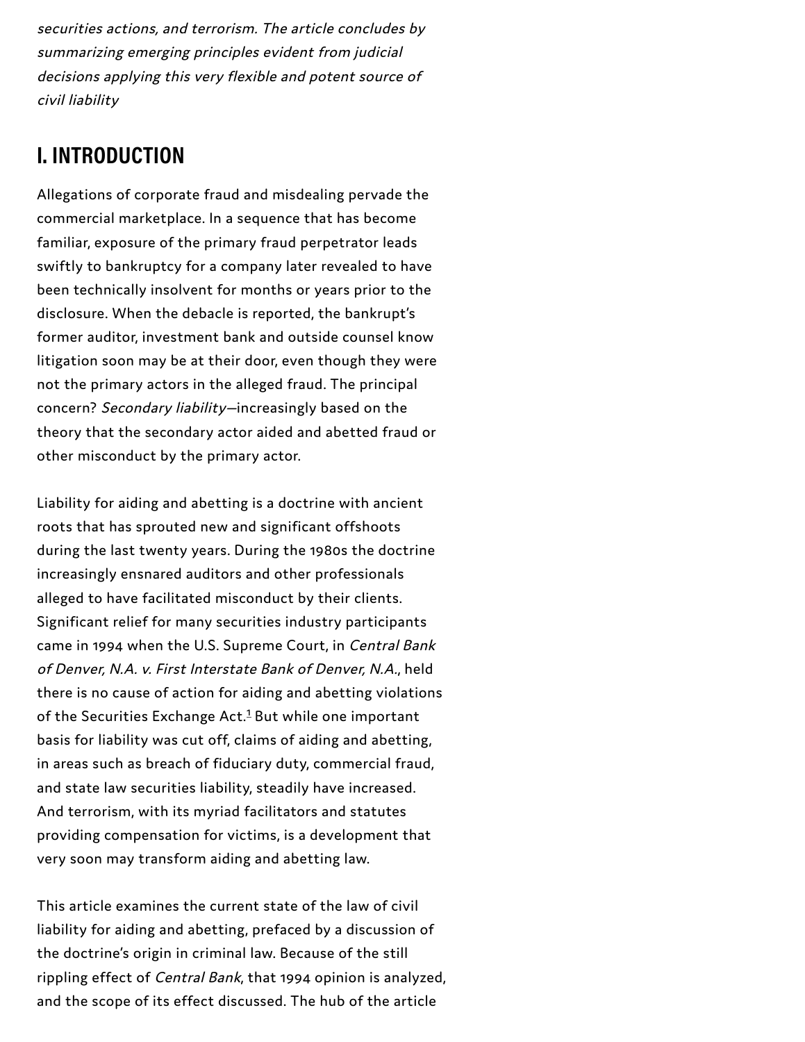*securities actions, and terrorism. The article concludes by summarizing emerging principles evident from judicial decisions applying this very flexible and potent source of civil liability*

## I. INTRODUCTION

Allegations of corporate fraud and misdealing pervade the commercial marketplace. In a sequence that has become familiar, exposure of the primary fraud perpetrator leads swiftly to bankruptcy for a company later revealed to have been technically insolvent for months or years prior to the disclosure. When the debacle is reported, the bankrupt's former auditor, investment bank and outside counsel know litigation soon may be at their door, even though they were not the primary actors in the alleged fraud. The principal concern? *Secondary liability*—increasingly based on the theory that the secondary actor aided and abetted fraud or other misconduct by the primary actor.

Liability for aiding and abetting is a doctrine with ancient roots that has sprouted new and significant offshoots during the last twenty years. During the 1980s the doctrine increasingly ensnared auditors and other professionals alleged to have facilitated misconduct by their clients. Significant relief for many securities industry participants came in 1994 when the U.S. Supreme Court, in *Central Bank of Denver, N.A. v. First Interstate Bank of Denver, N.A.*, held there is no cause of action for aiding and abetting violations of the Securities Exchange Act.[1] But while one important basis for liability was cut off, claims of aiding and abetting, in areas such as breach of fiduciary duty, commercial fraud, and state law securities liability, steadily have increased. And terrorism, with its myriad facilitators and statutes providing compensation for victims, is a development that very soon may transform aiding and abetting law.

This article examines the current state of the law of civil liability for aiding and abetting, prefaced by a discussion of the doctrine's origin in criminal law. Because of the still rippling effect of *Central Bank*, that 1994 opinion is analyzed, and the scope of its effect discussed. The hub of the article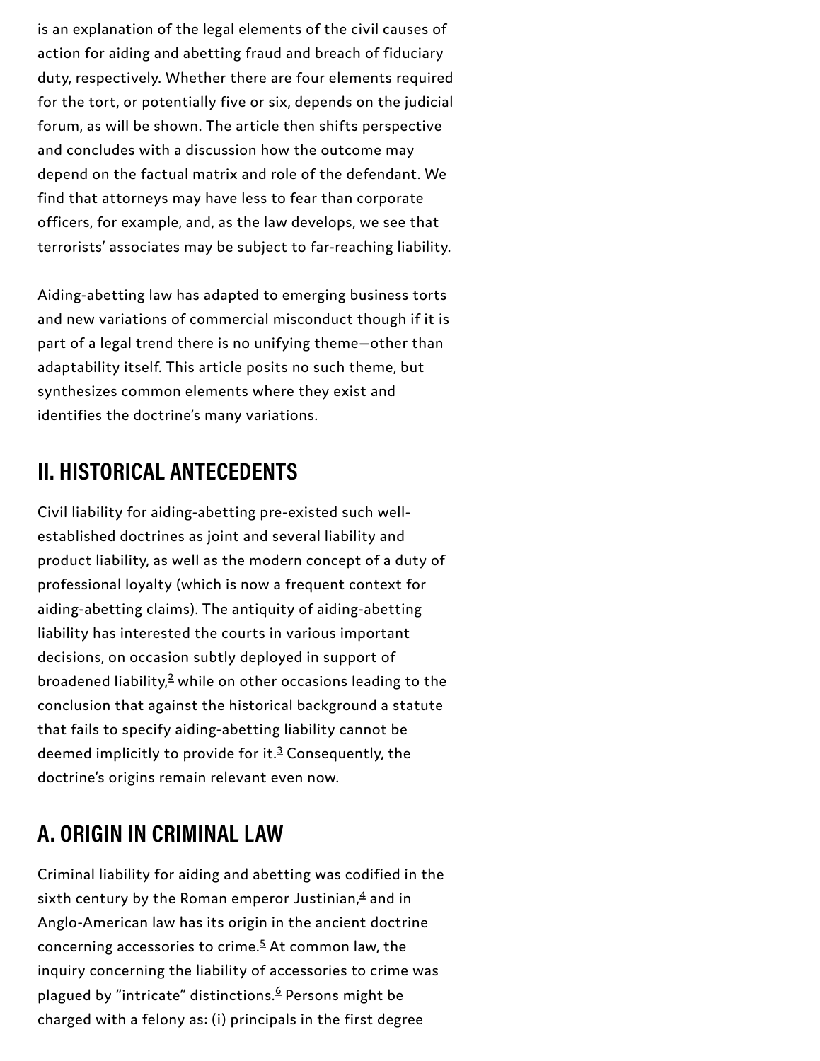is an explanation of the legal elements of the civil causes of action for aiding and abetting fraud and breach of fiduciary duty, respectively. Whether there are four elements required for the tort, or potentially five or six, depends on the judicial forum, as will be shown. The article then shifts perspective and concludes with a discussion how the outcome may depend on the factual matrix and role of the defendant. We find that attorneys may have less to fear than corporate officers, for example, and, as the law develops, we see that terrorists' associates may be subject to far-reaching liability.

Aiding-abetting law has adapted to emerging business torts and new variations of commercial misconduct though if it is part of a legal trend there is no unifying theme—other than adaptability itself. This article posits no such theme, but synthesizes common elements where they exist and identifies the doctrine's many variations.

## II. HISTORICAL ANTECEDENTS

Civil liability for aiding-abetting pre-existed such well-established doctrines as joint and several liability and product liability, as well as the modern concept of a duty of professional loyalty (which is now a frequent context for aiding-abetting claims). The antiquity of aiding-abetting liability has interested the courts in various important decisions, on occasion subtly deployed in support of broadened liability,[2] while on other occasions leading to the conclusion that against the historical background a statute that fails to specify aiding-abetting liability cannot be deemed implicitly to provide for it.[3] Consequently, the doctrine's origins remain relevant even now.

## A. ORIGIN IN CRIMINAL LAW

Criminal liability for aiding and abetting was codified in the sixth century by the Roman emperor Justinian,[4] and in Anglo-American law has its origin in the ancient doctrine concerning accessories to crime.[5] At common law, the inquiry concerning the liability of accessories to crime was plagued by "intricate" distinctions.[6] Persons might be charged with a felony as: (i) principals in the first degree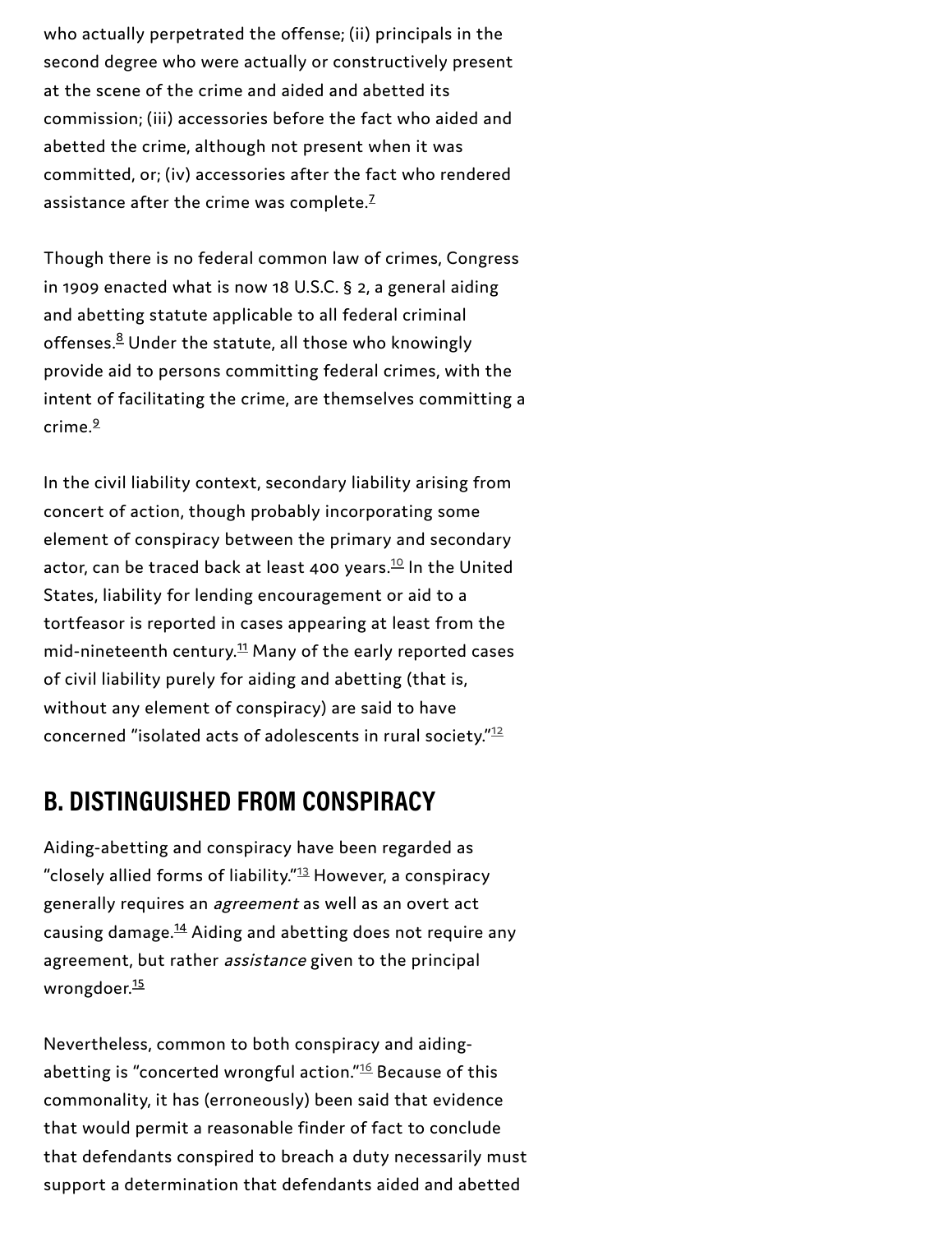who actually perpetrated the offense; (ii) principals in the second degree who were actually or constructively present at the scene of the crime and aided and abetted its commission; (iii) accessories before the fact who aided and abetted the crime, although not present when it was committed, or; (iv) accessories after the fact who rendered assistance after the crime was complete.[7]

Though there is no federal common law of crimes, Congress in 1909 enacted what is now 18 U.S.C. § 2, a general aiding and abetting statute applicable to all federal criminal offenses.[8] Under the statute, all those who knowingly provide aid to persons committing federal crimes, with the intent of facilitating the crime, are themselves committing a crime.[9]

In the civil liability context, secondary liability arising from concert of action, though probably incorporating some element of conspiracy between the primary and secondary actor, can be traced back at least 400 years.[10] In the United States, liability for lending encouragement or aid to a tortfeasor is reported in cases appearing at least from the mid-nineteenth century.[11] Many of the early reported cases of civil liability purely for aiding and abetting (that is, without any element of conspiracy) are said to have concerned "isolated acts of adolescents in rural society."[12]

## B. DISTINGUISHED FROM CONSPIRACY

Aiding-abetting and conspiracy have been regarded as "closely allied forms of liability."[13] However, a conspiracy generally requires an *agreement* as well as an overt act causing damage.[14] Aiding and abetting does not require any agreement, but rather *assistance* given to the principal wrongdoer.[15]

Nevertheless, common to both conspiracy and aiding-abetting is "concerted wrongful action."[16] Because of this commonality, it has (erroneously) been said that evidence that would permit a reasonable finder of fact to conclude that defendants conspired to breach a duty necessarily must support a determination that defendants aided and abetted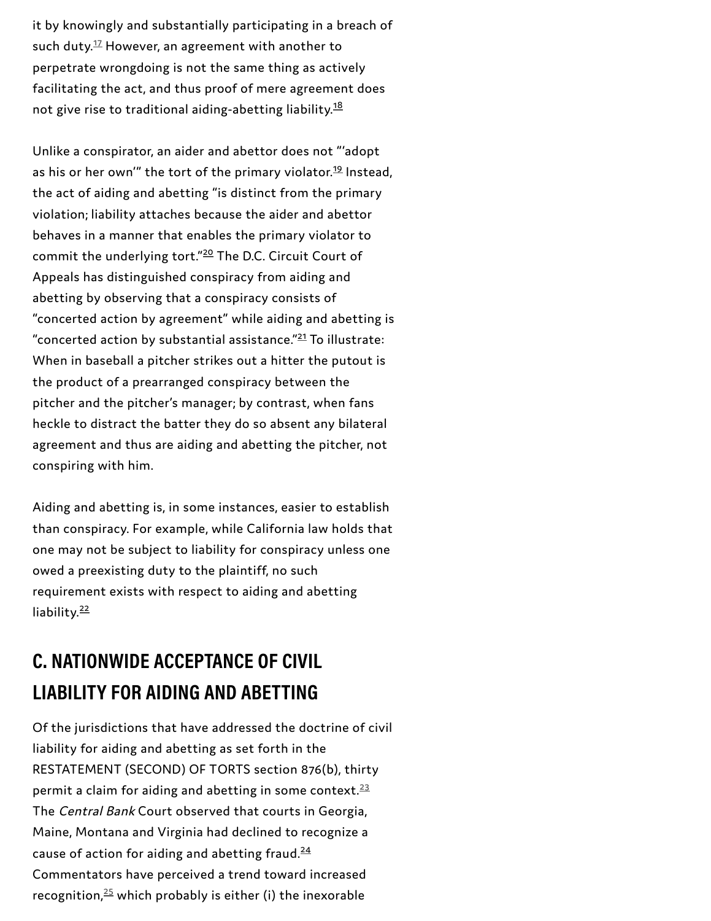it by knowingly and substantially participating in a breach of such duty.[17] However, an agreement with another to perpetrate wrongdoing is not the same thing as actively facilitating the act, and thus proof of mere agreement does not give rise to traditional aiding-abetting liability.[18]

Unlike a conspirator, an aider and abettor does not "'adopt as his or her own'" the tort of the primary violator.[19] Instead, the act of aiding and abetting "is distinct from the primary violation; liability attaches because the aider and abettor behaves in a manner that enables the primary violator to commit the underlying tort."[20] The D.C. Circuit Court of Appeals has distinguished conspiracy from aiding and abetting by observing that a conspiracy consists of "concerted action by agreement" while aiding and abetting is "concerted action by substantial assistance."[21] To illustrate: When in baseball a pitcher strikes out a hitter the putout is the product of a prearranged conspiracy between the pitcher and the pitcher's manager; by contrast, when fans heckle to distract the batter they do so absent any bilateral agreement and thus are aiding and abetting the pitcher, not conspiring with him.

Aiding and abetting is, in some instances, easier to establish than conspiracy. For example, while California law holds that one may not be subject to liability for conspiracy unless one owed a preexisting duty to the plaintiff, no such requirement exists with respect to aiding and abetting liability.[22]

## C. NATIONWIDE ACCEPTANCE OF CIVIL LIABILITY FOR AIDING AND ABETTING

Of the jurisdictions that have addressed the doctrine of civil liability for aiding and abetting as set forth in the RESTATEMENT (SECOND) OF TORTS section 876(b), thirty permit a claim for aiding and abetting in some context.[23] The *Central Bank* Court observed that courts in Georgia, Maine, Montana and Virginia had declined to recognize a cause of action for aiding and abetting fraud.[24] Commentators have perceived a trend toward increased recognition,[25] which probably is either (i) the inexorable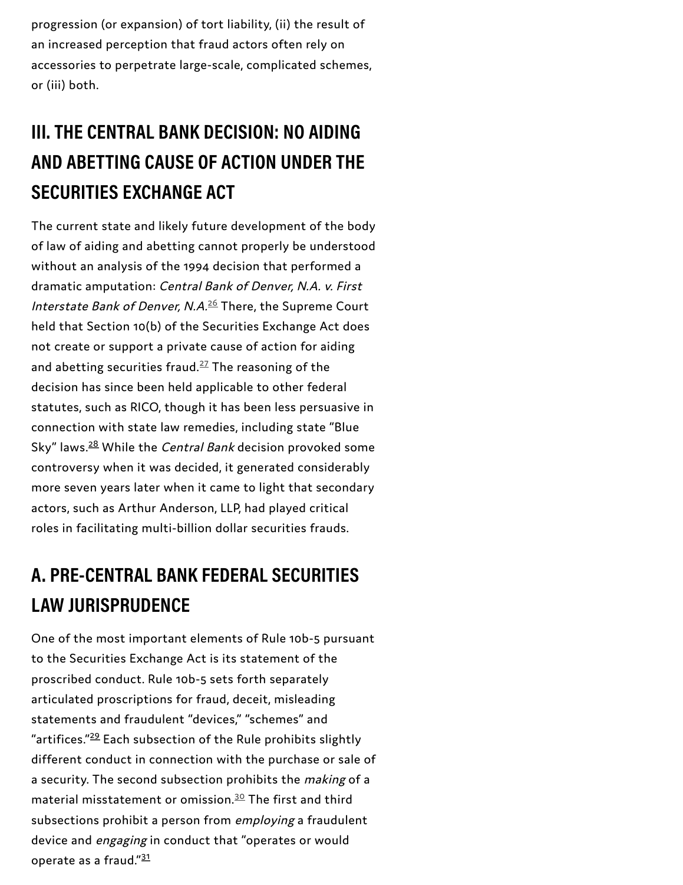progression (or expansion) of tort liability, (ii) the result of an increased perception that fraud actors often rely on accessories to perpetrate large-scale, complicated schemes, or (iii) both.

## III. THE CENTRAL BANK DECISION: NO AIDING AND ABETTING CAUSE OF ACTION UNDER THE SECURITIES EXCHANGE ACT

The current state and likely future development of the body of law of aiding and abetting cannot properly be understood without an analysis of the 1994 decision that performed a dramatic amputation: *Central Bank of Denver, N.A. v. First Interstate Bank of Denver, N.A.*[26] There, the Supreme Court held that Section 10(b) of the Securities Exchange Act does not create or support a private cause of action for aiding and abetting securities fraud.[27] The reasoning of the decision has since been held applicable to other federal statutes, such as RICO, though it has been less persuasive in connection with state law remedies, including state "Blue Sky" laws.[28] While the *Central Bank* decision provoked some controversy when it was decided, it generated considerably more seven years later when it came to light that secondary actors, such as Arthur Anderson, LLP, had played critical roles in facilitating multi-billion dollar securities frauds.

## A. PRE-CENTRAL BANK FEDERAL SECURITIES LAW JURISPRUDENCE

One of the most important elements of Rule 10b-5 pursuant to the Securities Exchange Act is its statement of the proscribed conduct. Rule 10b-5 sets forth separately articulated proscriptions for fraud, deceit, misleading statements and fraudulent "devices," "schemes" and "artifices."[29] Each subsection of the Rule prohibits slightly different conduct in connection with the purchase or sale of a security. The second subsection prohibits the *making* of a material misstatement or omission.[30] The first and third subsections prohibit a person from *employing* a fraudulent device and *engaging* in conduct that "operates or would operate as a fraud."[31]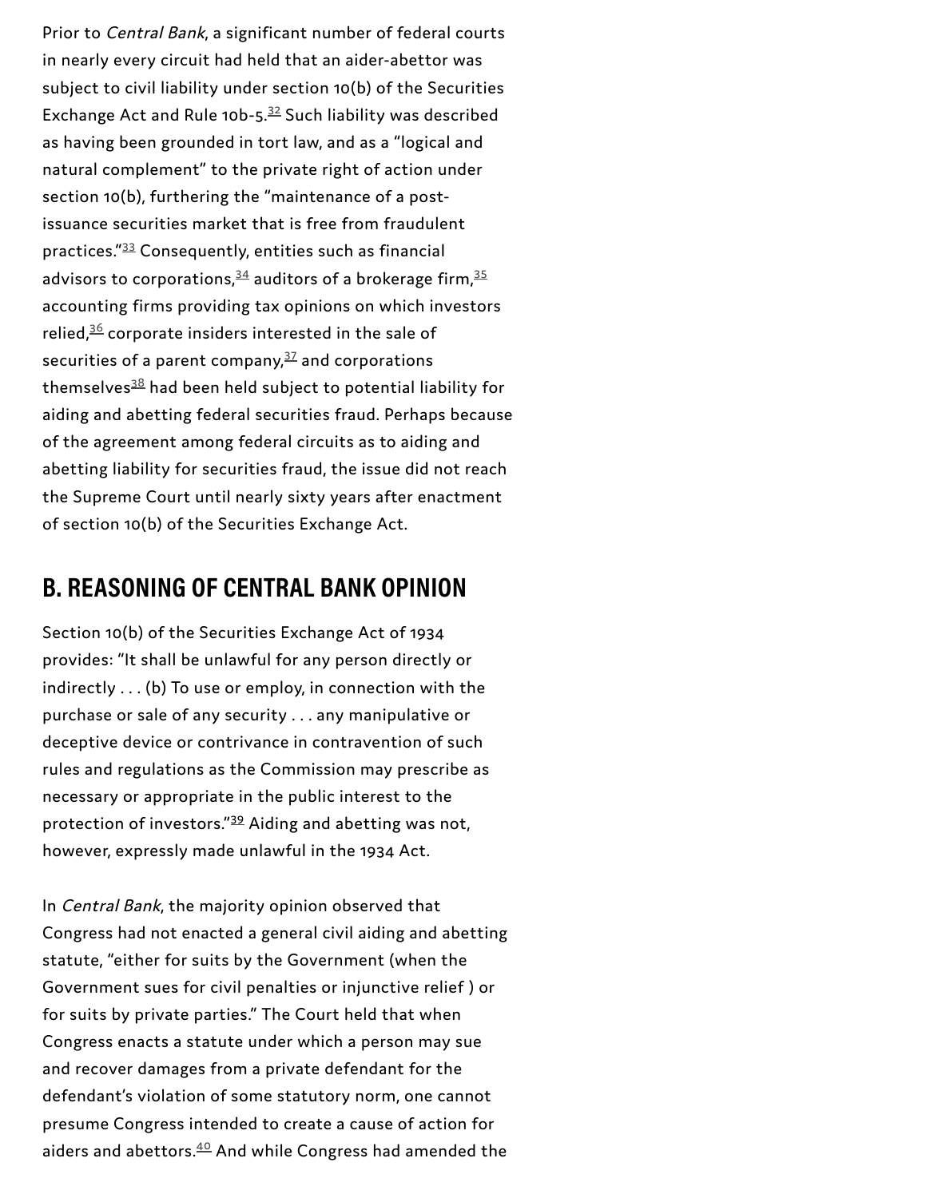Prior to *Central Bank*, a significant number of federal courts in nearly every circuit had held that an aider-abettor was subject to civil liability under section 10(b) of the Securities Exchange Act and Rule 10b-5.[32] Such liability was described as having been grounded in tort law, and as a "logical and natural complement" to the private right of action under section 10(b), furthering the "maintenance of a post-issuance securities market that is free from fraudulent practices."[33] Consequently, entities such as financial advisors to corporations,[34] auditors of a brokerage firm,[35] accounting firms providing tax opinions on which investors relied,[36] corporate insiders interested in the sale of securities of a parent company,[37] and corporations themselves[38] had been held subject to potential liability for aiding and abetting federal securities fraud. Perhaps because of the agreement among federal circuits as to aiding and abetting liability for securities fraud, the issue did not reach the Supreme Court until nearly sixty years after enactment of section 10(b) of the Securities Exchange Act.

## B. REASONING OF CENTRAL BANK OPINION

Section 10(b) of the Securities Exchange Act of 1934 provides: "It shall be unlawful for any person directly or indirectly . . . (b) To use or employ, in connection with the purchase or sale of any security . . . any manipulative or deceptive device or contrivance in contravention of such rules and regulations as the Commission may prescribe as necessary or appropriate in the public interest to the protection of investors."[39] Aiding and abetting was not, however, expressly made unlawful in the 1934 Act.

In *Central Bank*, the majority opinion observed that Congress had not enacted a general civil aiding and abetting statute, "either for suits by the Government (when the Government sues for civil penalties or injunctive relief ) or for suits by private parties." The Court held that when Congress enacts a statute under which a person may sue and recover damages from a private defendant for the defendant's violation of some statutory norm, one cannot presume Congress intended to create a cause of action for aiders and abettors.[40] And while Congress had amended the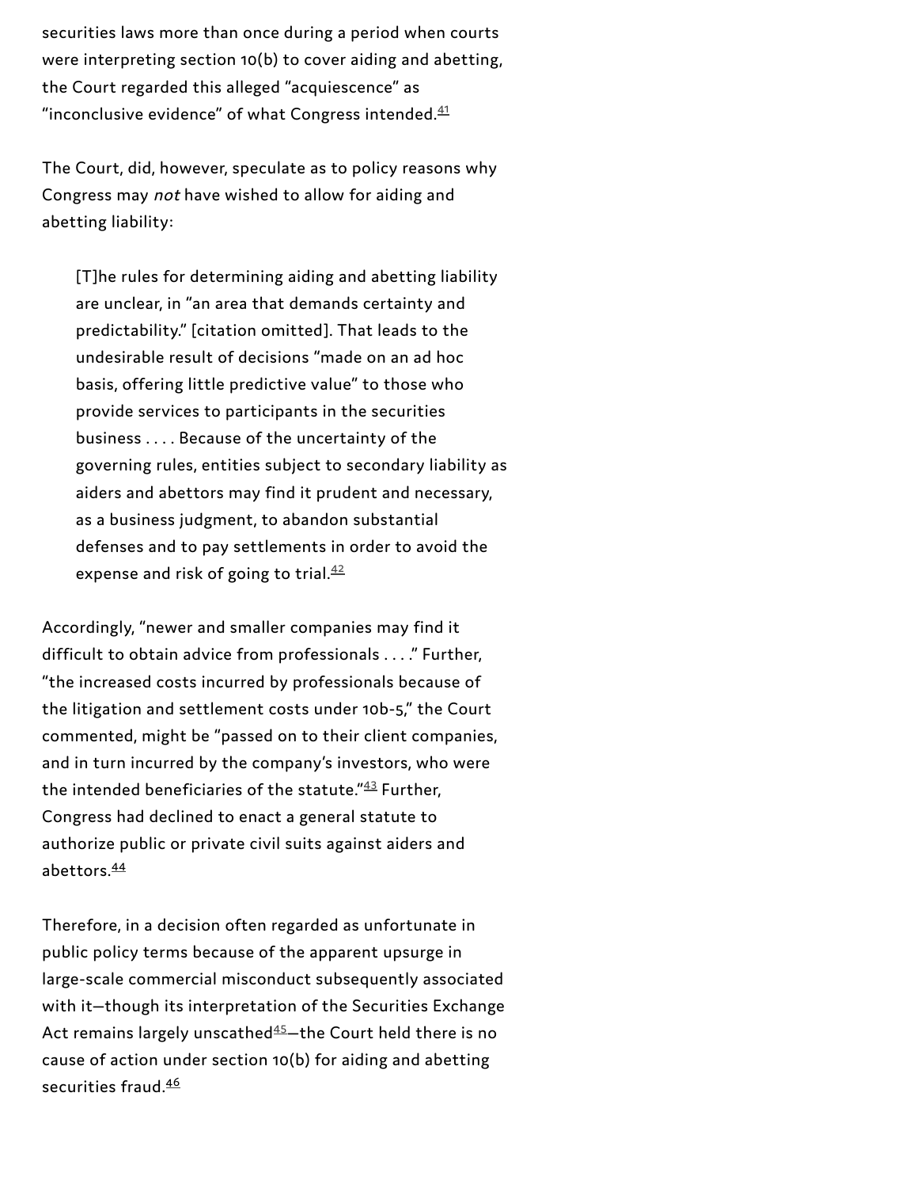securities laws more than once during a period when courts were interpreting section 10(b) to cover aiding and abetting, the Court regarded this alleged "acquiescence" as "inconclusive evidence" of what Congress intended.[41]

The Court, did, however, speculate as to policy reasons why Congress may *not* have wished to allow for aiding and abetting liability:

> [T]he rules for determining aiding and abetting liability are unclear, in "an area that demands certainty and predictability." [citation omitted]. That leads to the undesirable result of decisions "made on an ad hoc basis, offering little predictive value" to those who provide services to participants in the securities business . . . . Because of the uncertainty of the governing rules, entities subject to secondary liability as aiders and abettors may find it prudent and necessary, as a business judgment, to abandon substantial defenses and to pay settlements in order to avoid the expense and risk of going to trial.[42]

Accordingly, "newer and smaller companies may find it difficult to obtain advice from professionals . . . ." Further, "the increased costs incurred by professionals because of the litigation and settlement costs under 10b-5," the Court commented, might be "passed on to their client companies, and in turn incurred by the company's investors, who were the intended beneficiaries of the statute."[43] Further, Congress had declined to enact a general statute to authorize public or private civil suits against aiders and abettors.[44]

Therefore, in a decision often regarded as unfortunate in public policy terms because of the apparent upsurge in large-scale commercial misconduct subsequently associated with it—though its interpretation of the Securities Exchange Act remains largely unscathed[45]—the Court held there is no cause of action under section 10(b) for aiding and abetting securities fraud.[46]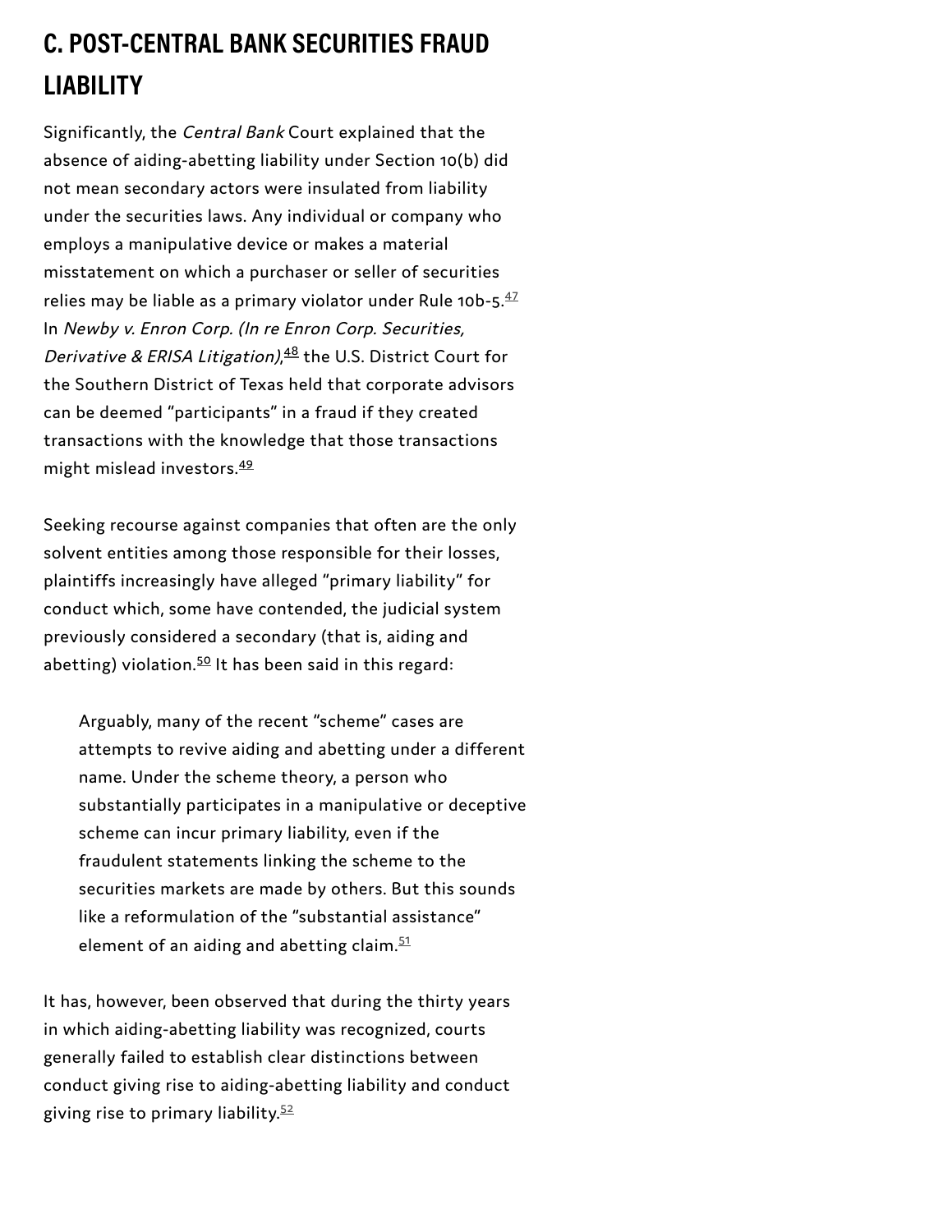## C. POST-CENTRAL BANK SECURITIES FRAUD LIABILITY

Significantly, the *Central Bank* Court explained that the absence of aiding-abetting liability under Section 10(b) did not mean secondary actors were insulated from liability under the securities laws. Any individual or company who employs a manipulative device or makes a material misstatement on which a purchaser or seller of securities relies may be liable as a primary violator under Rule 10b-5.[47] In *Newby v. Enron Corp. (In re Enron Corp. Securities, Derivative & ERISA Litigation)*,[48] the U.S. District Court for the Southern District of Texas held that corporate advisors can be deemed "participants" in a fraud if they created transactions with the knowledge that those transactions might mislead investors.[49]

Seeking recourse against companies that often are the only solvent entities among those responsible for their losses, plaintiffs increasingly have alleged "primary liability" for conduct which, some have contended, the judicial system previously considered a secondary (that is, aiding and abetting) violation.[50] It has been said in this regard:

> Arguably, many of the recent "scheme" cases are attempts to revive aiding and abetting under a different name. Under the scheme theory, a person who substantially participates in a manipulative or deceptive scheme can incur primary liability, even if the fraudulent statements linking the scheme to the securities markets are made by others. But this sounds like a reformulation of the "substantial assistance" element of an aiding and abetting claim.[51]

It has, however, been observed that during the thirty years in which aiding-abetting liability was recognized, courts generally failed to establish clear distinctions between conduct giving rise to aiding-abetting liability and conduct giving rise to primary liability.[52]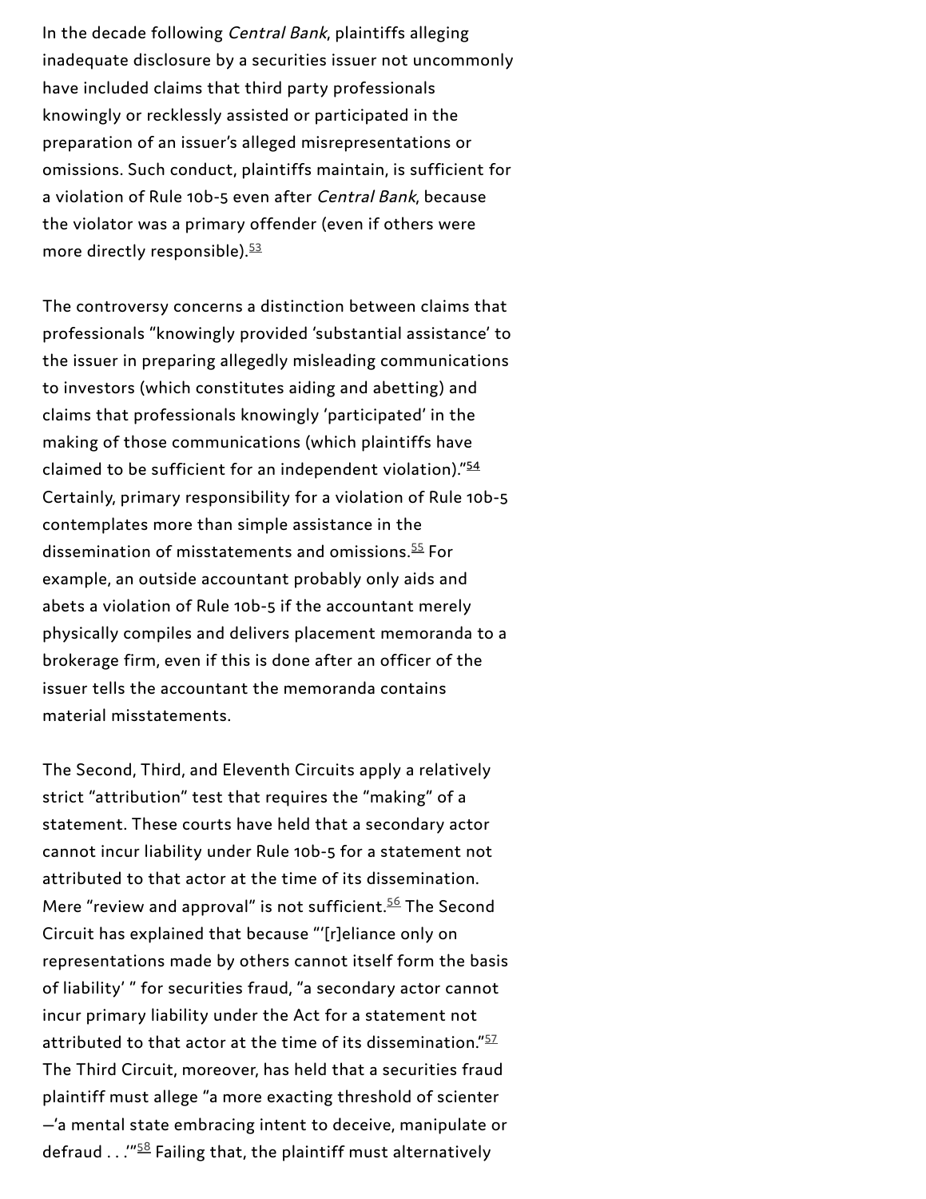In the decade following *Central Bank*, plaintiffs alleging inadequate disclosure by a securities issuer not uncommonly have included claims that third party professionals knowingly or recklessly assisted or participated in the preparation of an issuer's alleged misrepresentations or omissions. Such conduct, plaintiffs maintain, is sufficient for a violation of Rule 10b-5 even after *Central Bank*, because the violator was a primary offender (even if others were more directly responsible).[53]

The controversy concerns a distinction between claims that professionals "knowingly provided 'substantial assistance' to the issuer in preparing allegedly misleading communications to investors (which constitutes aiding and abetting) and claims that professionals knowingly 'participated' in the making of those communications (which plaintiffs have claimed to be sufficient for an independent violation)."[54] Certainly, primary responsibility for a violation of Rule 10b-5 contemplates more than simple assistance in the dissemination of misstatements and omissions.[55] For example, an outside accountant probably only aids and abets a violation of Rule 10b-5 if the accountant merely physically compiles and delivers placement memoranda to a brokerage firm, even if this is done after an officer of the issuer tells the accountant the memoranda contains material misstatements.

The Second, Third, and Eleventh Circuits apply a relatively strict "attribution" test that requires the "making" of a statement. These courts have held that a secondary actor cannot incur liability under Rule 10b-5 for a statement not attributed to that actor at the time of its dissemination. Mere "review and approval" is not sufficient.[56] The Second Circuit has explained that because "'[r]eliance only on representations made by others cannot itself form the basis of liability' " for securities fraud, "a secondary actor cannot incur primary liability under the Act for a statement not attributed to that actor at the time of its dissemination."[57] The Third Circuit, moreover, has held that a securities fraud plaintiff must allege "a more exacting threshold of scienter —'a mental state embracing intent to deceive, manipulate or defraud . . .'"[58] Failing that, the plaintiff must alternatively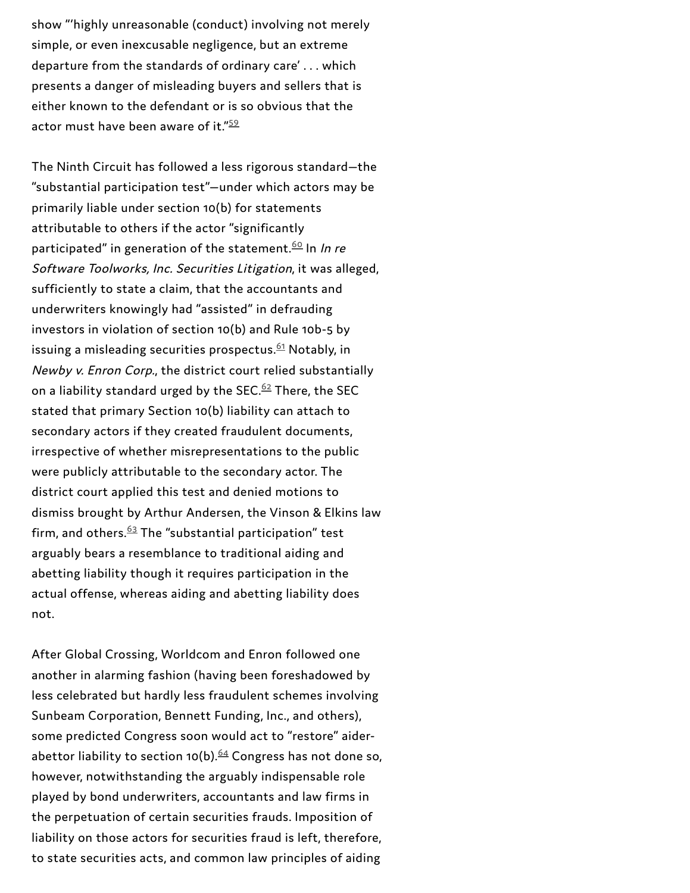show "'highly unreasonable (conduct) involving not merely simple, or even inexcusable negligence, but an extreme departure from the standards of ordinary care' . . . which presents a danger of misleading buyers and sellers that is either known to the defendant or is so obvious that the actor must have been aware of it."[59]

The Ninth Circuit has followed a less rigorous standard—the "substantial participation test"—under which actors may be primarily liable under section 10(b) for statements attributable to others if the actor "significantly participated" in generation of the statement.[60] In *In re Software Toolworks, Inc. Securities Litigation*, it was alleged, sufficiently to state a claim, that the accountants and underwriters knowingly had "assisted" in defrauding investors in violation of section 10(b) and Rule 10b-5 by issuing a misleading securities prospectus.[61] Notably, in *Newby v. Enron Corp.*, the district court relied substantially on a liability standard urged by the SEC.[62] There, the SEC stated that primary Section 10(b) liability can attach to secondary actors if they created fraudulent documents, irrespective of whether misrepresentations to the public were publicly attributable to the secondary actor. The district court applied this test and denied motions to dismiss brought by Arthur Andersen, the Vinson & Elkins law firm, and others.[63] The "substantial participation" test arguably bears a resemblance to traditional aiding and abetting liability though it requires participation in the actual offense, whereas aiding and abetting liability does not.

After Global Crossing, Worldcom and Enron followed one another in alarming fashion (having been foreshadowed by less celebrated but hardly less fraudulent schemes involving Sunbeam Corporation, Bennett Funding, Inc., and others), some predicted Congress soon would act to "restore" aider-abettor liability to section 10(b).[64] Congress has not done so, however, notwithstanding the arguably indispensable role played by bond underwriters, accountants and law firms in the perpetuation of certain securities frauds. Imposition of liability on those actors for securities fraud is left, therefore, to state securities acts, and common law principles of aiding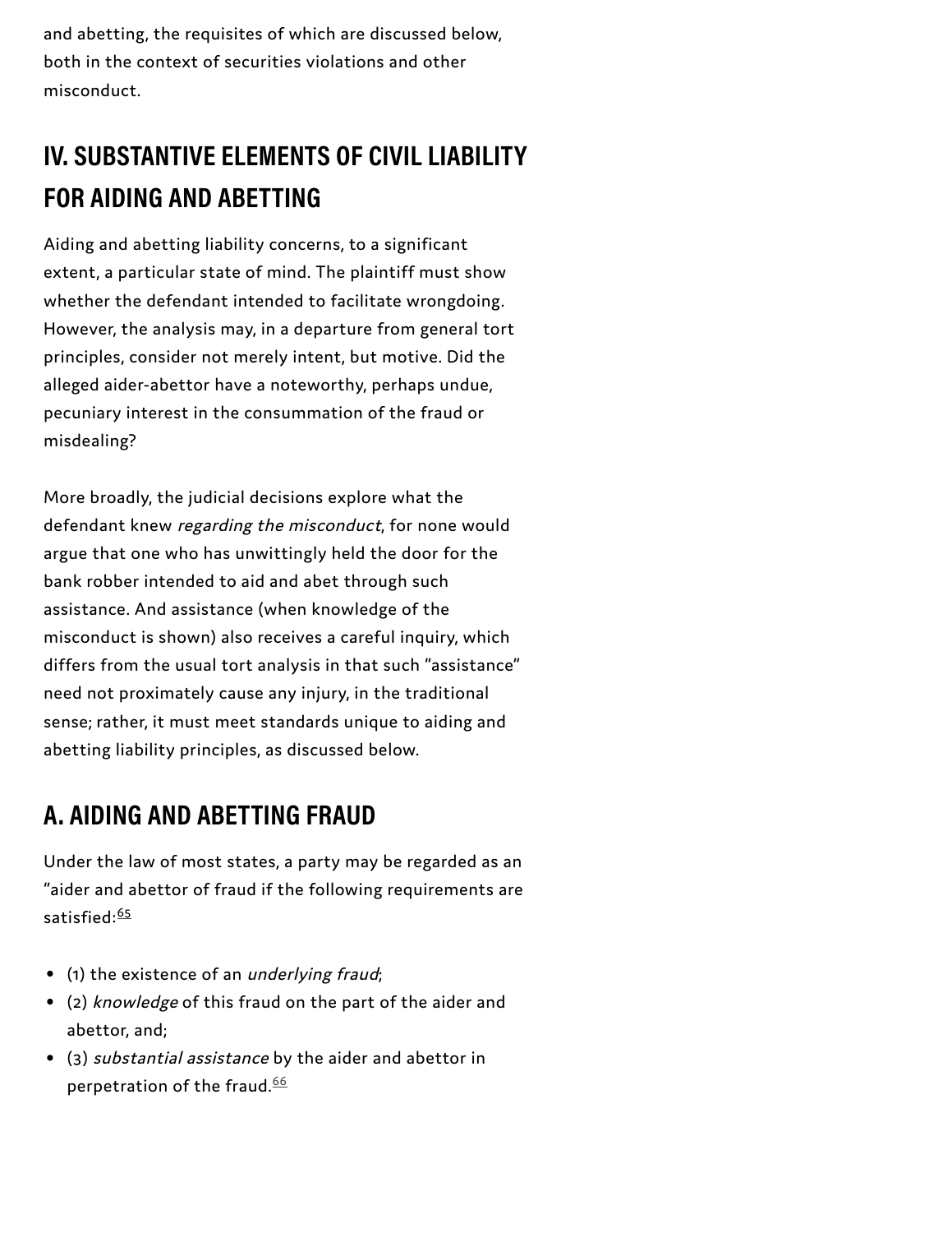and abetting, the requisites of which are discussed below, both in the context of securities violations and other misconduct.

## IV. SUBSTANTIVE ELEMENTS OF CIVIL LIABILITY FOR AIDING AND ABETTING

Aiding and abetting liability concerns, to a significant extent, a particular state of mind. The plaintiff must show whether the defendant intended to facilitate wrongdoing. However, the analysis may, in a departure from general tort principles, consider not merely intent, but motive. Did the alleged aider-abettor have a noteworthy, perhaps undue, pecuniary interest in the consummation of the fraud or misdealing?

More broadly, the judicial decisions explore what the defendant knew *regarding the misconduct*, for none would argue that one who has unwittingly held the door for the bank robber intended to aid and abet through such assistance. And assistance (when knowledge of the misconduct is shown) also receives a careful inquiry, which differs from the usual tort analysis in that such "assistance" need not proximately cause any injury, in the traditional sense; rather, it must meet standards unique to aiding and abetting liability principles, as discussed below.

## A. AIDING AND ABETTING FRAUD

Under the law of most states, a party may be regarded as an "aider and abettor of fraud if the following requirements are satisfied:[65]

- (1) the existence of an *underlying fraud*;
- (2) *knowledge* of this fraud on the part of the aider and abettor, and;
- (3) *substantial assistance* by the aider and abettor in perpetration of the fraud.[66]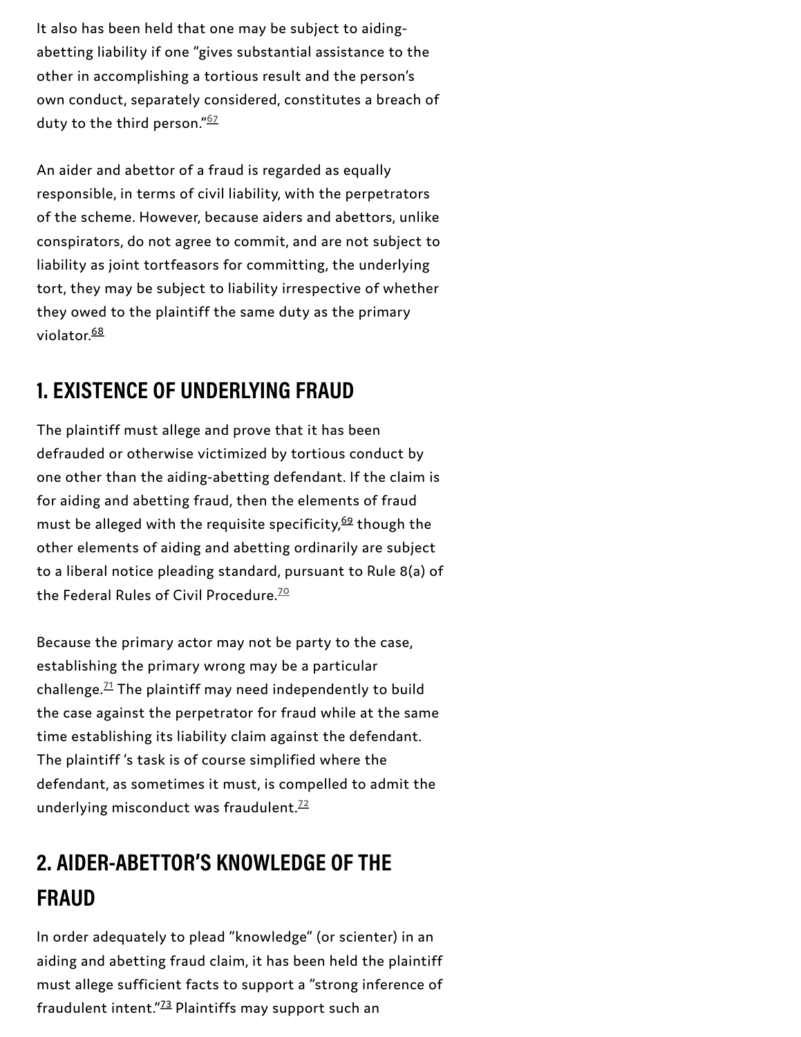It also has been held that one may be subject to aiding-abetting liability if one "gives substantial assistance to the other in accomplishing a tortious result and the person's own conduct, separately considered, constitutes a breach of duty to the third person."[67]

An aider and abettor of a fraud is regarded as equally responsible, in terms of civil liability, with the perpetrators of the scheme. However, because aiders and abettors, unlike conspirators, do not agree to commit, and are not subject to liability as joint tortfeasors for committing, the underlying tort, they may be subject to liability irrespective of whether they owed to the plaintiff the same duty as the primary violator.[68]

## 1. EXISTENCE OF UNDERLYING FRAUD

The plaintiff must allege and prove that it has been defrauded or otherwise victimized by tortious conduct by one other than the aiding-abetting defendant. If the claim is for aiding and abetting fraud, then the elements of fraud must be alleged with the requisite specificity,[69] though the other elements of aiding and abetting ordinarily are subject to a liberal notice pleading standard, pursuant to Rule 8(a) of the Federal Rules of Civil Procedure.[70]

Because the primary actor may not be party to the case, establishing the primary wrong may be a particular challenge.[71] The plaintiff may need independently to build the case against the perpetrator for fraud while at the same time establishing its liability claim against the defendant. The plaintiff 's task is of course simplified where the defendant, as sometimes it must, is compelled to admit the underlying misconduct was fraudulent.[72]

## 2. AIDER-ABETTOR'S KNOWLEDGE OF THE FRAUD

In order adequately to plead "knowledge" (or scienter) in an aiding and abetting fraud claim, it has been held the plaintiff must allege sufficient facts to support a "strong inference of fraudulent intent."[73] Plaintiffs may support such an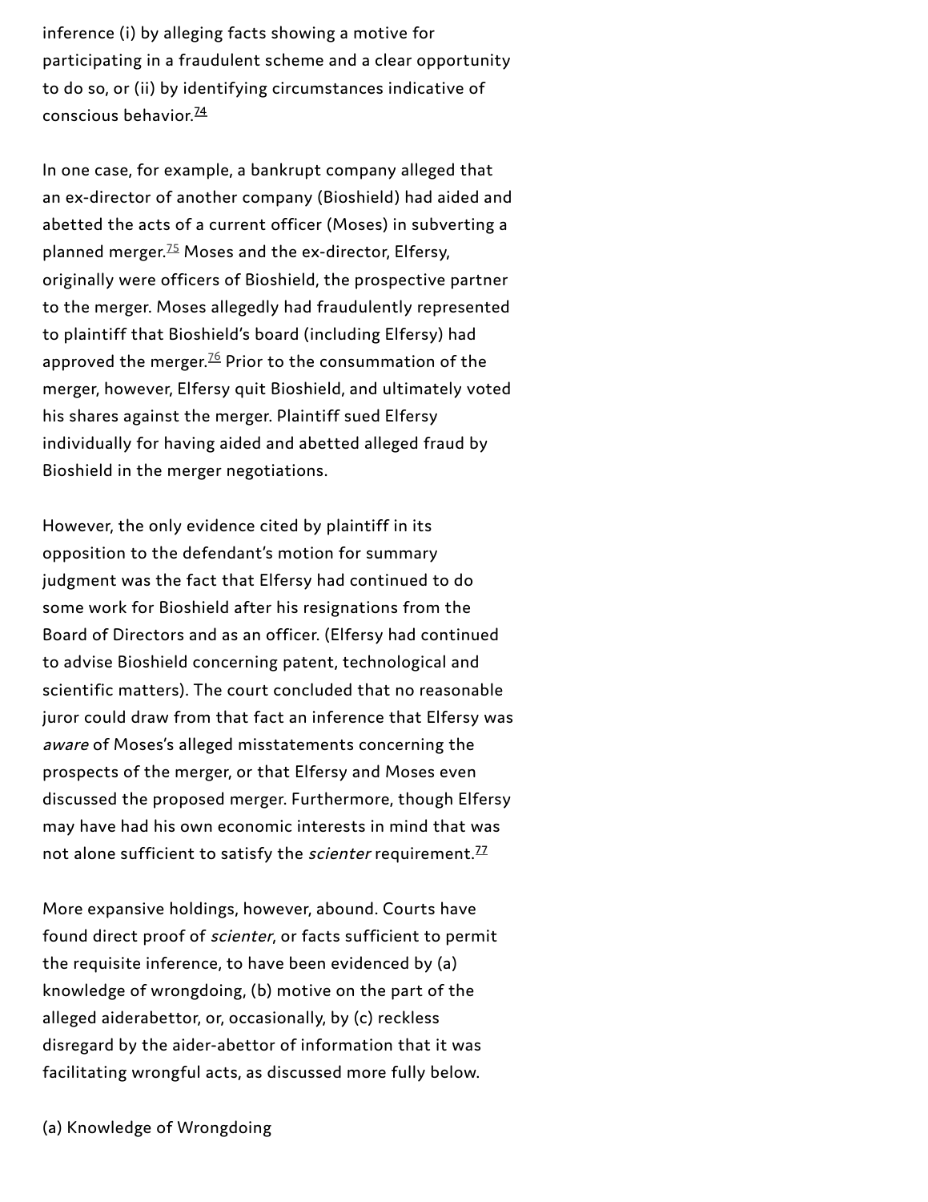inference (i) by alleging facts showing a motive for participating in a fraudulent scheme and a clear opportunity to do so, or (ii) by identifying circumstances indicative of conscious behavior.[74]

In one case, for example, a bankrupt company alleged that an ex-director of another company (Bioshield) had aided and abetted the acts of a current officer (Moses) in subverting a planned merger.[75] Moses and the ex-director, Elfersy, originally were officers of Bioshield, the prospective partner to the merger. Moses allegedly had fraudulently represented to plaintiff that Bioshield's board (including Elfersy) had approved the merger.[76] Prior to the consummation of the merger, however, Elfersy quit Bioshield, and ultimately voted his shares against the merger. Plaintiff sued Elfersy individually for having aided and abetted alleged fraud by Bioshield in the merger negotiations.

However, the only evidence cited by plaintiff in its opposition to the defendant's motion for summary judgment was the fact that Elfersy had continued to do some work for Bioshield after his resignations from the Board of Directors and as an officer. (Elfersy had continued to advise Bioshield concerning patent, technological and scientific matters). The court concluded that no reasonable juror could draw from that fact an inference that Elfersy was *aware* of Moses's alleged misstatements concerning the prospects of the merger, or that Elfersy and Moses even discussed the proposed merger. Furthermore, though Elfersy may have had his own economic interests in mind that was not alone sufficient to satisfy the *scienter* requirement.[77]

More expansive holdings, however, abound. Courts have found direct proof of *scienter*, or facts sufficient to permit the requisite inference, to have been evidenced by (a) knowledge of wrongdoing, (b) motive on the part of the alleged aiderabettor, or, occasionally, by (c) reckless disregard by the aider-abettor of information that it was facilitating wrongful acts, as discussed more fully below.

(a) Knowledge of Wrongdoing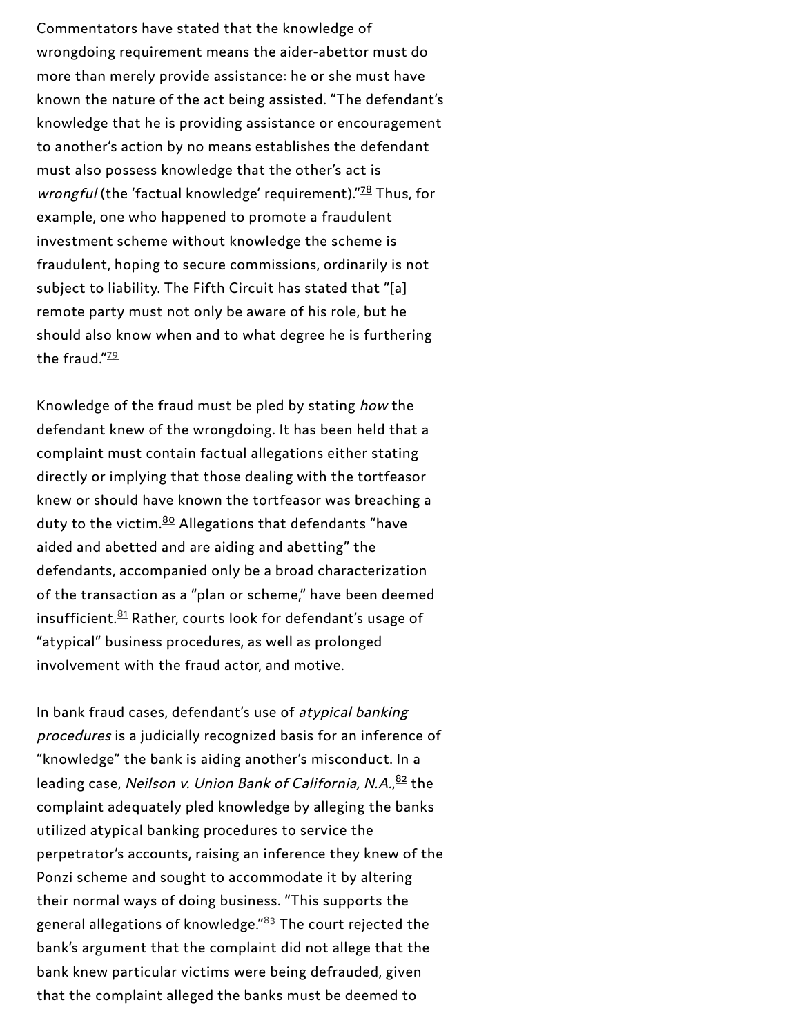Commentators have stated that the knowledge of wrongdoing requirement means the aider-abettor must do more than merely provide assistance: he or she must have known the nature of the act being assisted. "The defendant's knowledge that he is providing assistance or encouragement to another's action by no means establishes the defendant must also possess knowledge that the other's act is *wrongful* (the 'factual knowledge' requirement)."[78] Thus, for example, one who happened to promote a fraudulent investment scheme without knowledge the scheme is fraudulent, hoping to secure commissions, ordinarily is not subject to liability. The Fifth Circuit has stated that "[a] remote party must not only be aware of his role, but he should also know when and to what degree he is furthering the fraud."[79]

Knowledge of the fraud must be pled by stating *how* the defendant knew of the wrongdoing. It has been held that a complaint must contain factual allegations either stating directly or implying that those dealing with the tortfeasor knew or should have known the tortfeasor was breaching a duty to the victim.[80] Allegations that defendants "have aided and abetted and are aiding and abetting" the defendants, accompanied only be a broad characterization of the transaction as a "plan or scheme," have been deemed insufficient.[81] Rather, courts look for defendant's usage of "atypical" business procedures, as well as prolonged involvement with the fraud actor, and motive.

In bank fraud cases, defendant's use of *atypical banking procedures* is a judicially recognized basis for an inference of "knowledge" the bank is aiding another's misconduct. In a leading case, *Neilson v. Union Bank of California, N.A.*,[82] the complaint adequately pled knowledge by alleging the banks utilized atypical banking procedures to service the perpetrator's accounts, raising an inference they knew of the Ponzi scheme and sought to accommodate it by altering their normal ways of doing business. "This supports the general allegations of knowledge."[83] The court rejected the bank's argument that the complaint did not allege that the bank knew particular victims were being defrauded, given that the complaint alleged the banks must be deemed to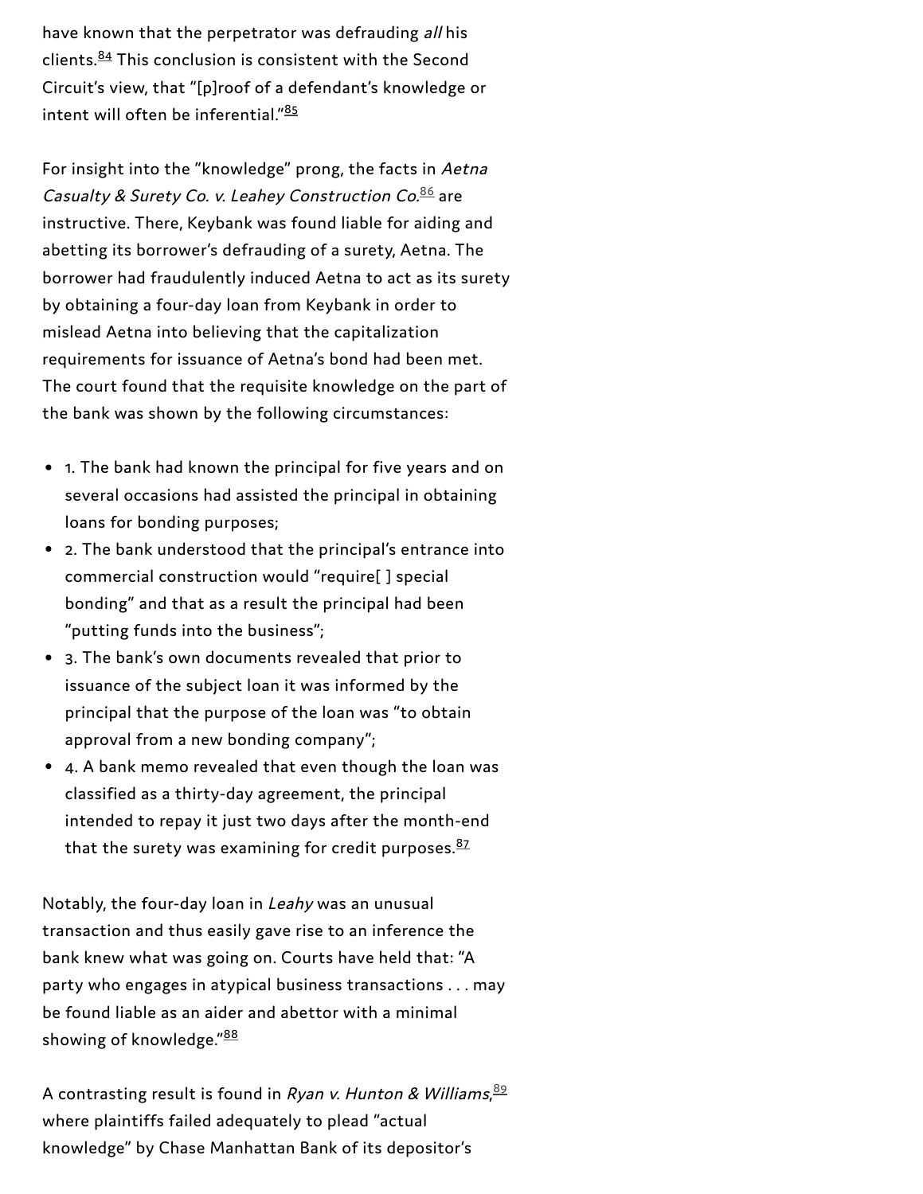have known that the perpetrator was defrauding *all* his clients.[84] This conclusion is consistent with the Second Circuit's view, that "[p]roof of a defendant's knowledge or intent will often be inferential."[85]

For insight into the "knowledge" prong, the facts in *Aetna Casualty & Surety Co. v. Leahey Construction Co.*[86] are instructive. There, Keybank was found liable for aiding and abetting its borrower's defrauding of a surety, Aetna. The borrower had fraudulently induced Aetna to act as its surety by obtaining a four-day loan from Keybank in order to mislead Aetna into believing that the capitalization requirements for issuance of Aetna's bond had been met. The court found that the requisite knowledge on the part of the bank was shown by the following circumstances:

- 1. The bank had known the principal for five years and on several occasions had assisted the principal in obtaining loans for bonding purposes;
- 2. The bank understood that the principal's entrance into commercial construction would "require[ ] special bonding" and that as a result the principal had been "putting funds into the business";
- 3. The bank's own documents revealed that prior to issuance of the subject loan it was informed by the principal that the purpose of the loan was "to obtain approval from a new bonding company";
- 4. A bank memo revealed that even though the loan was classified as a thirty-day agreement, the principal intended to repay it just two days after the month-end that the surety was examining for credit purposes.[87]

Notably, the four-day loan in *Leahy* was an unusual transaction and thus easily gave rise to an inference the bank knew what was going on. Courts have held that: "A party who engages in atypical business transactions . . . may be found liable as an aider and abettor with a minimal showing of knowledge."[88]

A contrasting result is found in *Ryan v. Hunton & Williams*,[89] where plaintiffs failed adequately to plead "actual knowledge" by Chase Manhattan Bank of its depositor's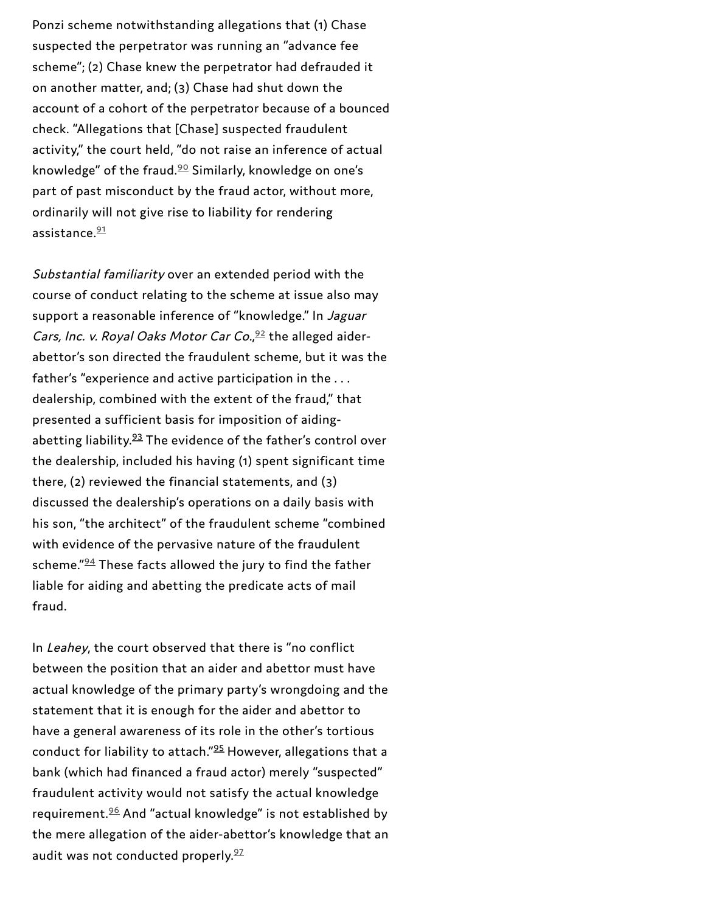Ponzi scheme notwithstanding allegations that (1) Chase suspected the perpetrator was running an "advance fee scheme"; (2) Chase knew the perpetrator had defrauded it on another matter, and; (3) Chase had shut down the account of a cohort of the perpetrator because of a bounced check. "Allegations that [Chase] suspected fraudulent activity," the court held, "do not raise an inference of actual knowledge" of the fraud.[90] Similarly, knowledge on one's part of past misconduct by the fraud actor, without more, ordinarily will not give rise to liability for rendering assistance.[91]

*Substantial familiarity* over an extended period with the course of conduct relating to the scheme at issue also may support a reasonable inference of "knowledge." In *Jaguar Cars, Inc. v. Royal Oaks Motor Car Co.*,[92] the alleged aider-abettor's son directed the fraudulent scheme, but it was the father's "experience and active participation in the . . . dealership, combined with the extent of the fraud," that presented a sufficient basis for imposition of aiding-abetting liability.[93] The evidence of the father's control over the dealership, included his having (1) spent significant time there, (2) reviewed the financial statements, and (3) discussed the dealership's operations on a daily basis with his son, "the architect" of the fraudulent scheme "combined with evidence of the pervasive nature of the fraudulent scheme."[94] These facts allowed the jury to find the father liable for aiding and abetting the predicate acts of mail fraud.

In *Leahey*, the court observed that there is "no conflict between the position that an aider and abettor must have actual knowledge of the primary party's wrongdoing and the statement that it is enough for the aider and abettor to have a general awareness of its role in the other's tortious conduct for liability to attach."[95] However, allegations that a bank (which had financed a fraud actor) merely "suspected" fraudulent activity would not satisfy the actual knowledge requirement.[96] And "actual knowledge" is not established by the mere allegation of the aider-abettor's knowledge that an audit was not conducted properly.[97]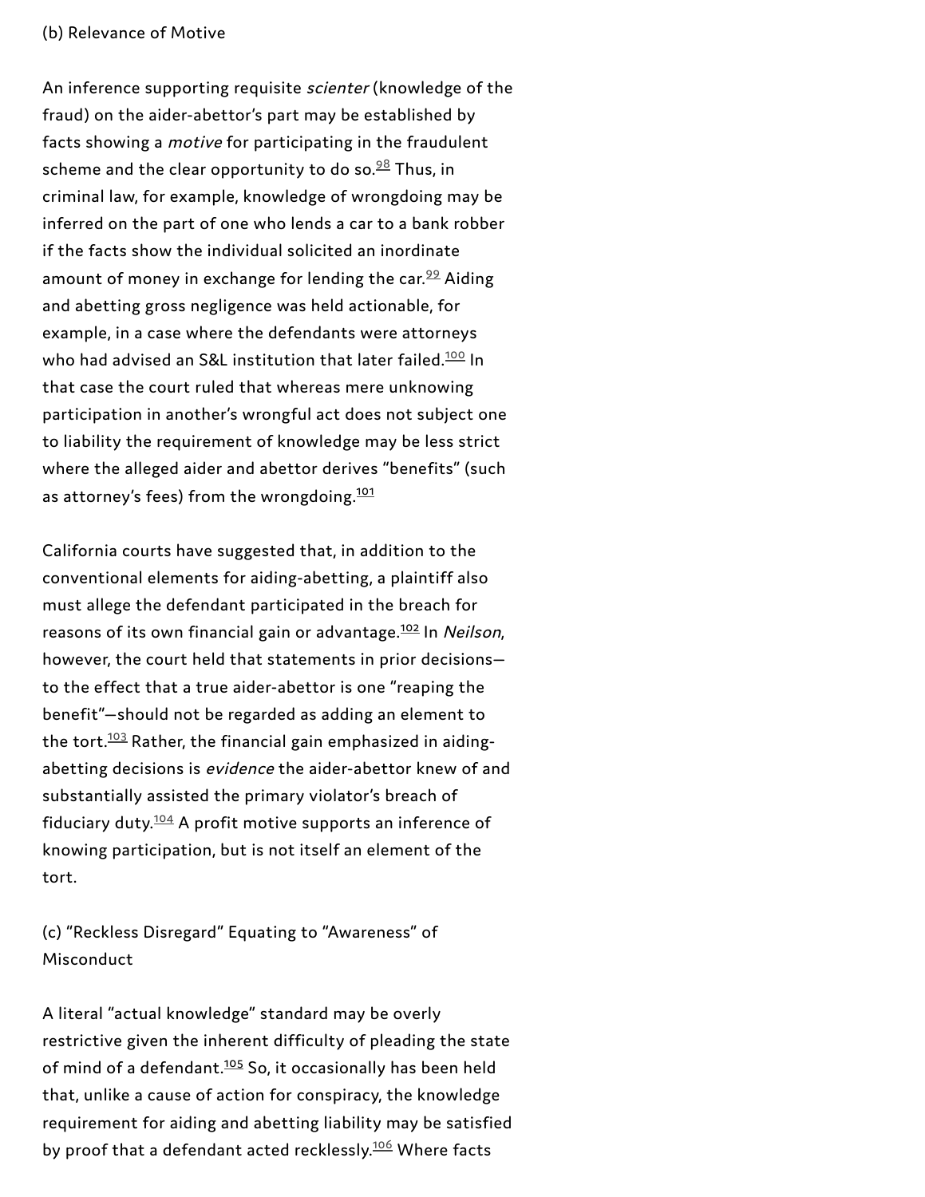(b) Relevance of Motive

An inference supporting requisite *scienter* (knowledge of the fraud) on the aider-abettor's part may be established by facts showing a *motive* for participating in the fraudulent scheme and the clear opportunity to do so.[98] Thus, in criminal law, for example, knowledge of wrongdoing may be inferred on the part of one who lends a car to a bank robber if the facts show the individual solicited an inordinate amount of money in exchange for lending the car.[99] Aiding and abetting gross negligence was held actionable, for example, in a case where the defendants were attorneys who had advised an S&L institution that later failed.[100] In that case the court ruled that whereas mere unknowing participation in another's wrongful act does not subject one to liability the requirement of knowledge may be less strict where the alleged aider and abettor derives "benefits" (such as attorney's fees) from the wrongdoing.[101]

California courts have suggested that, in addition to the conventional elements for aiding-abetting, a plaintiff also must allege the defendant participated in the breach for reasons of its own financial gain or advantage.[102] In *Neilson*, however, the court held that statements in prior decisions—to the effect that a true aider-abettor is one "reaping the benefit"—should not be regarded as adding an element to the tort.[103] Rather, the financial gain emphasized in aiding-abetting decisions is *evidence* the aider-abettor knew of and substantially assisted the primary violator's breach of fiduciary duty.[104] A profit motive supports an inference of knowing participation, but is not itself an element of the tort.

(c) "Reckless Disregard" Equating to "Awareness" of Misconduct

A literal "actual knowledge" standard may be overly restrictive given the inherent difficulty of pleading the state of mind of a defendant.[105] So, it occasionally has been held that, unlike a cause of action for conspiracy, the knowledge requirement for aiding and abetting liability may be satisfied by proof that a defendant acted recklessly.[106] Where facts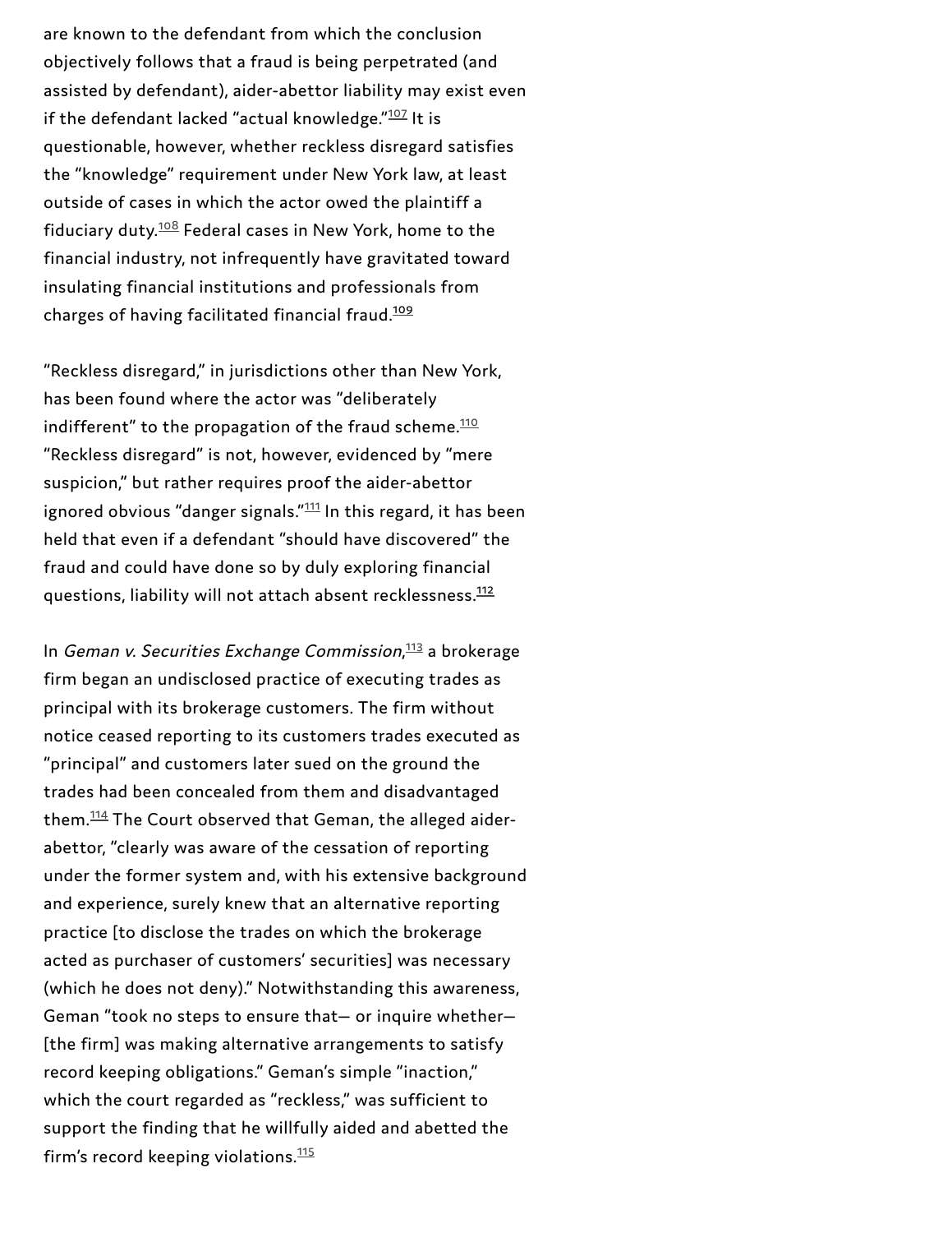are known to the defendant from which the conclusion objectively follows that a fraud is being perpetrated (and assisted by defendant), aider-abettor liability may exist even if the defendant lacked "actual knowledge."[107] It is questionable, however, whether reckless disregard satisfies the "knowledge" requirement under New York law, at least outside of cases in which the actor owed the plaintiff a fiduciary duty.[108] Federal cases in New York, home to the financial industry, not infrequently have gravitated toward insulating financial institutions and professionals from charges of having facilitated financial fraud.[109]

"Reckless disregard," in jurisdictions other than New York, has been found where the actor was "deliberately indifferent" to the propagation of the fraud scheme.[110] "Reckless disregard" is not, however, evidenced by "mere suspicion," but rather requires proof the aider-abettor ignored obvious "danger signals."[111] In this regard, it has been held that even if a defendant "should have discovered" the fraud and could have done so by duly exploring financial questions, liability will not attach absent recklessness.[112]

In *Geman v. Securities Exchange Commission*,[113] a brokerage firm began an undisclosed practice of executing trades as principal with its brokerage customers. The firm without notice ceased reporting to its customers trades executed as "principal" and customers later sued on the ground the trades had been concealed from them and disadvantaged them.[114] The Court observed that Geman, the alleged aider-abettor, "clearly was aware of the cessation of reporting under the former system and, with his extensive background and experience, surely knew that an alternative reporting practice [to disclose the trades on which the brokerage acted as purchaser of customers' securities] was necessary (which he does not deny)." Notwithstanding this awareness, Geman "took no steps to ensure that— or inquire whether— [the firm] was making alternative arrangements to satisfy record keeping obligations." Geman's simple "inaction," which the court regarded as "reckless," was sufficient to support the finding that he willfully aided and abetted the firm's record keeping violations.[115]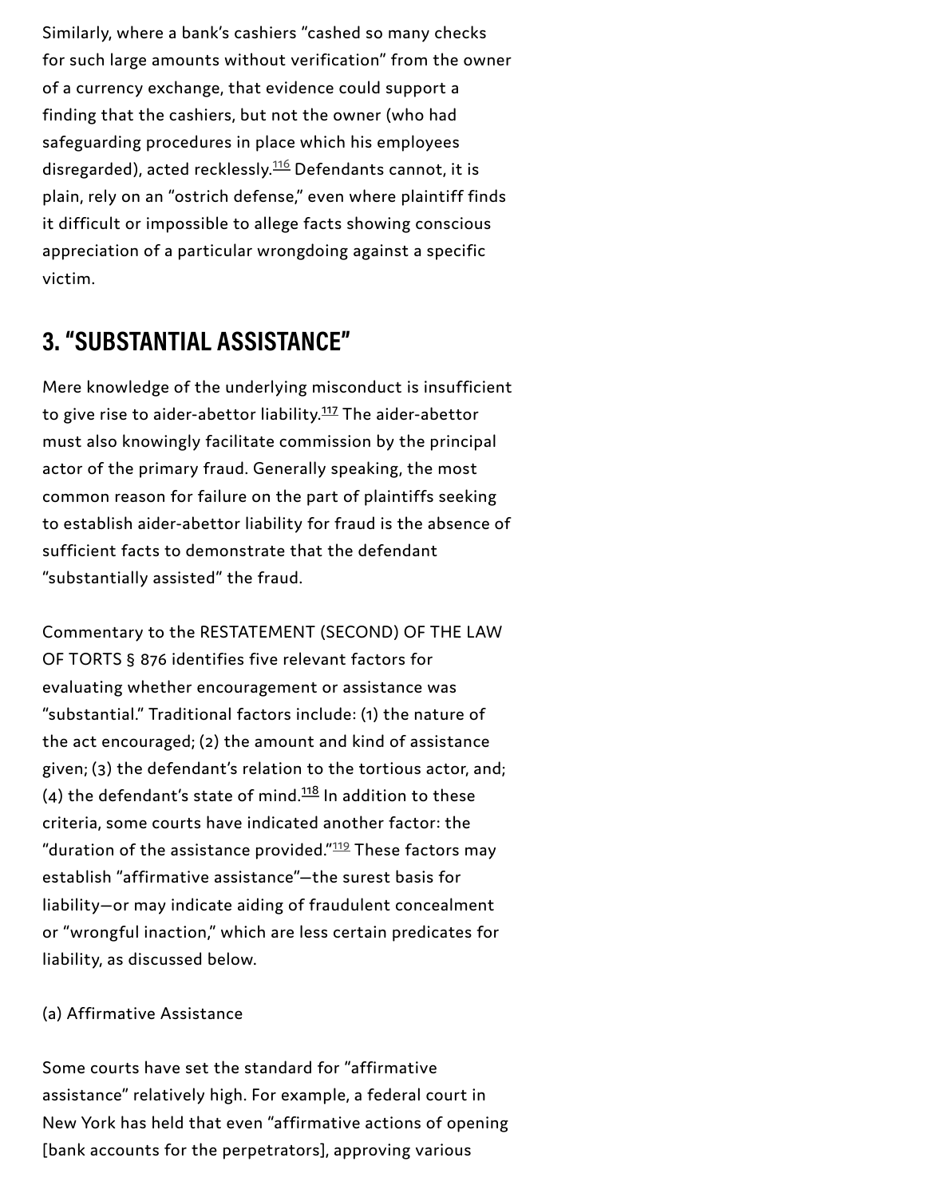Similarly, where a bank's cashiers "cashed so many checks for such large amounts without verification" from the owner of a currency exchange, that evidence could support a finding that the cashiers, but not the owner (who had safeguarding procedures in place which his employees disregarded), acted recklessly.[116] Defendants cannot, it is plain, rely on an "ostrich defense," even where plaintiff finds it difficult or impossible to allege facts showing conscious appreciation of a particular wrongdoing against a specific victim.

## 3. "SUBSTANTIAL ASSISTANCE"

Mere knowledge of the underlying misconduct is insufficient to give rise to aider-abettor liability.[117] The aider-abettor must also knowingly facilitate commission by the principal actor of the primary fraud. Generally speaking, the most common reason for failure on the part of plaintiffs seeking to establish aider-abettor liability for fraud is the absence of sufficient facts to demonstrate that the defendant "substantially assisted" the fraud.

Commentary to the RESTATEMENT (SECOND) OF THE LAW OF TORTS § 876 identifies five relevant factors for evaluating whether encouragement or assistance was "substantial." Traditional factors include: (1) the nature of the act encouraged; (2) the amount and kind of assistance given; (3) the defendant's relation to the tortious actor, and; (4) the defendant's state of mind.[118] In addition to these criteria, some courts have indicated another factor: the "duration of the assistance provided."[119] These factors may establish "affirmative assistance"—the surest basis for liability—or may indicate aiding of fraudulent concealment or "wrongful inaction," which are less certain predicates for liability, as discussed below.

(a) Affirmative Assistance

Some courts have set the standard for "affirmative assistance" relatively high. For example, a federal court in New York has held that even "affirmative actions of opening [bank accounts for the perpetrators], approving various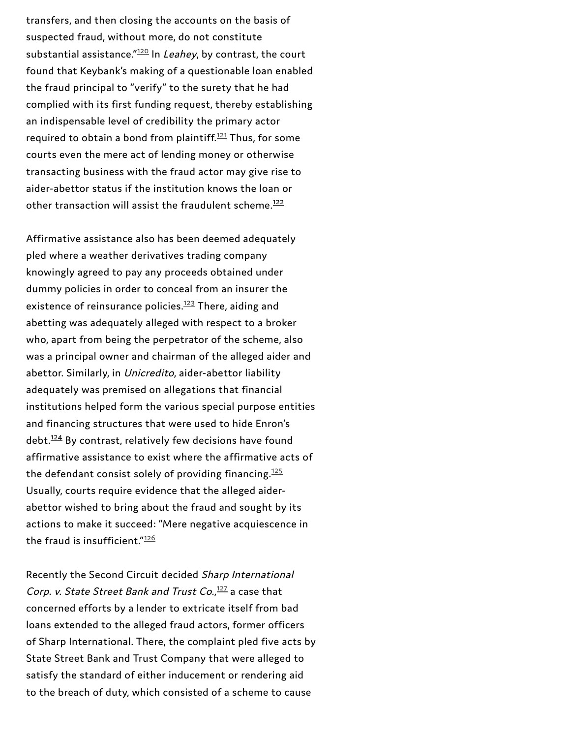transfers, and then closing the accounts on the basis of suspected fraud, without more, do not constitute substantial assistance."[120] In *Leahey*, by contrast, the court found that Keybank's making of a questionable loan enabled the fraud principal to "verify" to the surety that he had complied with its first funding request, thereby establishing an indispensable level of credibility the primary actor required to obtain a bond from plaintiff.[121] Thus, for some courts even the mere act of lending money or otherwise transacting business with the fraud actor may give rise to aider-abettor status if the institution knows the loan or other transaction will assist the fraudulent scheme.[122]

Affirmative assistance also has been deemed adequately pled where a weather derivatives trading company knowingly agreed to pay any proceeds obtained under dummy policies in order to conceal from an insurer the existence of reinsurance policies.[123] There, aiding and abetting was adequately alleged with respect to a broker who, apart from being the perpetrator of the scheme, also was a principal owner and chairman of the alleged aider and abettor. Similarly, in *Unicredito*, aider-abettor liability adequately was premised on allegations that financial institutions helped form the various special purpose entities and financing structures that were used to hide Enron's debt.[124] By contrast, relatively few decisions have found affirmative assistance to exist where the affirmative acts of the defendant consist solely of providing financing.[125] Usually, courts require evidence that the alleged aider-abettor wished to bring about the fraud and sought by its actions to make it succeed: "Mere negative acquiescence in the fraud is insufficient."[126]

Recently the Second Circuit decided *Sharp International Corp. v. State Street Bank and Trust Co.*,[127] a case that concerned efforts by a lender to extricate itself from bad loans extended to the alleged fraud actors, former officers of Sharp International. There, the complaint pled five acts by State Street Bank and Trust Company that were alleged to satisfy the standard of either inducement or rendering aid to the breach of duty, which consisted of a scheme to cause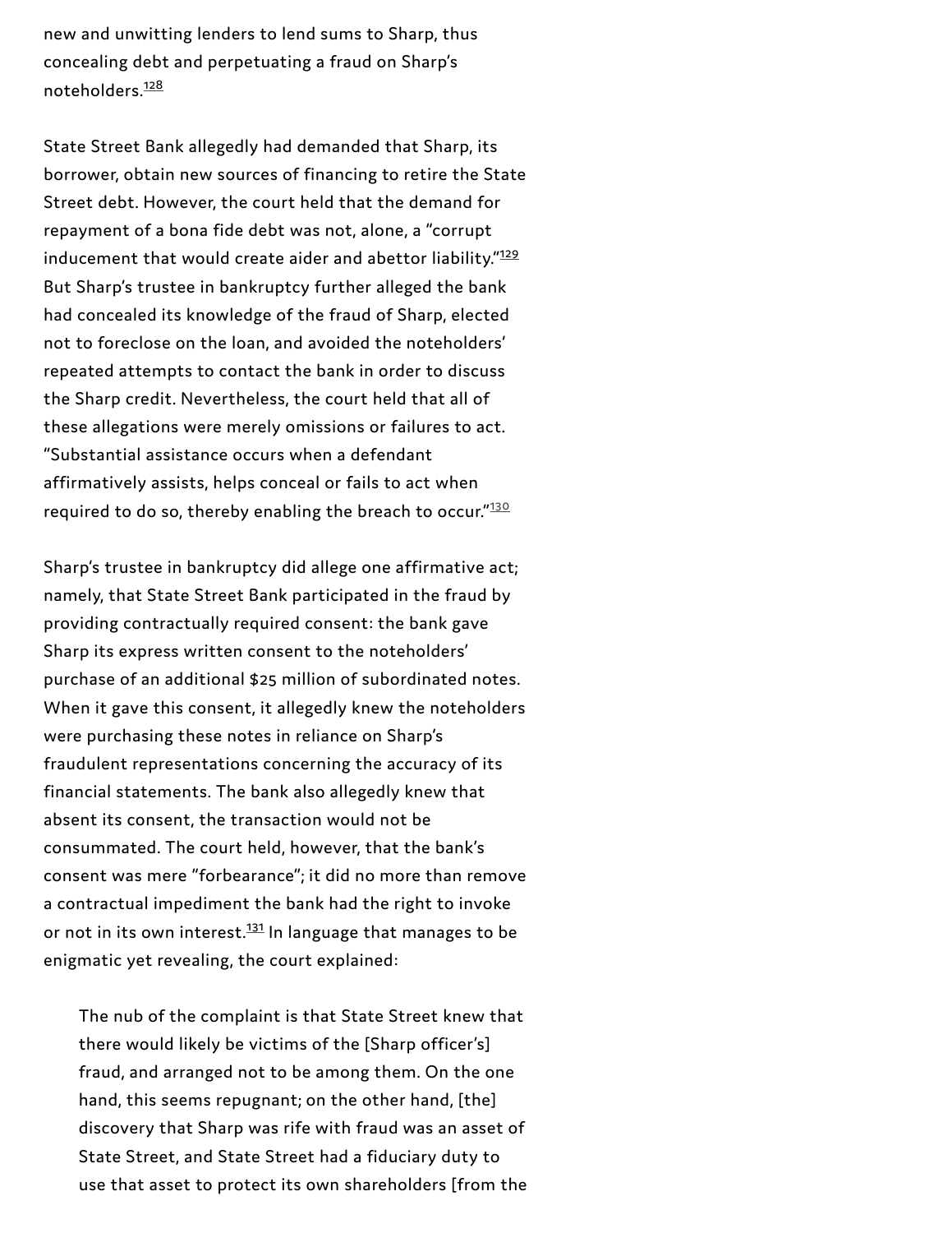new and unwitting lenders to lend sums to Sharp, thus concealing debt and perpetuating a fraud on Sharp's noteholders.[128]

State Street Bank allegedly had demanded that Sharp, its borrower, obtain new sources of financing to retire the State Street debt. However, the court held that the demand for repayment of a bona fide debt was not, alone, a "corrupt inducement that would create aider and abettor liability."[129] But Sharp's trustee in bankruptcy further alleged the bank had concealed its knowledge of the fraud of Sharp, elected not to foreclose on the loan, and avoided the noteholders' repeated attempts to contact the bank in order to discuss the Sharp credit. Nevertheless, the court held that all of these allegations were merely omissions or failures to act. "Substantial assistance occurs when a defendant affirmatively assists, helps conceal or fails to act when required to do so, thereby enabling the breach to occur."[130]

Sharp's trustee in bankruptcy did allege one affirmative act; namely, that State Street Bank participated in the fraud by providing contractually required consent: the bank gave Sharp its express written consent to the noteholders' purchase of an additional $25 million of subordinated notes. When it gave this consent, it allegedly knew the noteholders were purchasing these notes in reliance on Sharp's fraudulent representations concerning the accuracy of its financial statements. The bank also allegedly knew that absent its consent, the transaction would not be consummated. The court held, however, that the bank's consent was mere "forbearance"; it did no more than remove a contractual impediment the bank had the right to invoke or not in its own interest.[131] In language that manages to be enigmatic yet revealing, the court explained:

> The nub of the complaint is that State Street knew that there would likely be victims of the [Sharp officer's] fraud, and arranged not to be among them. On the one hand, this seems repugnant; on the other hand, [the] discovery that Sharp was rife with fraud was an asset of State Street, and State Street had a fiduciary duty to use that asset to protect its own shareholders [from the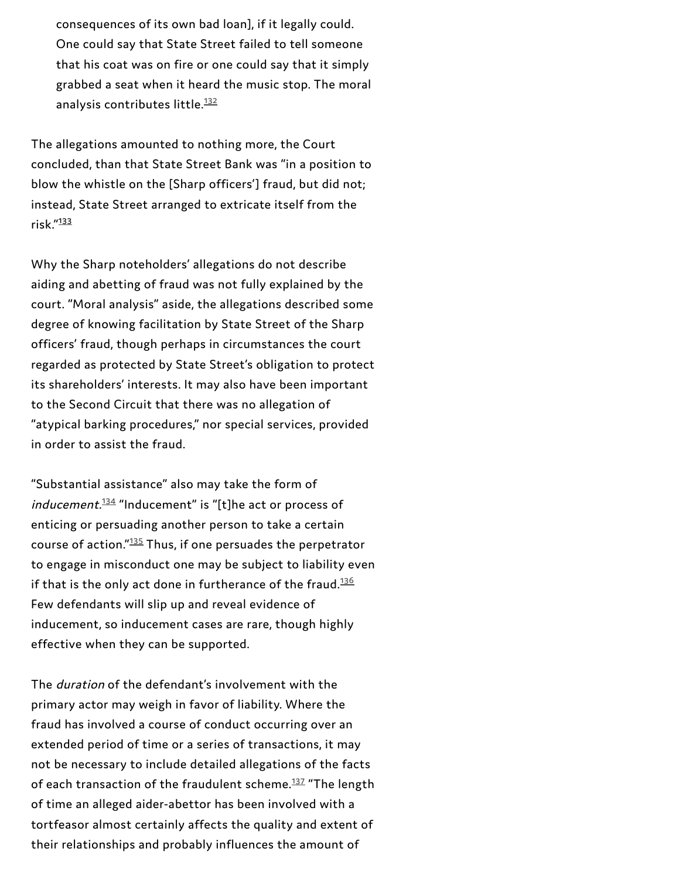> consequences of its own bad loan], if it legally could. One could say that State Street failed to tell someone that his coat was on fire or one could say that it simply grabbed a seat when it heard the music stop. The moral analysis contributes little.[132]

The allegations amounted to nothing more, the Court concluded, than that State Street Bank was "in a position to blow the whistle on the [Sharp officers'] fraud, but did not; instead, State Street arranged to extricate itself from the risk."[133]

Why the Sharp noteholders' allegations do not describe aiding and abetting of fraud was not fully explained by the court. "Moral analysis" aside, the allegations described some degree of knowing facilitation by State Street of the Sharp officers' fraud, though perhaps in circumstances the court regarded as protected by State Street's obligation to protect its shareholders' interests. It may also have been important to the Second Circuit that there was no allegation of "atypical barking procedures," nor special services, provided in order to assist the fraud.

"Substantial assistance" also may take the form of *inducement*.[134] "Inducement" is "[t]he act or process of enticing or persuading another person to take a certain course of action."[135] Thus, if one persuades the perpetrator to engage in misconduct one may be subject to liability even if that is the only act done in furtherance of the fraud.[136] Few defendants will slip up and reveal evidence of inducement, so inducement cases are rare, though highly effective when they can be supported.

The *duration* of the defendant's involvement with the primary actor may weigh in favor of liability. Where the fraud has involved a course of conduct occurring over an extended period of time or a series of transactions, it may not be necessary to include detailed allegations of the facts of each transaction of the fraudulent scheme.[137] "The length of time an alleged aider-abettor has been involved with a tortfeasor almost certainly affects the quality and extent of their relationships and probably influences the amount of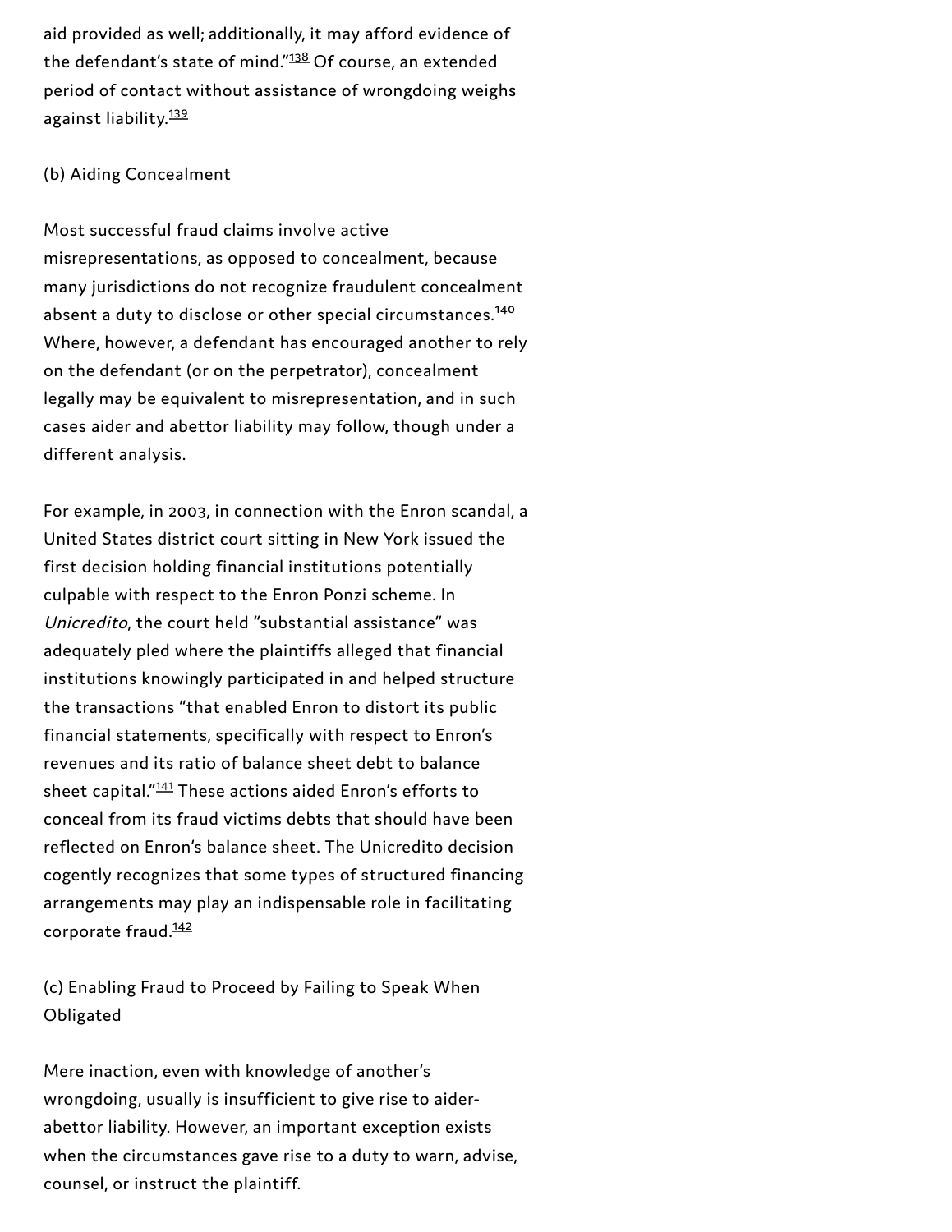aid provided as well; additionally, it may afford evidence of the defendant's state of mind."[138] Of course, an extended period of contact without assistance of wrongdoing weighs against liability.[139]

(b) Aiding Concealment

Most successful fraud claims involve active misrepresentations, as opposed to concealment, because many jurisdictions do not recognize fraudulent concealment absent a duty to disclose or other special circumstances.[140] Where, however, a defendant has encouraged another to rely on the defendant (or on the perpetrator), concealment legally may be equivalent to misrepresentation, and in such cases aider and abettor liability may follow, though under a different analysis.

For example, in 2003, in connection with the Enron scandal, a United States district court sitting in New York issued the first decision holding financial institutions potentially culpable with respect to the Enron Ponzi scheme. In *Unicredito*, the court held "substantial assistance" was adequately pled where the plaintiffs alleged that financial institutions knowingly participated in and helped structure the transactions "that enabled Enron to distort its public financial statements, specifically with respect to Enron's revenues and its ratio of balance sheet debt to balance sheet capital."[141] These actions aided Enron's efforts to conceal from its fraud victims debts that should have been reflected on Enron's balance sheet. The Unicredito decision cogently recognizes that some types of structured financing arrangements may play an indispensable role in facilitating corporate fraud.[142]

(c) Enabling Fraud to Proceed by Failing to Speak When Obligated

Mere inaction, even with knowledge of another's wrongdoing, usually is insufficient to give rise to aider-abettor liability. However, an important exception exists when the circumstances gave rise to a duty to warn, advise, counsel, or instruct the plaintiff.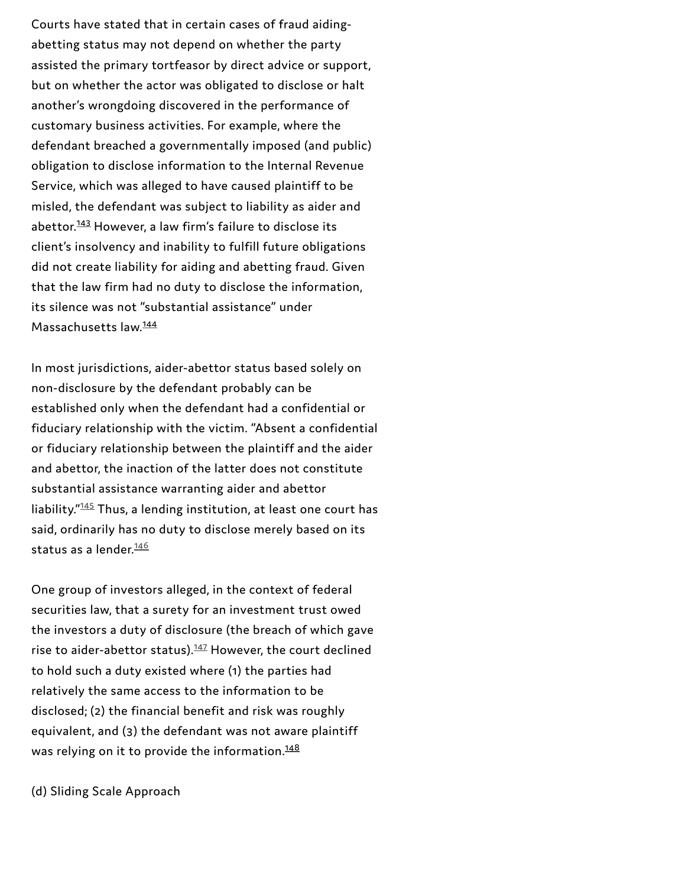Courts have stated that in certain cases of fraud aiding-abetting status may not depend on whether the party assisted the primary tortfeasor by direct advice or support, but on whether the actor was obligated to disclose or halt another's wrongdoing discovered in the performance of customary business activities. For example, where the defendant breached a governmentally imposed (and public) obligation to disclose information to the Internal Revenue Service, which was alleged to have caused plaintiff to be misled, the defendant was subject to liability as aider and abettor.[143] However, a law firm's failure to disclose its client's insolvency and inability to fulfill future obligations did not create liability for aiding and abetting fraud. Given that the law firm had no duty to disclose the information, its silence was not "substantial assistance" under Massachusetts law.[144]

In most jurisdictions, aider-abettor status based solely on non-disclosure by the defendant probably can be established only when the defendant had a confidential or fiduciary relationship with the victim. "Absent a confidential or fiduciary relationship between the plaintiff and the aider and abettor, the inaction of the latter does not constitute substantial assistance warranting aider and abettor liability."[145] Thus, a lending institution, at least one court has said, ordinarily has no duty to disclose merely based on its status as a lender.[146]

One group of investors alleged, in the context of federal securities law, that a surety for an investment trust owed the investors a duty of disclosure (the breach of which gave rise to aider-abettor status).[147] However, the court declined to hold such a duty existed where (1) the parties had relatively the same access to the information to be disclosed; (2) the financial benefit and risk was roughly equivalent, and (3) the defendant was not aware plaintiff was relying on it to provide the information.[148]

(d) Sliding Scale Approach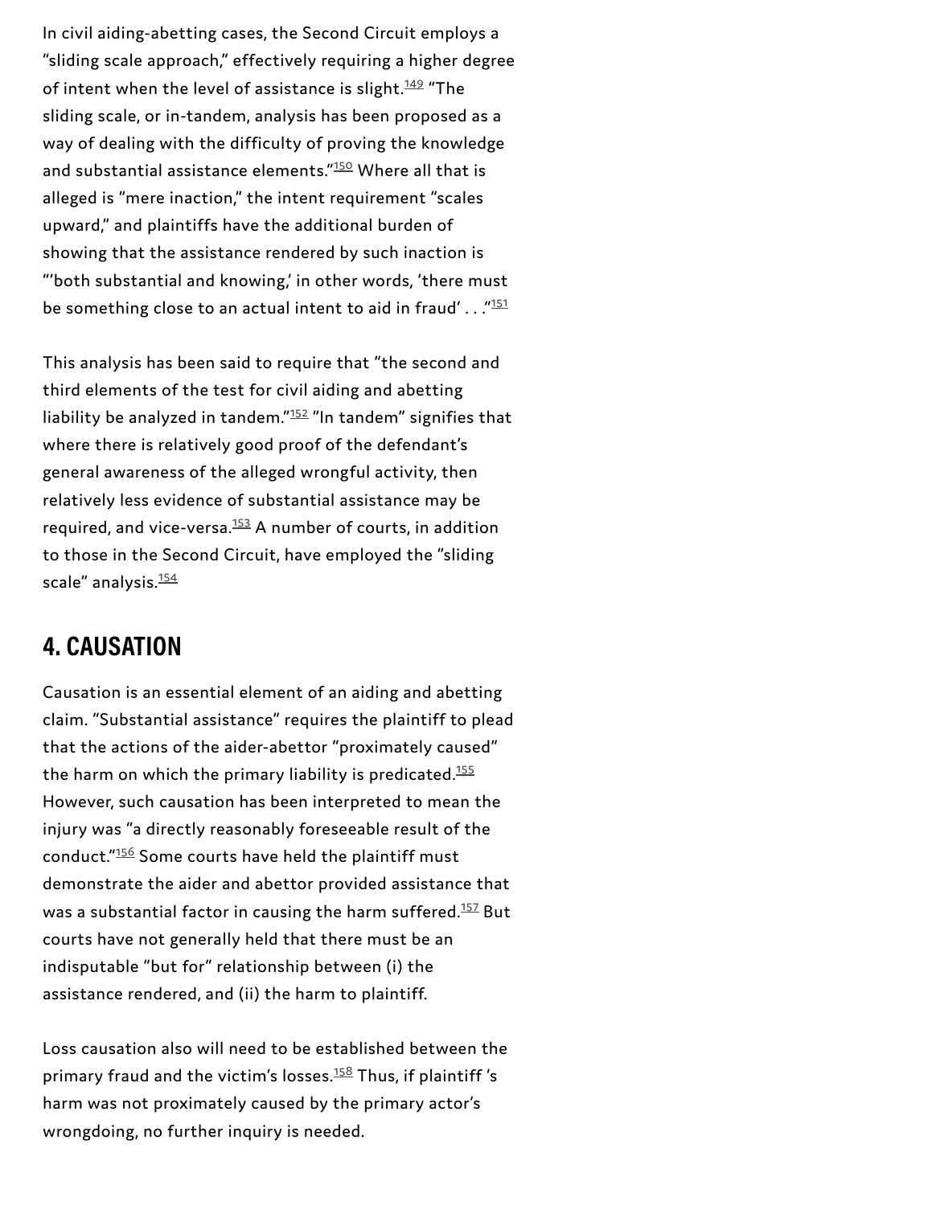In civil aiding-abetting cases, the Second Circuit employs a "sliding scale approach," effectively requiring a higher degree of intent when the level of assistance is slight.[149] "The sliding scale, or in-tandem, analysis has been proposed as a way of dealing with the difficulty of proving the knowledge and substantial assistance elements."[150] Where all that is alleged is "mere inaction," the intent requirement "scales upward," and plaintiffs have the additional burden of showing that the assistance rendered by such inaction is "'both substantial and knowing,' in other words, 'there must be something close to an actual intent to aid in fraud' . . ."[151]

This analysis has been said to require that "the second and third elements of the test for civil aiding and abetting liability be analyzed in tandem."[152] "In tandem" signifies that where there is relatively good proof of the defendant's general awareness of the alleged wrongful activity, then relatively less evidence of substantial assistance may be required, and vice-versa.[153] A number of courts, in addition to those in the Second Circuit, have employed the "sliding scale" analysis.[154]

## 4. CAUSATION

Causation is an essential element of an aiding and abetting claim. "Substantial assistance" requires the plaintiff to plead that the actions of the aider-abettor "proximately caused" the harm on which the primary liability is predicated.[155] However, such causation has been interpreted to mean the injury was "a directly reasonably foreseeable result of the conduct."[156] Some courts have held the plaintiff must demonstrate the aider and abettor provided assistance that was a substantial factor in causing the harm suffered.[157] But courts have not generally held that there must be an indisputable "but for" relationship between (i) the assistance rendered, and (ii) the harm to plaintiff.

Loss causation also will need to be established between the primary fraud and the victim's losses.[158] Thus, if plaintiff 's harm was not proximately caused by the primary actor's wrongdoing, no further inquiry is needed.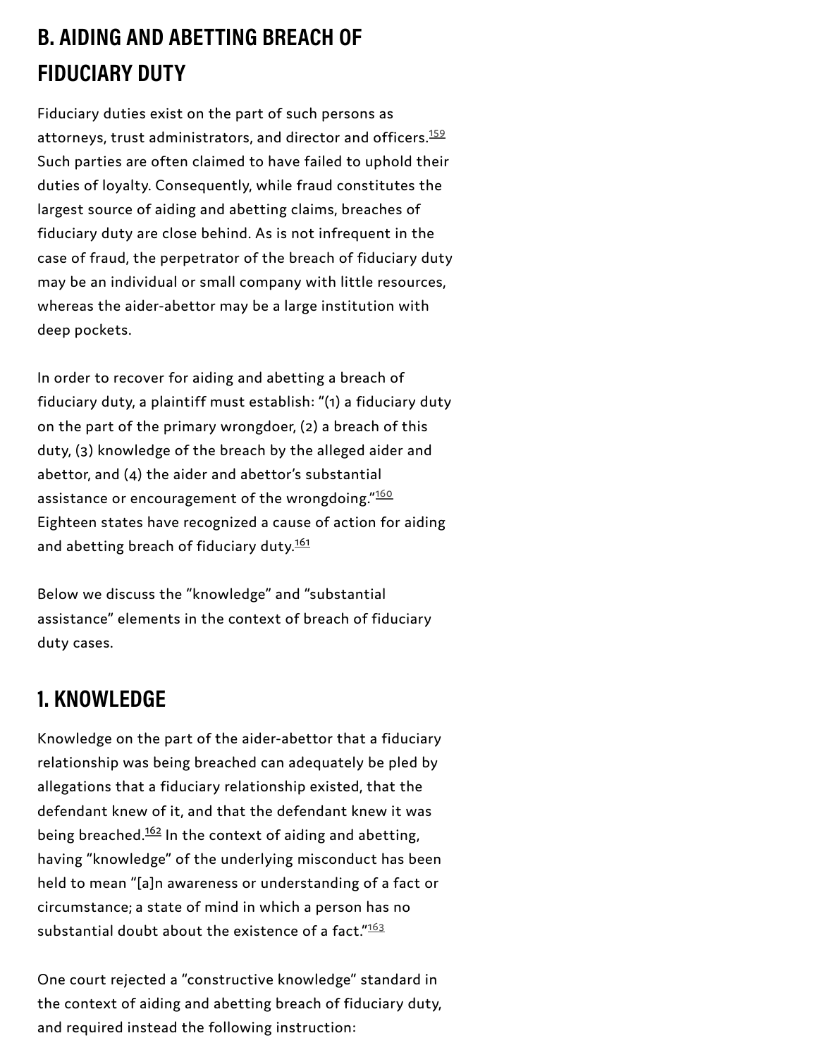## B. AIDING AND ABETTING BREACH OF FIDUCIARY DUTY

Fiduciary duties exist on the part of such persons as attorneys, trust administrators, and director and officers.[159] Such parties are often claimed to have failed to uphold their duties of loyalty. Consequently, while fraud constitutes the largest source of aiding and abetting claims, breaches of fiduciary duty are close behind. As is not infrequent in the case of fraud, the perpetrator of the breach of fiduciary duty may be an individual or small company with little resources, whereas the aider-abettor may be a large institution with deep pockets.

In order to recover for aiding and abetting a breach of fiduciary duty, a plaintiff must establish: "(1) a fiduciary duty on the part of the primary wrongdoer, (2) a breach of this duty, (3) knowledge of the breach by the alleged aider and abettor, and (4) the aider and abettor's substantial assistance or encouragement of the wrongdoing."[160] Eighteen states have recognized a cause of action for aiding and abetting breach of fiduciary duty.[161]

Below we discuss the "knowledge" and "substantial assistance" elements in the context of breach of fiduciary duty cases.

### 1. KNOWLEDGE

Knowledge on the part of the aider-abettor that a fiduciary relationship was being breached can adequately be pled by allegations that a fiduciary relationship existed, that the defendant knew of it, and that the defendant knew it was being breached.[162] In the context of aiding and abetting, having "knowledge" of the underlying misconduct has been held to mean "[a]n awareness or understanding of a fact or circumstance; a state of mind in which a person has no substantial doubt about the existence of a fact."[163]

One court rejected a "constructive knowledge" standard in the context of aiding and abetting breach of fiduciary duty, and required instead the following instruction: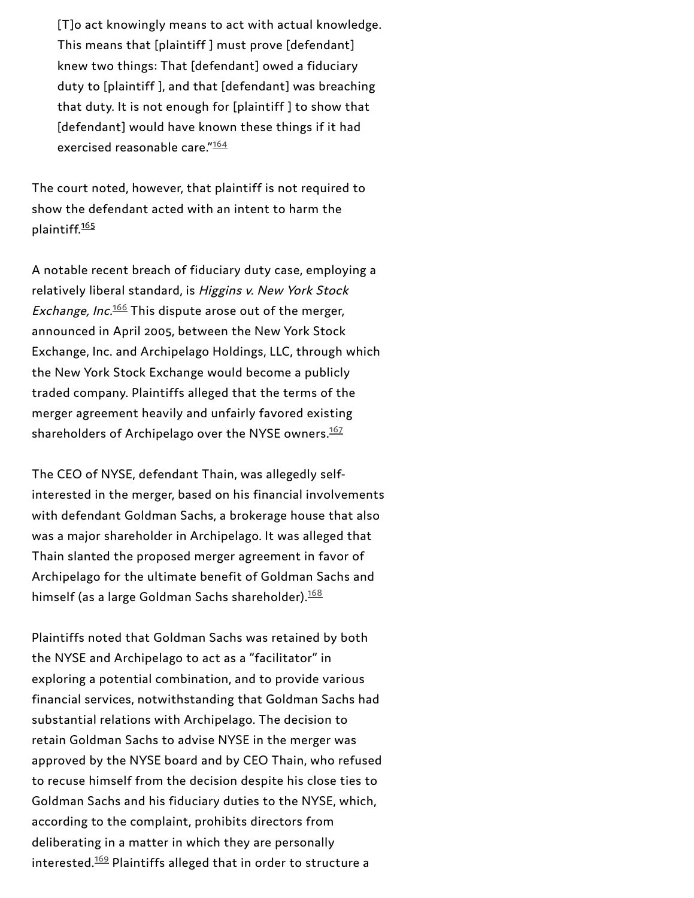> [T]o act knowingly means to act with actual knowledge. This means that [plaintiff ] must prove [defendant] knew two things: That [defendant] owed a fiduciary duty to [plaintiff ], and that [defendant] was breaching that duty. It is not enough for [plaintiff ] to show that [defendant] would have known these things if it had exercised reasonable care."[164]

The court noted, however, that plaintiff is not required to show the defendant acted with an intent to harm the plaintiff.[165]

A notable recent breach of fiduciary duty case, employing a relatively liberal standard, is *Higgins v. New York Stock Exchange, Inc.*[166] This dispute arose out of the merger, announced in April 2005, between the New York Stock Exchange, Inc. and Archipelago Holdings, LLC, through which the New York Stock Exchange would become a publicly traded company. Plaintiffs alleged that the terms of the merger agreement heavily and unfairly favored existing shareholders of Archipelago over the NYSE owners.[167]

The CEO of NYSE, defendant Thain, was allegedly self-interested in the merger, based on his financial involvements with defendant Goldman Sachs, a brokerage house that also was a major shareholder in Archipelago. It was alleged that Thain slanted the proposed merger agreement in favor of Archipelago for the ultimate benefit of Goldman Sachs and himself (as a large Goldman Sachs shareholder).[168]

Plaintiffs noted that Goldman Sachs was retained by both the NYSE and Archipelago to act as a "facilitator" in exploring a potential combination, and to provide various financial services, notwithstanding that Goldman Sachs had substantial relations with Archipelago. The decision to retain Goldman Sachs to advise NYSE in the merger was approved by the NYSE board and by CEO Thain, who refused to recuse himself from the decision despite his close ties to Goldman Sachs and his fiduciary duties to the NYSE, which, according to the complaint, prohibits directors from deliberating in a matter in which they are personally interested.[169] Plaintiffs alleged that in order to structure a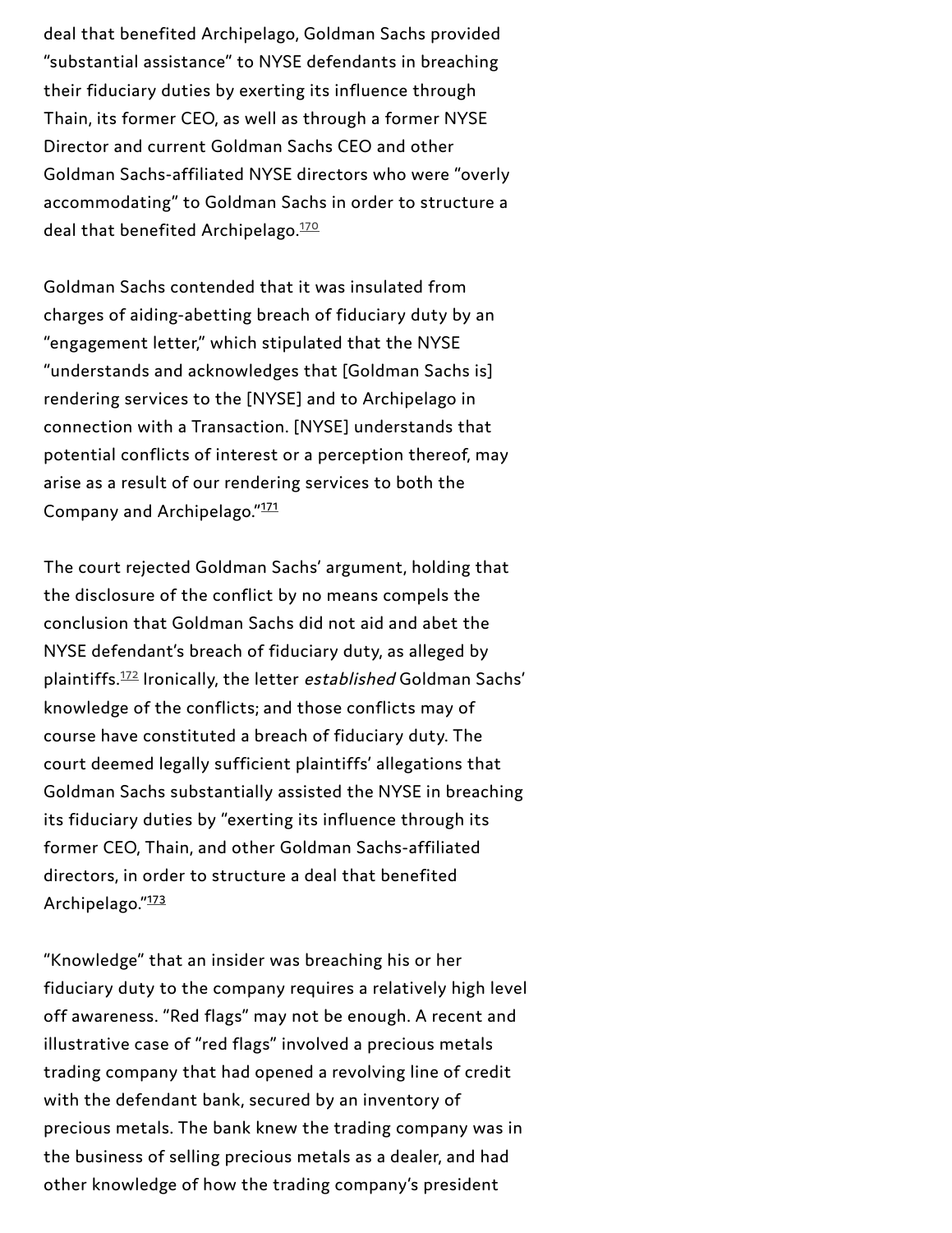deal that benefited Archipelago, Goldman Sachs provided "substantial assistance" to NYSE defendants in breaching their fiduciary duties by exerting its influence through Thain, its former CEO, as well as through a former NYSE Director and current Goldman Sachs CEO and other Goldman Sachs-affiliated NYSE directors who were "overly accommodating" to Goldman Sachs in order to structure a deal that benefited Archipelago.[170]

Goldman Sachs contended that it was insulated from charges of aiding-abetting breach of fiduciary duty by an "engagement letter," which stipulated that the NYSE "understands and acknowledges that [Goldman Sachs is] rendering services to the [NYSE] and to Archipelago in connection with a Transaction. [NYSE] understands that potential conflicts of interest or a perception thereof, may arise as a result of our rendering services to both the Company and Archipelago."[171]

The court rejected Goldman Sachs' argument, holding that the disclosure of the conflict by no means compels the conclusion that Goldman Sachs did not aid and abet the NYSE defendant's breach of fiduciary duty, as alleged by plaintiffs.[172] Ironically, the letter *established* Goldman Sachs' knowledge of the conflicts; and those conflicts may of course have constituted a breach of fiduciary duty. The court deemed legally sufficient plaintiffs' allegations that Goldman Sachs substantially assisted the NYSE in breaching its fiduciary duties by "exerting its influence through its former CEO, Thain, and other Goldman Sachs-affiliated directors, in order to structure a deal that benefited Archipelago."[173]

"Knowledge" that an insider was breaching his or her fiduciary duty to the company requires a relatively high level off awareness. "Red flags" may not be enough. A recent and illustrative case of "red flags" involved a precious metals trading company that had opened a revolving line of credit with the defendant bank, secured by an inventory of precious metals. The bank knew the trading company was in the business of selling precious metals as a dealer, and had other knowledge of how the trading company's president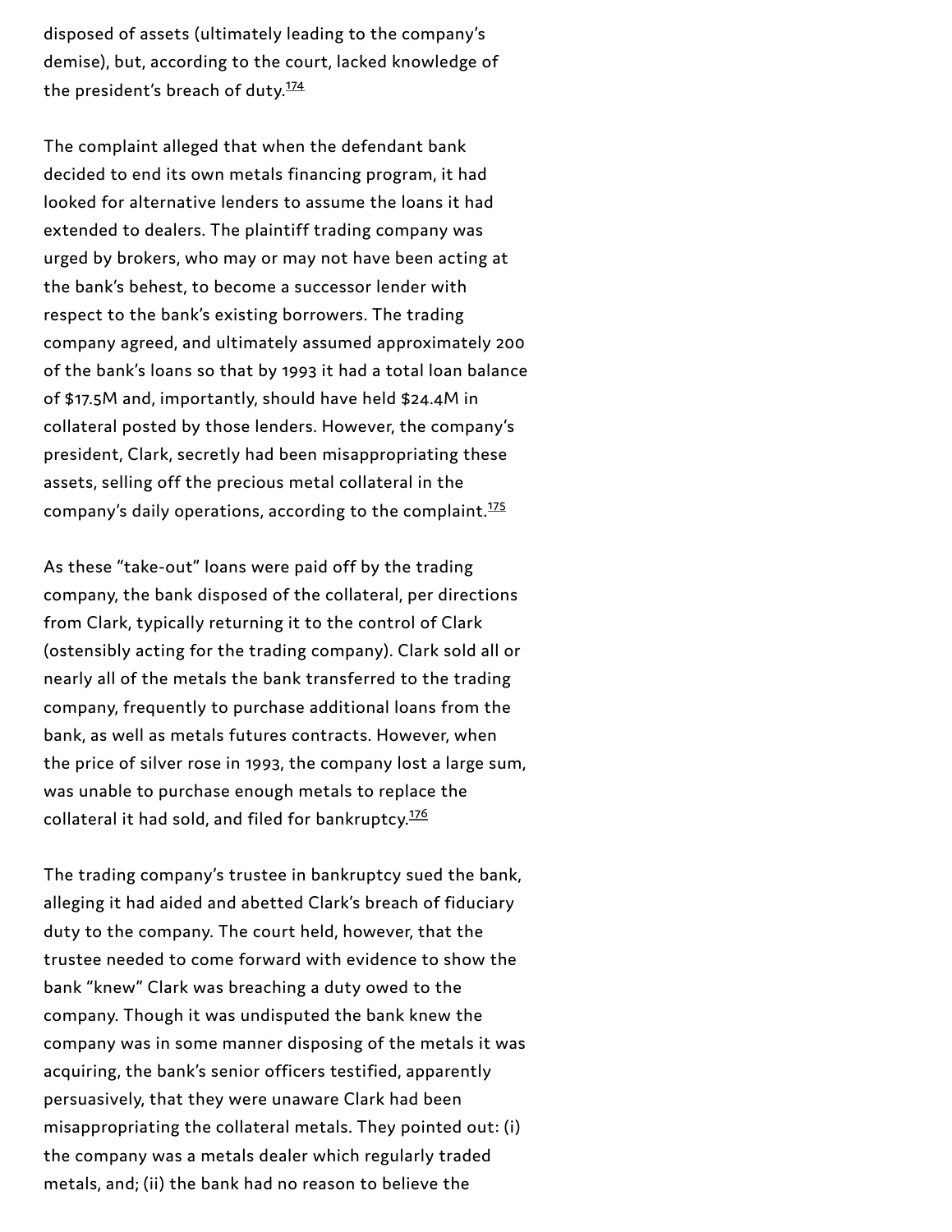disposed of assets (ultimately leading to the company's demise), but, according to the court, lacked knowledge of the president's breach of duty.[174]

The complaint alleged that when the defendant bank decided to end its own metals financing program, it had looked for alternative lenders to assume the loans it had extended to dealers. The plaintiff trading company was urged by brokers, who may or may not have been acting at the bank's behest, to become a successor lender with respect to the bank's existing borrowers. The trading company agreed, and ultimately assumed approximately 200 of the bank's loans so that by 1993 it had a total loan balance of $17.5M and, importantly, should have held $24.4M in collateral posted by those lenders. However, the company's president, Clark, secretly had been misappropriating these assets, selling off the precious metal collateral in the company's daily operations, according to the complaint.[175]

As these "take-out" loans were paid off by the trading company, the bank disposed of the collateral, per directions from Clark, typically returning it to the control of Clark (ostensibly acting for the trading company). Clark sold all or nearly all of the metals the bank transferred to the trading company, frequently to purchase additional loans from the bank, as well as metals futures contracts. However, when the price of silver rose in 1993, the company lost a large sum, was unable to purchase enough metals to replace the collateral it had sold, and filed for bankruptcy.[176]

The trading company's trustee in bankruptcy sued the bank, alleging it had aided and abetted Clark's breach of fiduciary duty to the company. The court held, however, that the trustee needed to come forward with evidence to show the bank "knew" Clark was breaching a duty owed to the company. Though it was undisputed the bank knew the company was in some manner disposing of the metals it was acquiring, the bank's senior officers testified, apparently persuasively, that they were unaware Clark had been misappropriating the collateral metals. They pointed out: (i) the company was a metals dealer which regularly traded metals, and; (ii) the bank had no reason to believe the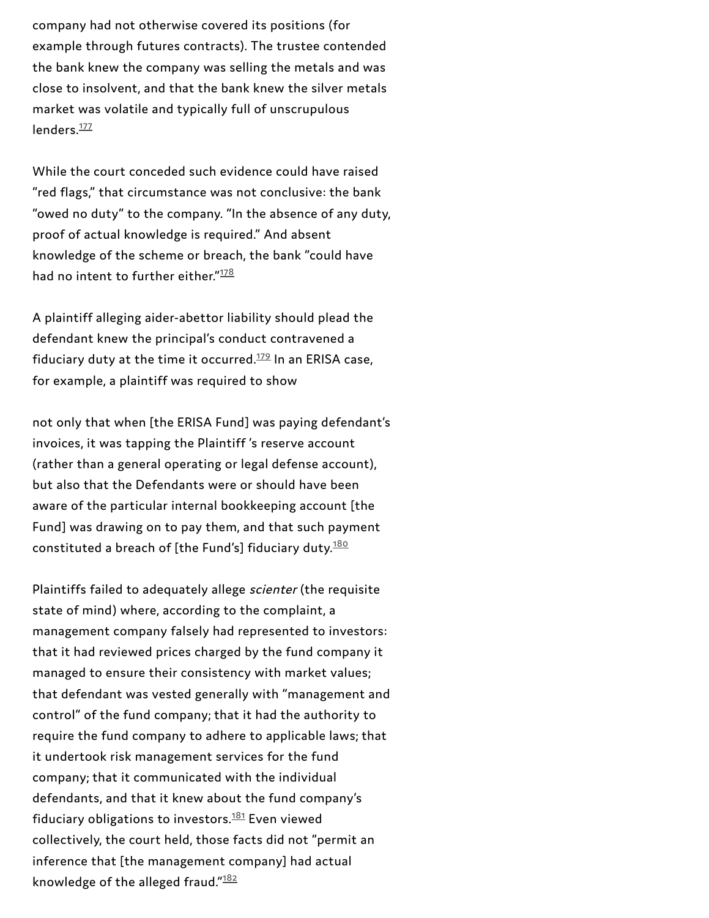company had not otherwise covered its positions (for example through futures contracts). The trustee contended the bank knew the company was selling the metals and was close to insolvent, and that the bank knew the silver metals market was volatile and typically full of unscrupulous lenders.[177]

While the court conceded such evidence could have raised "red flags," that circumstance was not conclusive: the bank "owed no duty" to the company. "In the absence of any duty, proof of actual knowledge is required." And absent knowledge of the scheme or breach, the bank "could have had no intent to further either."[178]

A plaintiff alleging aider-abettor liability should plead the defendant knew the principal's conduct contravened a fiduciary duty at the time it occurred.[179] In an ERISA case, for example, a plaintiff was required to show

not only that when [the ERISA Fund] was paying defendant's invoices, it was tapping the Plaintiff 's reserve account (rather than a general operating or legal defense account), but also that the Defendants were or should have been aware of the particular internal bookkeeping account [the Fund] was drawing on to pay them, and that such payment constituted a breach of [the Fund's] fiduciary duty.[180]

Plaintiffs failed to adequately allege *scienter* (the requisite state of mind) where, according to the complaint, a management company falsely had represented to investors: that it had reviewed prices charged by the fund company it managed to ensure their consistency with market values; that defendant was vested generally with "management and control" of the fund company; that it had the authority to require the fund company to adhere to applicable laws; that it undertook risk management services for the fund company; that it communicated with the individual defendants, and that it knew about the fund company's fiduciary obligations to investors.[181] Even viewed collectively, the court held, those facts did not "permit an inference that [the management company] had actual knowledge of the alleged fraud."[182]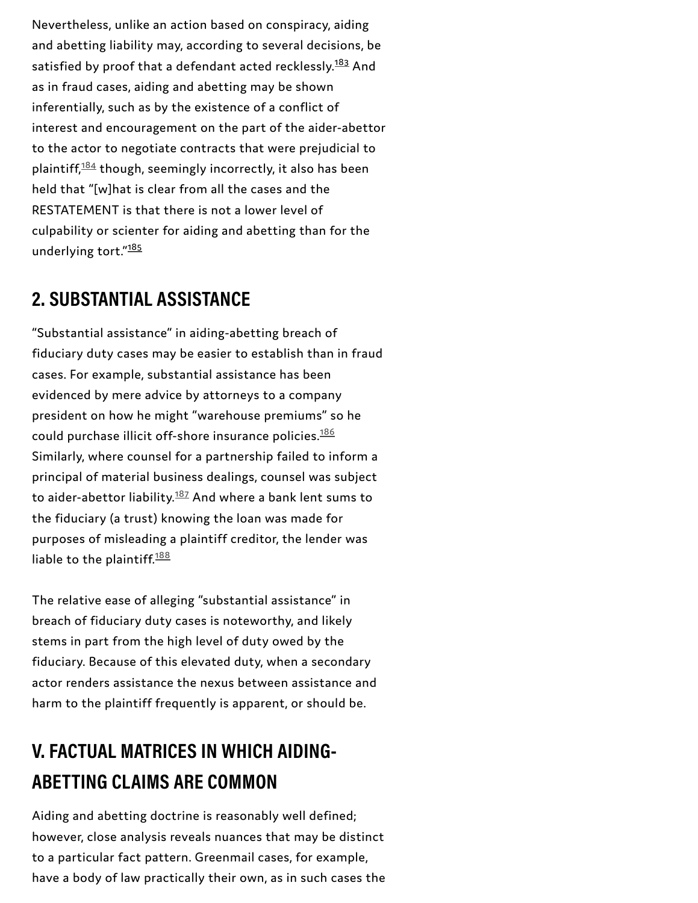Nevertheless, unlike an action based on conspiracy, aiding and abetting liability may, according to several decisions, be satisfied by proof that a defendant acted recklessly.[183] And as in fraud cases, aiding and abetting may be shown inferentially, such as by the existence of a conflict of interest and encouragement on the part of the aider-abettor to the actor to negotiate contracts that were prejudicial to plaintiff,[184] though, seemingly incorrectly, it also has been held that "[w]hat is clear from all the cases and the RESTATEMENT is that there is not a lower level of culpability or scienter for aiding and abetting than for the underlying tort."[185]

## 2. SUBSTANTIAL ASSISTANCE

"Substantial assistance" in aiding-abetting breach of fiduciary duty cases may be easier to establish than in fraud cases. For example, substantial assistance has been evidenced by mere advice by attorneys to a company president on how he might "warehouse premiums" so he could purchase illicit off-shore insurance policies.[186] Similarly, where counsel for a partnership failed to inform a principal of material business dealings, counsel was subject to aider-abettor liability.[187] And where a bank lent sums to the fiduciary (a trust) knowing the loan was made for purposes of misleading a plaintiff creditor, the lender was liable to the plaintiff.[188]

The relative ease of alleging "substantial assistance" in breach of fiduciary duty cases is noteworthy, and likely stems in part from the high level of duty owed by the fiduciary. Because of this elevated duty, when a secondary actor renders assistance the nexus between assistance and harm to the plaintiff frequently is apparent, or should be.

# V. FACTUAL MATRICES IN WHICH AIDING-ABETTING CLAIMS ARE COMMON

Aiding and abetting doctrine is reasonably well defined; however, close analysis reveals nuances that may be distinct to a particular fact pattern. Greenmail cases, for example, have a body of law practically their own, as in such cases the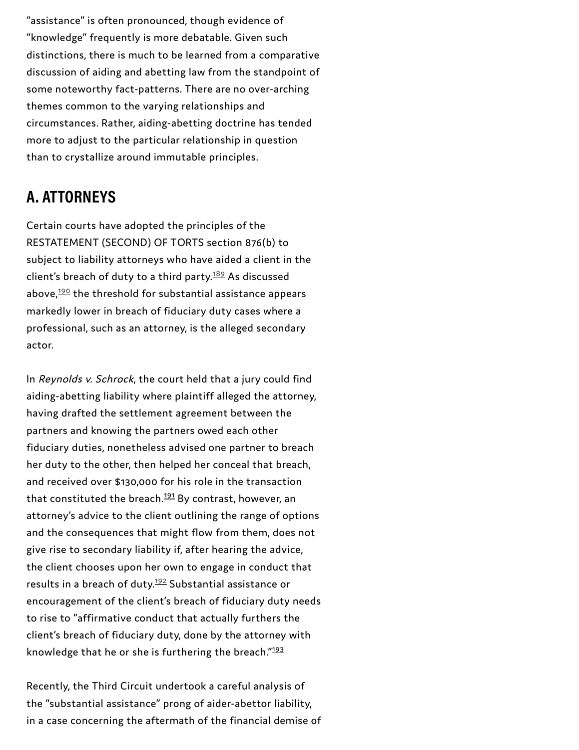"assistance" is often pronounced, though evidence of "knowledge" frequently is more debatable. Given such distinctions, there is much to be learned from a comparative discussion of aiding and abetting law from the standpoint of some noteworthy fact-patterns. There are no over-arching themes common to the varying relationships and circumstances. Rather, aiding-abetting doctrine has tended more to adjust to the particular relationship in question than to crystallize around immutable principles.

## A. ATTORNEYS

Certain courts have adopted the principles of the RESTATEMENT (SECOND) OF TORTS section 876(b) to subject to liability attorneys who have aided a client in the client's breach of duty to a third party.[189] As discussed above,[190] the threshold for substantial assistance appears markedly lower in breach of fiduciary duty cases where a professional, such as an attorney, is the alleged secondary actor.

In *Reynolds v. Schrock*, the court held that a jury could find aiding-abetting liability where plaintiff alleged the attorney, having drafted the settlement agreement between the partners and knowing the partners owed each other fiduciary duties, nonetheless advised one partner to breach her duty to the other, then helped her conceal that breach, and received over $130,000 for his role in the transaction that constituted the breach.[191] By contrast, however, an attorney's advice to the client outlining the range of options and the consequences that might flow from them, does not give rise to secondary liability if, after hearing the advice, the client chooses upon her own to engage in conduct that results in a breach of duty.[192] Substantial assistance or encouragement of the client's breach of fiduciary duty needs to rise to "affirmative conduct that actually furthers the client's breach of fiduciary duty, done by the attorney with knowledge that he or she is furthering the breach."[193]

Recently, the Third Circuit undertook a careful analysis of the "substantial assistance" prong of aider-abettor liability, in a case concerning the aftermath of the financial demise of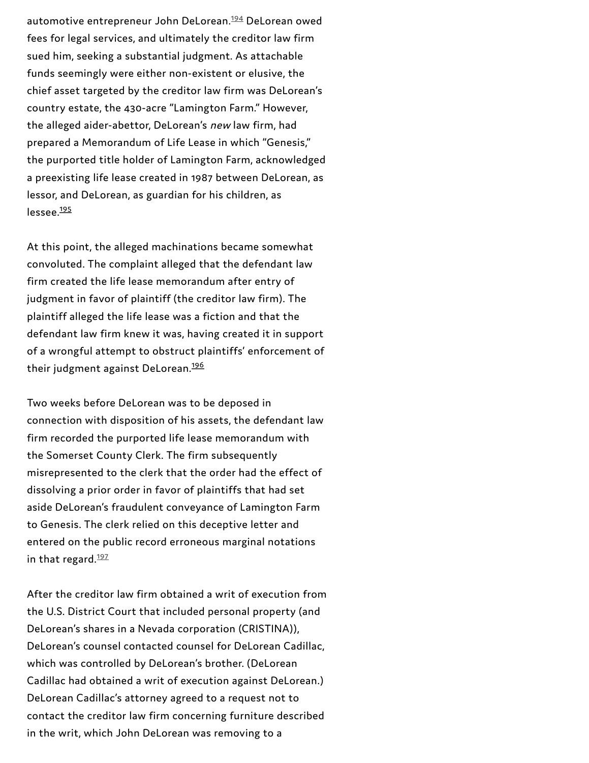automotive entrepreneur John DeLorean.[194] DeLorean owed fees for legal services, and ultimately the creditor law firm sued him, seeking a substantial judgment. As attachable funds seemingly were either non-existent or elusive, the chief asset targeted by the creditor law firm was DeLorean's country estate, the 430-acre "Lamington Farm." However, the alleged aider-abettor, DeLorean's *new* law firm, had prepared a Memorandum of Life Lease in which "Genesis," the purported title holder of Lamington Farm, acknowledged a preexisting life lease created in 1987 between DeLorean, as lessor, and DeLorean, as guardian for his children, as lessee.[195]

At this point, the alleged machinations became somewhat convoluted. The complaint alleged that the defendant law firm created the life lease memorandum after entry of judgment in favor of plaintiff (the creditor law firm). The plaintiff alleged the life lease was a fiction and that the defendant law firm knew it was, having created it in support of a wrongful attempt to obstruct plaintiffs' enforcement of their judgment against DeLorean.[196]

Two weeks before DeLorean was to be deposed in connection with disposition of his assets, the defendant law firm recorded the purported life lease memorandum with the Somerset County Clerk. The firm subsequently misrepresented to the clerk that the order had the effect of dissolving a prior order in favor of plaintiffs that had set aside DeLorean's fraudulent conveyance of Lamington Farm to Genesis. The clerk relied on this deceptive letter and entered on the public record erroneous marginal notations in that regard.[197]

After the creditor law firm obtained a writ of execution from the U.S. District Court that included personal property (and DeLorean's shares in a Nevada corporation (CRISTINA)), DeLorean's counsel contacted counsel for DeLorean Cadillac, which was controlled by DeLorean's brother. (DeLorean Cadillac had obtained a writ of execution against DeLorean.) DeLorean Cadillac's attorney agreed to a request not to contact the creditor law firm concerning furniture described in the writ, which John DeLorean was removing to a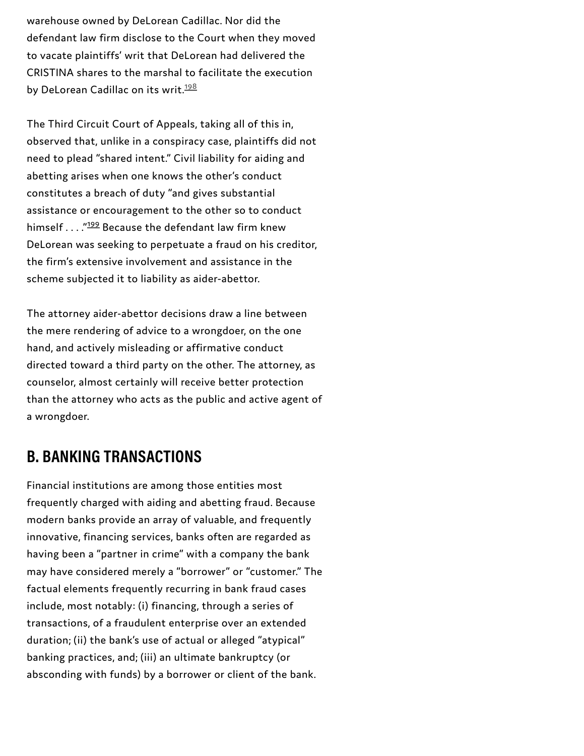warehouse owned by DeLorean Cadillac. Nor did the defendant law firm disclose to the Court when they moved to vacate plaintiffs' writ that DeLorean had delivered the CRISTINA shares to the marshal to facilitate the execution by DeLorean Cadillac on its writ.[198]

The Third Circuit Court of Appeals, taking all of this in, observed that, unlike in a conspiracy case, plaintiffs did not need to plead "shared intent." Civil liability for aiding and abetting arises when one knows the other's conduct constitutes a breach of duty "and gives substantial assistance or encouragement to the other so to conduct himself . . . ."[199] Because the defendant law firm knew DeLorean was seeking to perpetuate a fraud on his creditor, the firm's extensive involvement and assistance in the scheme subjected it to liability as aider-abettor.

The attorney aider-abettor decisions draw a line between the mere rendering of advice to a wrongdoer, on the one hand, and actively misleading or affirmative conduct directed toward a third party on the other. The attorney, as counselor, almost certainly will receive better protection than the attorney who acts as the public and active agent of a wrongdoer.

## B. BANKING TRANSACTIONS

Financial institutions are among those entities most frequently charged with aiding and abetting fraud. Because modern banks provide an array of valuable, and frequently innovative, financing services, banks often are regarded as having been a "partner in crime" with a company the bank may have considered merely a "borrower" or "customer." The factual elements frequently recurring in bank fraud cases include, most notably: (i) financing, through a series of transactions, of a fraudulent enterprise over an extended duration; (ii) the bank's use of actual or alleged "atypical" banking practices, and; (iii) an ultimate bankruptcy (or absconding with funds) by a borrower or client of the bank.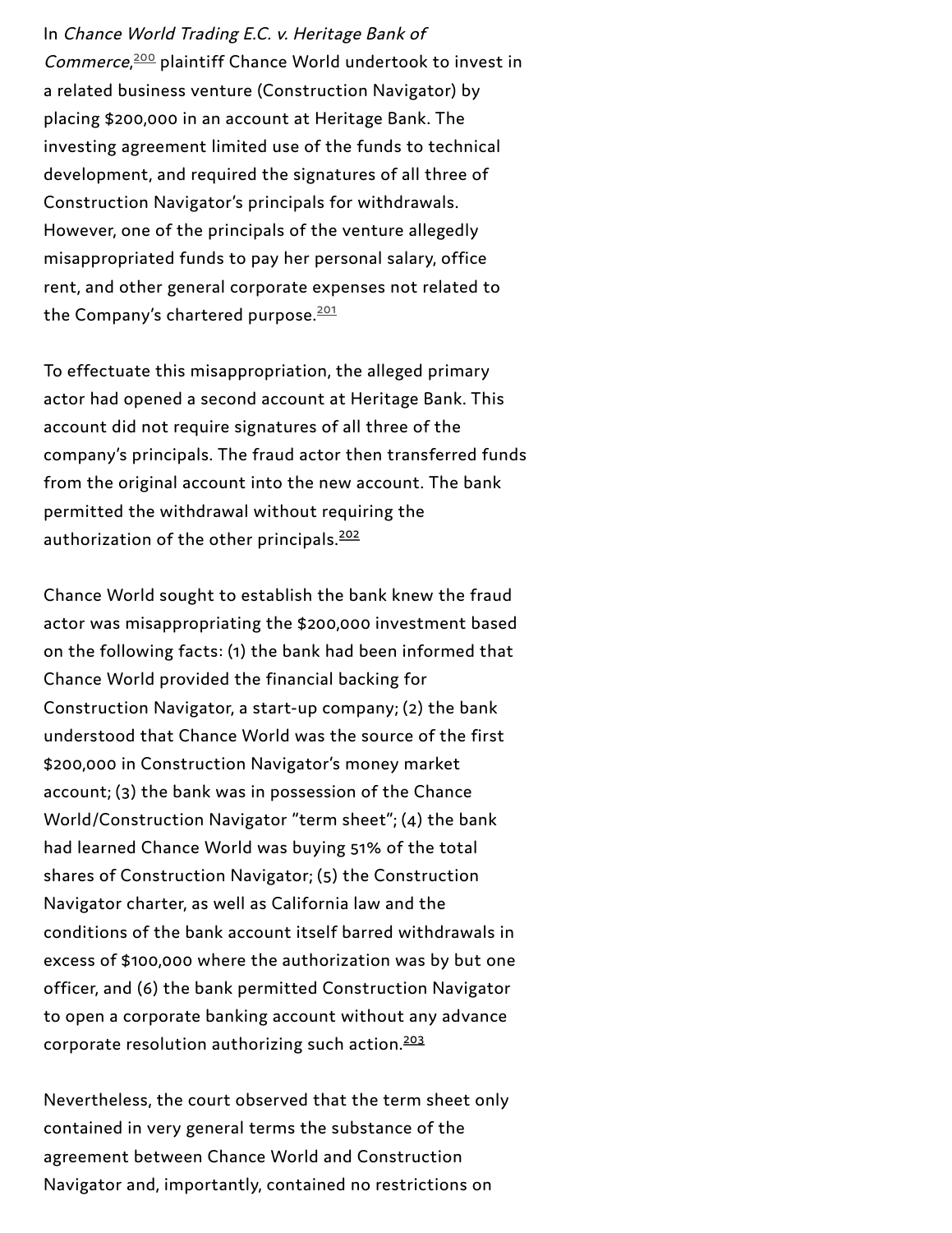In *Chance World Trading E.C. v. Heritage Bank of Commerce*,[200] plaintiff Chance World undertook to invest in a related business venture (Construction Navigator) by placing $200,000 in an account at Heritage Bank. The investing agreement limited use of the funds to technical development, and required the signatures of all three of Construction Navigator's principals for withdrawals. However, one of the principals of the venture allegedly misappropriated funds to pay her personal salary, office rent, and other general corporate expenses not related to the Company's chartered purpose.[201]

To effectuate this misappropriation, the alleged primary actor had opened a second account at Heritage Bank. This account did not require signatures of all three of the company's principals. The fraud actor then transferred funds from the original account into the new account. The bank permitted the withdrawal without requiring the authorization of the other principals.[202]

Chance World sought to establish the bank knew the fraud actor was misappropriating the $200,000 investment based on the following facts: (1) the bank had been informed that Chance World provided the financial backing for Construction Navigator, a start-up company; (2) the bank understood that Chance World was the source of the first $200,000 in Construction Navigator's money market account; (3) the bank was in possession of the Chance World/Construction Navigator "term sheet"; (4) the bank had learned Chance World was buying 51% of the total shares of Construction Navigator; (5) the Construction Navigator charter, as well as California law and the conditions of the bank account itself barred withdrawals in excess of $100,000 where the authorization was by but one officer, and (6) the bank permitted Construction Navigator to open a corporate banking account without any advance corporate resolution authorizing such action.[203]

Nevertheless, the court observed that the term sheet only contained in very general terms the substance of the agreement between Chance World and Construction Navigator and, importantly, contained no restrictions on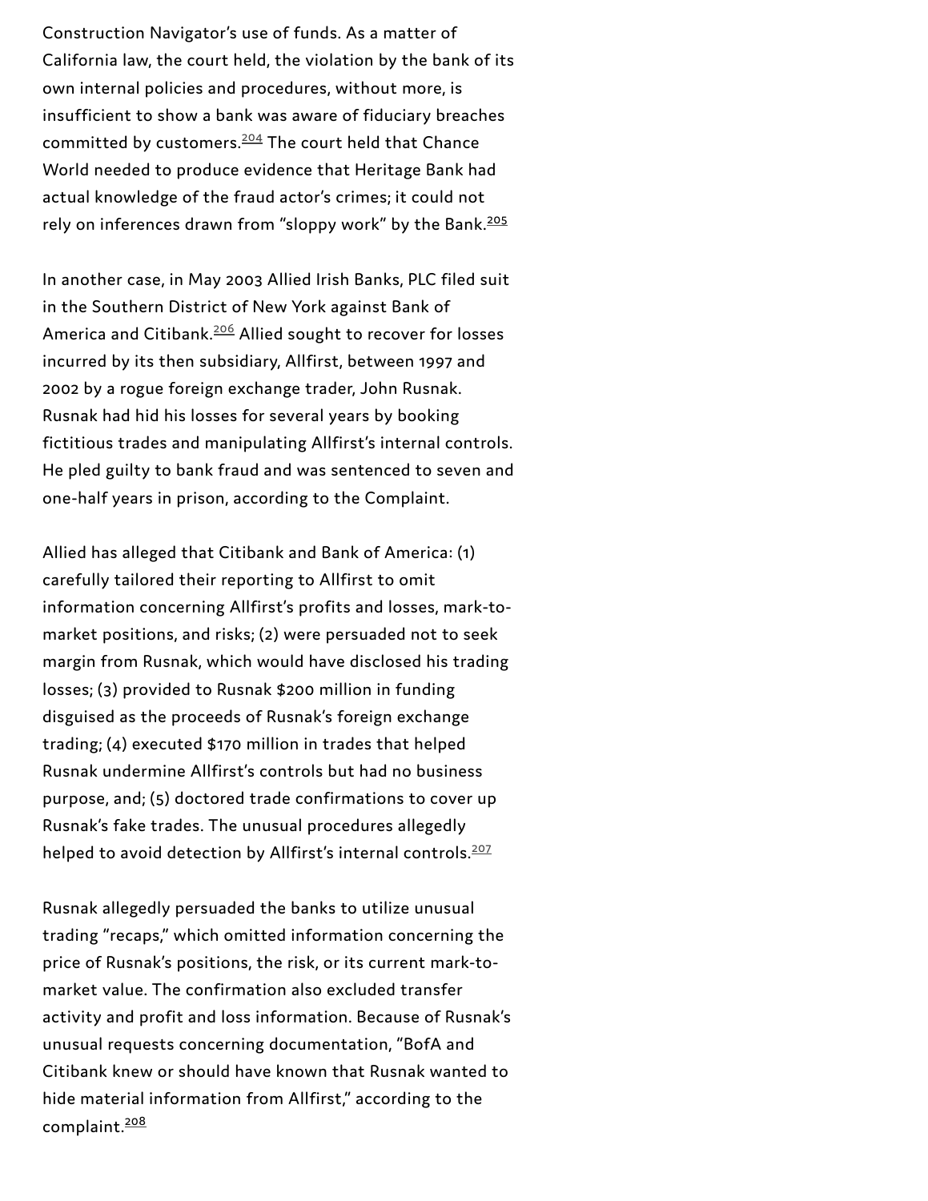Construction Navigator's use of funds. As a matter of California law, the court held, the violation by the bank of its own internal policies and procedures, without more, is insufficient to show a bank was aware of fiduciary breaches committed by customers.[204] The court held that Chance World needed to produce evidence that Heritage Bank had actual knowledge of the fraud actor's crimes; it could not rely on inferences drawn from "sloppy work" by the Bank.[205]

In another case, in May 2003 Allied Irish Banks, PLC filed suit in the Southern District of New York against Bank of America and Citibank.[206] Allied sought to recover for losses incurred by its then subsidiary, Allfirst, between 1997 and 2002 by a rogue foreign exchange trader, John Rusnak. Rusnak had hid his losses for several years by booking fictitious trades and manipulating Allfirst's internal controls. He pled guilty to bank fraud and was sentenced to seven and one-half years in prison, according to the Complaint.

Allied has alleged that Citibank and Bank of America: (1) carefully tailored their reporting to Allfirst to omit information concerning Allfirst's profits and losses, mark-to-market positions, and risks; (2) were persuaded not to seek margin from Rusnak, which would have disclosed his trading losses; (3) provided to Rusnak $200 million in funding disguised as the proceeds of Rusnak's foreign exchange trading; (4) executed $170 million in trades that helped Rusnak undermine Allfirst's controls but had no business purpose, and; (5) doctored trade confirmations to cover up Rusnak's fake trades. The unusual procedures allegedly helped to avoid detection by Allfirst's internal controls.[207]

Rusnak allegedly persuaded the banks to utilize unusual trading "recaps," which omitted information concerning the price of Rusnak's positions, the risk, or its current mark-to-market value. The confirmation also excluded transfer activity and profit and loss information. Because of Rusnak's unusual requests concerning documentation, "BofA and Citibank knew or should have known that Rusnak wanted to hide material information from Allfirst," according to the complaint.[208]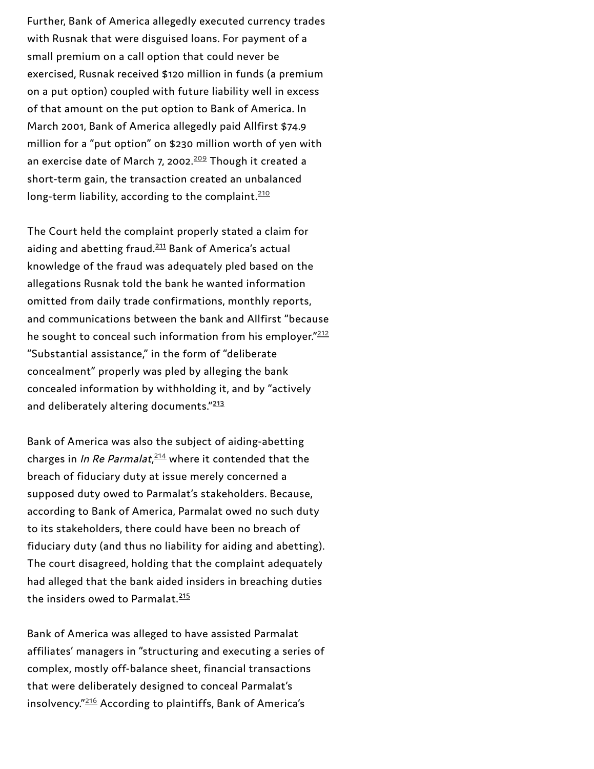Further, Bank of America allegedly executed currency trades with Rusnak that were disguised loans. For payment of a small premium on a call option that could never be exercised, Rusnak received $120 million in funds (a premium on a put option) coupled with future liability well in excess of that amount on the put option to Bank of America. In March 2001, Bank of America allegedly paid Allfirst $74.9 million for a "put option" on $230 million worth of yen with an exercise date of March 7, 2002.[209] Though it created a short-term gain, the transaction created an unbalanced long-term liability, according to the complaint.[210]

The Court held the complaint properly stated a claim for aiding and abetting fraud.[211] Bank of America's actual knowledge of the fraud was adequately pled based on the allegations Rusnak told the bank he wanted information omitted from daily trade confirmations, monthly reports, and communications between the bank and Allfirst "because he sought to conceal such information from his employer."[212] "Substantial assistance," in the form of "deliberate concealment" properly was pled by alleging the bank concealed information by withholding it, and by "actively and deliberately altering documents."[213]

Bank of America was also the subject of aiding-abetting charges in *In Re Parmalat*,[214] where it contended that the breach of fiduciary duty at issue merely concerned a supposed duty owed to Parmalat's stakeholders. Because, according to Bank of America, Parmalat owed no such duty to its stakeholders, there could have been no breach of fiduciary duty (and thus no liability for aiding and abetting). The court disagreed, holding that the complaint adequately had alleged that the bank aided insiders in breaching duties the insiders owed to Parmalat.[215]

Bank of America was alleged to have assisted Parmalat affiliates' managers in "structuring and executing a series of complex, mostly off-balance sheet, financial transactions that were deliberately designed to conceal Parmalat's insolvency."[216] According to plaintiffs, Bank of America's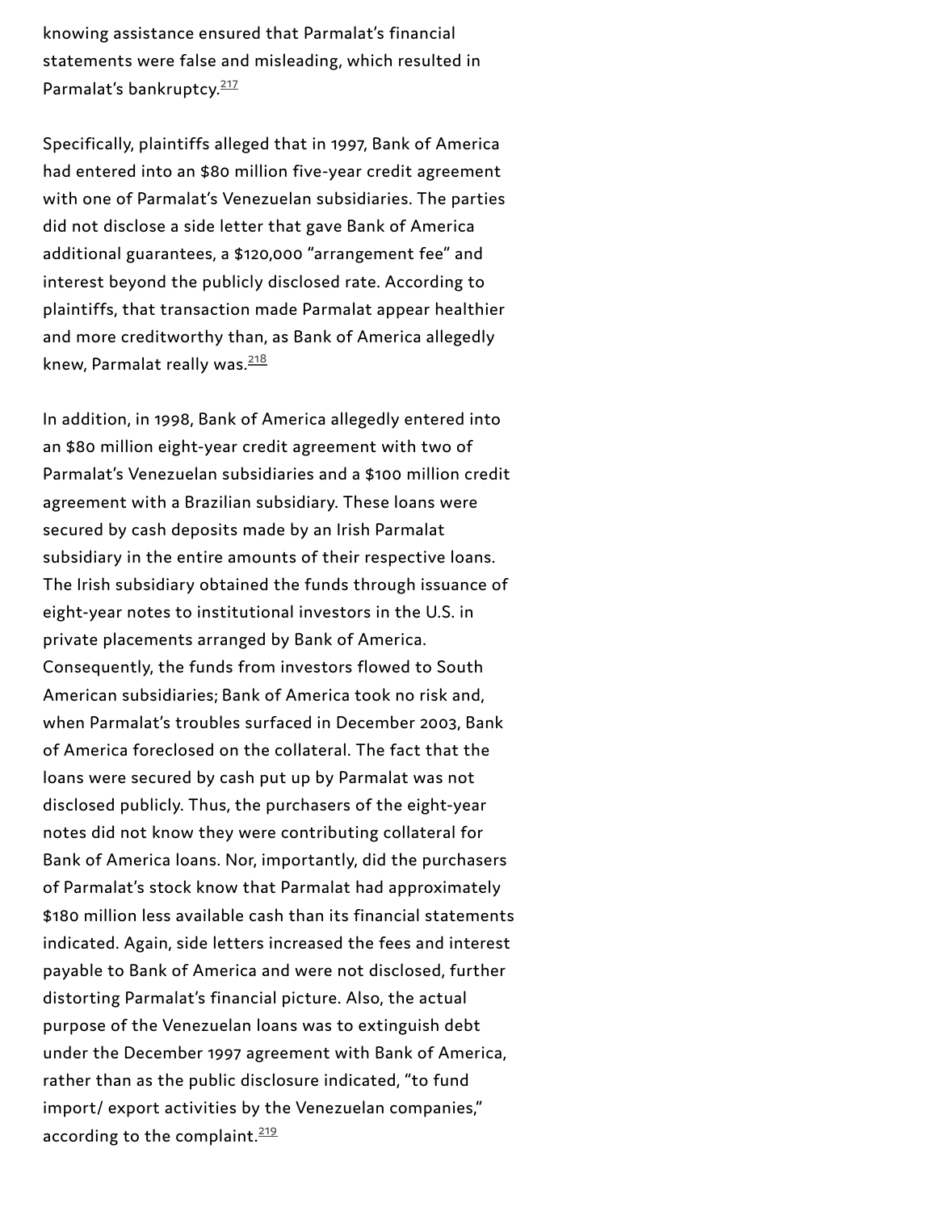knowing assistance ensured that Parmalat's financial statements were false and misleading, which resulted in Parmalat's bankruptcy.[217]

Specifically, plaintiffs alleged that in 1997, Bank of America had entered into an $80 million five-year credit agreement with one of Parmalat's Venezuelan subsidiaries. The parties did not disclose a side letter that gave Bank of America additional guarantees, a $120,000 "arrangement fee" and interest beyond the publicly disclosed rate. According to plaintiffs, that transaction made Parmalat appear healthier and more creditworthy than, as Bank of America allegedly knew, Parmalat really was.[218]

In addition, in 1998, Bank of America allegedly entered into an $80 million eight-year credit agreement with two of Parmalat's Venezuelan subsidiaries and a $100 million credit agreement with a Brazilian subsidiary. These loans were secured by cash deposits made by an Irish Parmalat subsidiary in the entire amounts of their respective loans. The Irish subsidiary obtained the funds through issuance of eight-year notes to institutional investors in the U.S. in private placements arranged by Bank of America. Consequently, the funds from investors flowed to South American subsidiaries; Bank of America took no risk and, when Parmalat's troubles surfaced in December 2003, Bank of America foreclosed on the collateral. The fact that the loans were secured by cash put up by Parmalat was not disclosed publicly. Thus, the purchasers of the eight-year notes did not know they were contributing collateral for Bank of America loans. Nor, importantly, did the purchasers of Parmalat's stock know that Parmalat had approximately $180 million less available cash than its financial statements indicated. Again, side letters increased the fees and interest payable to Bank of America and were not disclosed, further distorting Parmalat's financial picture. Also, the actual purpose of the Venezuelan loans was to extinguish debt under the December 1997 agreement with Bank of America, rather than as the public disclosure indicated, "to fund import/ export activities by the Venezuelan companies," according to the complaint.[219]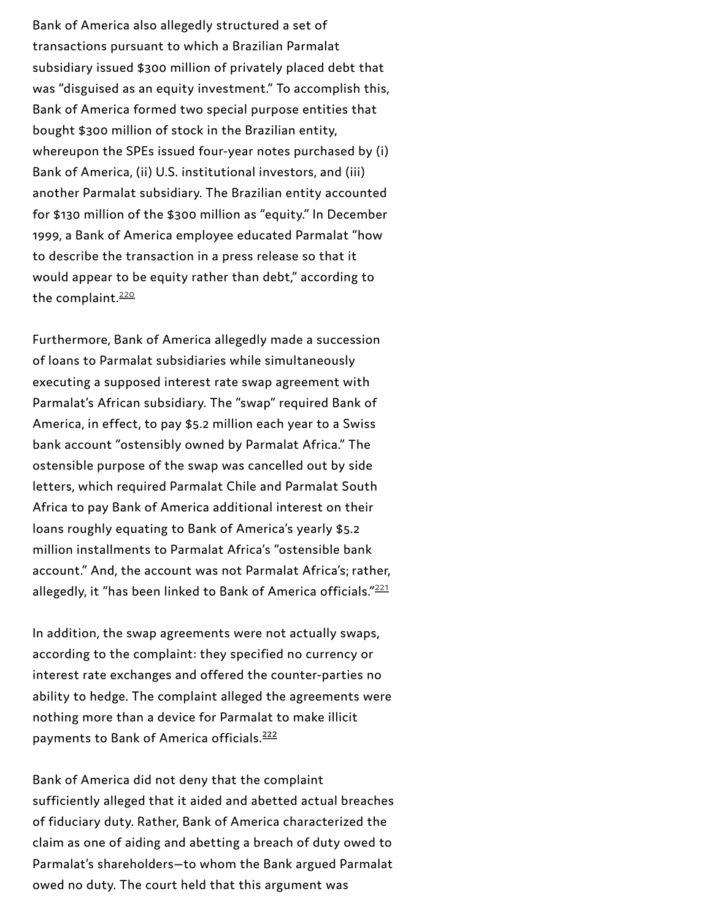Bank of America also allegedly structured a set of transactions pursuant to which a Brazilian Parmalat subsidiary issued $300 million of privately placed debt that was "disguised as an equity investment." To accomplish this, Bank of America formed two special purpose entities that bought $300 million of stock in the Brazilian entity, whereupon the SPEs issued four-year notes purchased by (i) Bank of America, (ii) U.S. institutional investors, and (iii) another Parmalat subsidiary. The Brazilian entity accounted for $130 million of the $300 million as "equity." In December 1999, a Bank of America employee educated Parmalat "how to describe the transaction in a press release so that it would appear to be equity rather than debt," according to the complaint.[220]

Furthermore, Bank of America allegedly made a succession of loans to Parmalat subsidiaries while simultaneously executing a supposed interest rate swap agreement with Parmalat's African subsidiary. The "swap" required Bank of America, in effect, to pay $5.2 million each year to a Swiss bank account "ostensibly owned by Parmalat Africa." The ostensible purpose of the swap was cancelled out by side letters, which required Parmalat Chile and Parmalat South Africa to pay Bank of America additional interest on their loans roughly equating to Bank of America's yearly $5.2 million installments to Parmalat Africa's "ostensible bank account." And, the account was not Parmalat Africa's; rather, allegedly, it "has been linked to Bank of America officials."[221]

In addition, the swap agreements were not actually swaps, according to the complaint: they specified no currency or interest rate exchanges and offered the counter-parties no ability to hedge. The complaint alleged the agreements were nothing more than a device for Parmalat to make illicit payments to Bank of America officials.[222]

Bank of America did not deny that the complaint sufficiently alleged that it aided and abetted actual breaches of fiduciary duty. Rather, Bank of America characterized the claim as one of aiding and abetting a breach of duty owed to Parmalat's shareholders—to whom the Bank argued Parmalat owed no duty. The court held that this argument was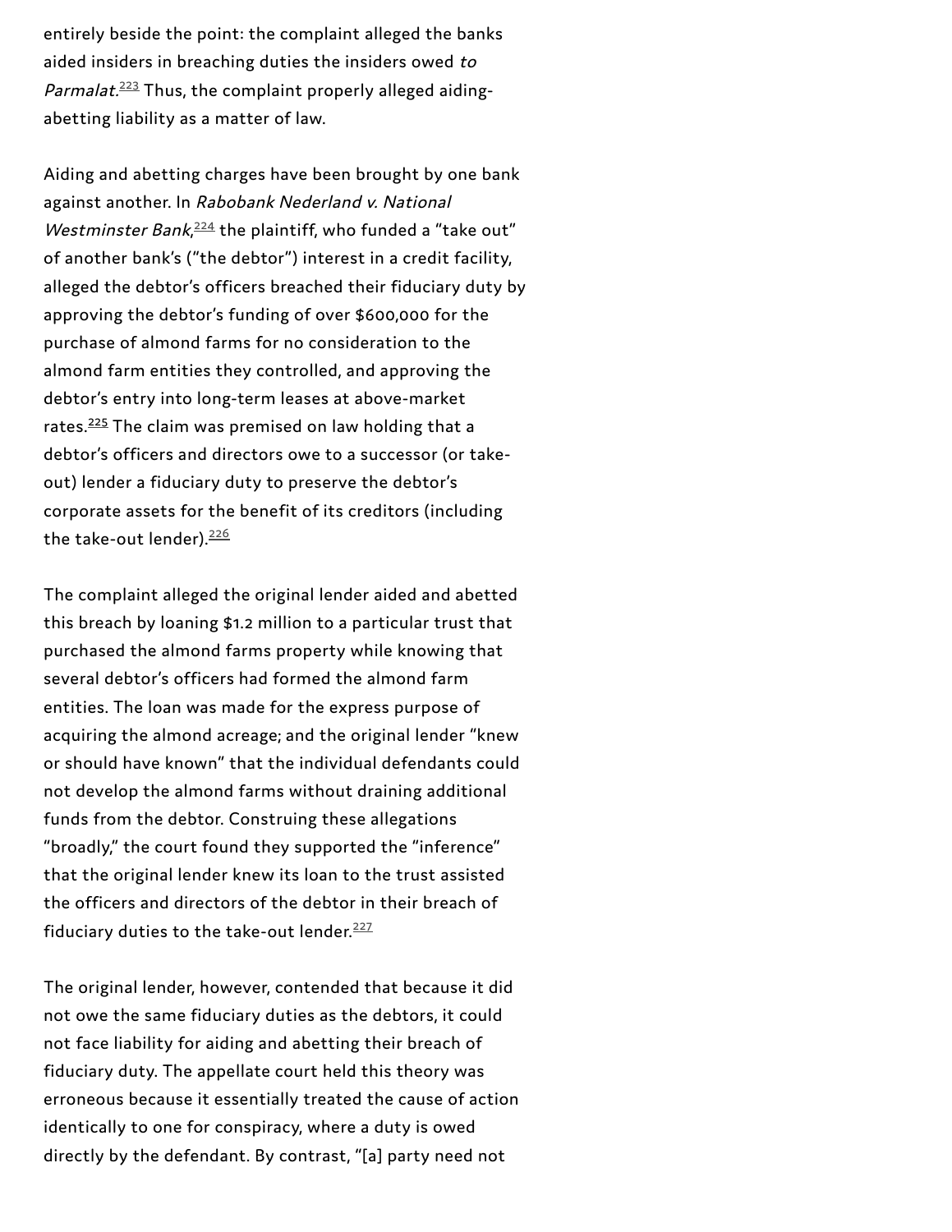entirely beside the point: the complaint alleged the banks aided insiders in breaching duties the insiders owed *to Parmalat*.[223] Thus, the complaint properly alleged aiding-abetting liability as a matter of law.

Aiding and abetting charges have been brought by one bank against another. In *Rabobank Nederland v. National Westminster Bank*,[224] the plaintiff, who funded a "take out" of another bank's ("the debtor") interest in a credit facility, alleged the debtor's officers breached their fiduciary duty by approving the debtor's funding of over $600,000 for the purchase of almond farms for no consideration to the almond farm entities they controlled, and approving the debtor's entry into long-term leases at above-market rates.[225] The claim was premised on law holding that a debtor's officers and directors owe to a successor (or take-out) lender a fiduciary duty to preserve the debtor's corporate assets for the benefit of its creditors (including the take-out lender).[226]

The complaint alleged the original lender aided and abetted this breach by loaning $1.2 million to a particular trust that purchased the almond farms property while knowing that several debtor's officers had formed the almond farm entities. The loan was made for the express purpose of acquiring the almond acreage; and the original lender "knew or should have known" that the individual defendants could not develop the almond farms without draining additional funds from the debtor. Construing these allegations "broadly," the court found they supported the "inference" that the original lender knew its loan to the trust assisted the officers and directors of the debtor in their breach of fiduciary duties to the take-out lender.[227]

The original lender, however, contended that because it did not owe the same fiduciary duties as the debtors, it could not face liability for aiding and abetting their breach of fiduciary duty. The appellate court held this theory was erroneous because it essentially treated the cause of action identically to one for conspiracy, where a duty is owed directly by the defendant. By contrast, "[a] party need not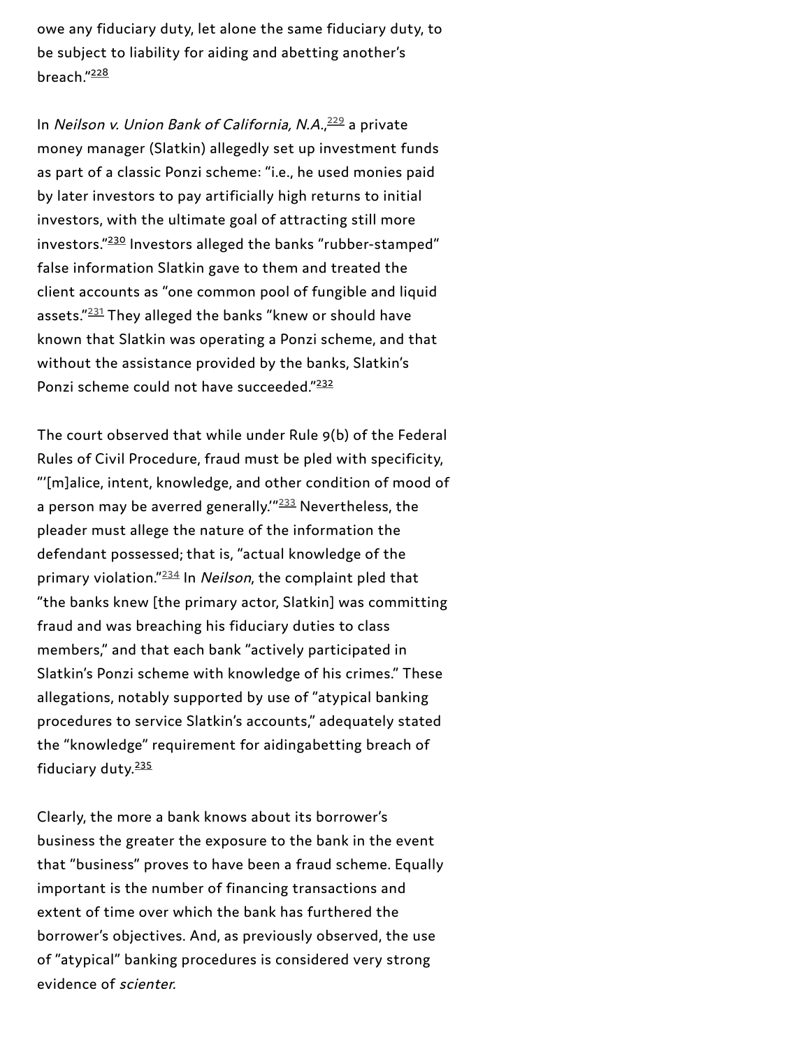owe any fiduciary duty, let alone the same fiduciary duty, to be subject to liability for aiding and abetting another's breach."[228]

In *Neilson v. Union Bank of California, N.A.*,[229] a private money manager (Slatkin) allegedly set up investment funds as part of a classic Ponzi scheme: "i.e., he used monies paid by later investors to pay artificially high returns to initial investors, with the ultimate goal of attracting still more investors."[230] Investors alleged the banks "rubber-stamped" false information Slatkin gave to them and treated the client accounts as "one common pool of fungible and liquid assets."[231] They alleged the banks "knew or should have known that Slatkin was operating a Ponzi scheme, and that without the assistance provided by the banks, Slatkin's Ponzi scheme could not have succeeded."[232]

The court observed that while under Rule 9(b) of the Federal Rules of Civil Procedure, fraud must be pled with specificity, "'[m]alice, intent, knowledge, and other condition of mood of a person may be averred generally.'"[233] Nevertheless, the pleader must allege the nature of the information the defendant possessed; that is, "actual knowledge of the primary violation."[234] In *Neilson*, the complaint pled that "the banks knew [the primary actor, Slatkin] was committing fraud and was breaching his fiduciary duties to class members," and that each bank "actively participated in Slatkin's Ponzi scheme with knowledge of his crimes." These allegations, notably supported by use of "atypical banking procedures to service Slatkin's accounts," adequately stated the "knowledge" requirement for aidingabetting breach of fiduciary duty.[235]

Clearly, the more a bank knows about its borrower's business the greater the exposure to the bank in the event that "business" proves to have been a fraud scheme. Equally important is the number of financing transactions and extent of time over which the bank has furthered the borrower's objectives. And, as previously observed, the use of "atypical" banking procedures is considered very strong evidence of *scienter.*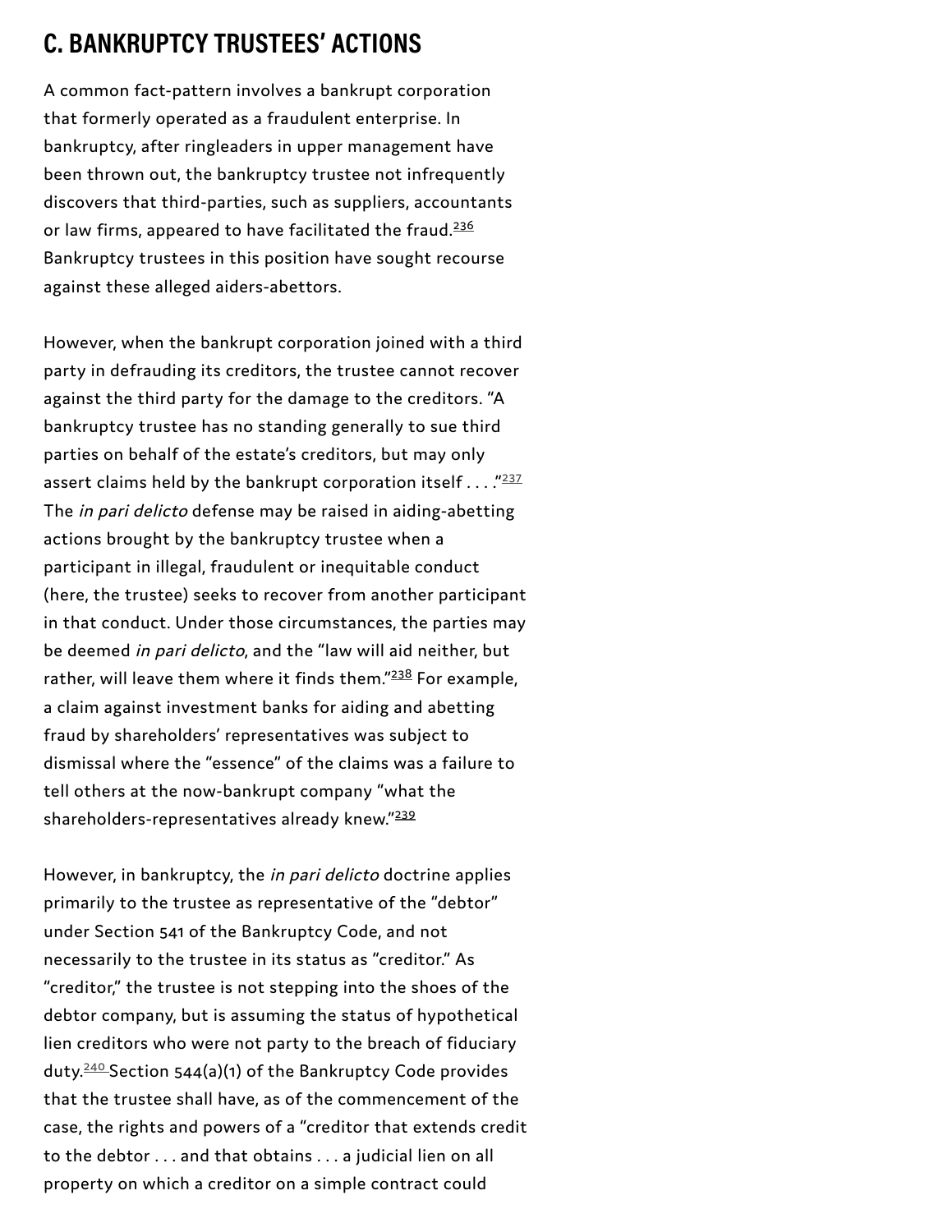## C. BANKRUPTCY TRUSTEES' ACTIONS

A common fact-pattern involves a bankrupt corporation that formerly operated as a fraudulent enterprise. In bankruptcy, after ringleaders in upper management have been thrown out, the bankruptcy trustee not infrequently discovers that third-parties, such as suppliers, accountants or law firms, appeared to have facilitated the fraud.[236] Bankruptcy trustees in this position have sought recourse against these alleged aiders-abettors.

However, when the bankrupt corporation joined with a third party in defrauding its creditors, the trustee cannot recover against the third party for the damage to the creditors. "A bankruptcy trustee has no standing generally to sue third parties on behalf of the estate's creditors, but may only assert claims held by the bankrupt corporation itself . . . ."[237] The *in pari delicto* defense may be raised in aiding-abetting actions brought by the bankruptcy trustee when a participant in illegal, fraudulent or inequitable conduct (here, the trustee) seeks to recover from another participant in that conduct. Under those circumstances, the parties may be deemed *in pari delicto*, and the "law will aid neither, but rather, will leave them where it finds them."[238] For example, a claim against investment banks for aiding and abetting fraud by shareholders' representatives was subject to dismissal where the "essence" of the claims was a failure to tell others at the now-bankrupt company "what the shareholders-representatives already knew."[239]

However, in bankruptcy, the *in pari delicto* doctrine applies primarily to the trustee as representative of the "debtor" under Section 541 of the Bankruptcy Code, and not necessarily to the trustee in its status as "creditor." As "creditor," the trustee is not stepping into the shoes of the debtor company, but is assuming the status of hypothetical lien creditors who were not party to the breach of fiduciary duty.[240] Section 544(a)(1) of the Bankruptcy Code provides that the trustee shall have, as of the commencement of the case, the rights and powers of a "creditor that extends credit to the debtor . . . and that obtains . . . a judicial lien on all property on which a creditor on a simple contract could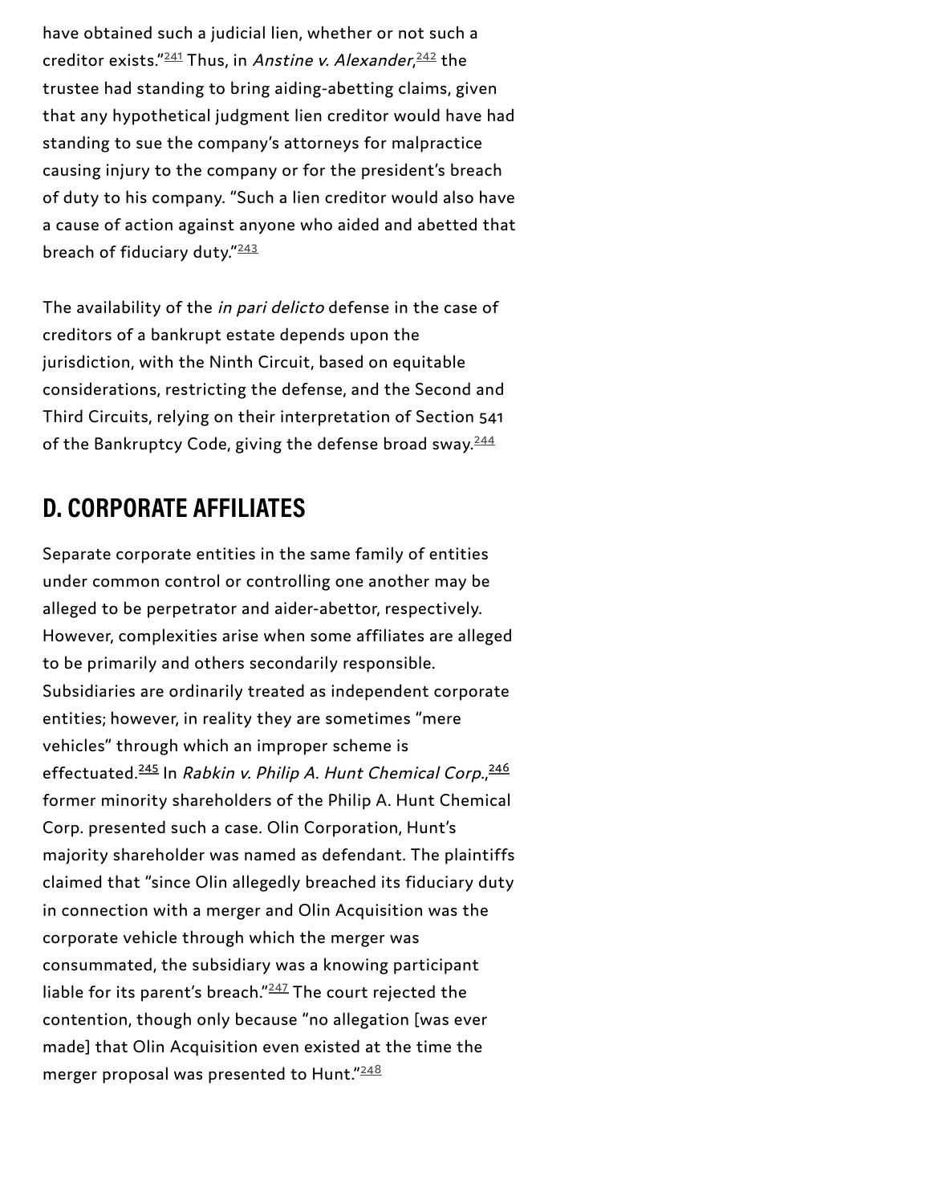have obtained such a judicial lien, whether or not such a creditor exists."[241] Thus, in *Anstine v. Alexander*,[242] the trustee had standing to bring aiding-abetting claims, given that any hypothetical judgment lien creditor would have had standing to sue the company's attorneys for malpractice causing injury to the company or for the president's breach of duty to his company. "Such a lien creditor would also have a cause of action against anyone who aided and abetted that breach of fiduciary duty."[243]

The availability of the *in pari delicto* defense in the case of creditors of a bankrupt estate depends upon the jurisdiction, with the Ninth Circuit, based on equitable considerations, restricting the defense, and the Second and Third Circuits, relying on their interpretation of Section 541 of the Bankruptcy Code, giving the defense broad sway.[244]

## D. CORPORATE AFFILIATES

Separate corporate entities in the same family of entities under common control or controlling one another may be alleged to be perpetrator and aider-abettor, respectively. However, complexities arise when some affiliates are alleged to be primarily and others secondarily responsible. Subsidiaries are ordinarily treated as independent corporate entities; however, in reality they are sometimes "mere vehicles" through which an improper scheme is effectuated.[245] In *Rabkin v. Philip A. Hunt Chemical Corp.*,[246] former minority shareholders of the Philip A. Hunt Chemical Corp. presented such a case. Olin Corporation, Hunt's majority shareholder was named as defendant. The plaintiffs claimed that "since Olin allegedly breached its fiduciary duty in connection with a merger and Olin Acquisition was the corporate vehicle through which the merger was consummated, the subsidiary was a knowing participant liable for its parent's breach."[247] The court rejected the contention, though only because "no allegation [was ever made] that Olin Acquisition even existed at the time the merger proposal was presented to Hunt."[248]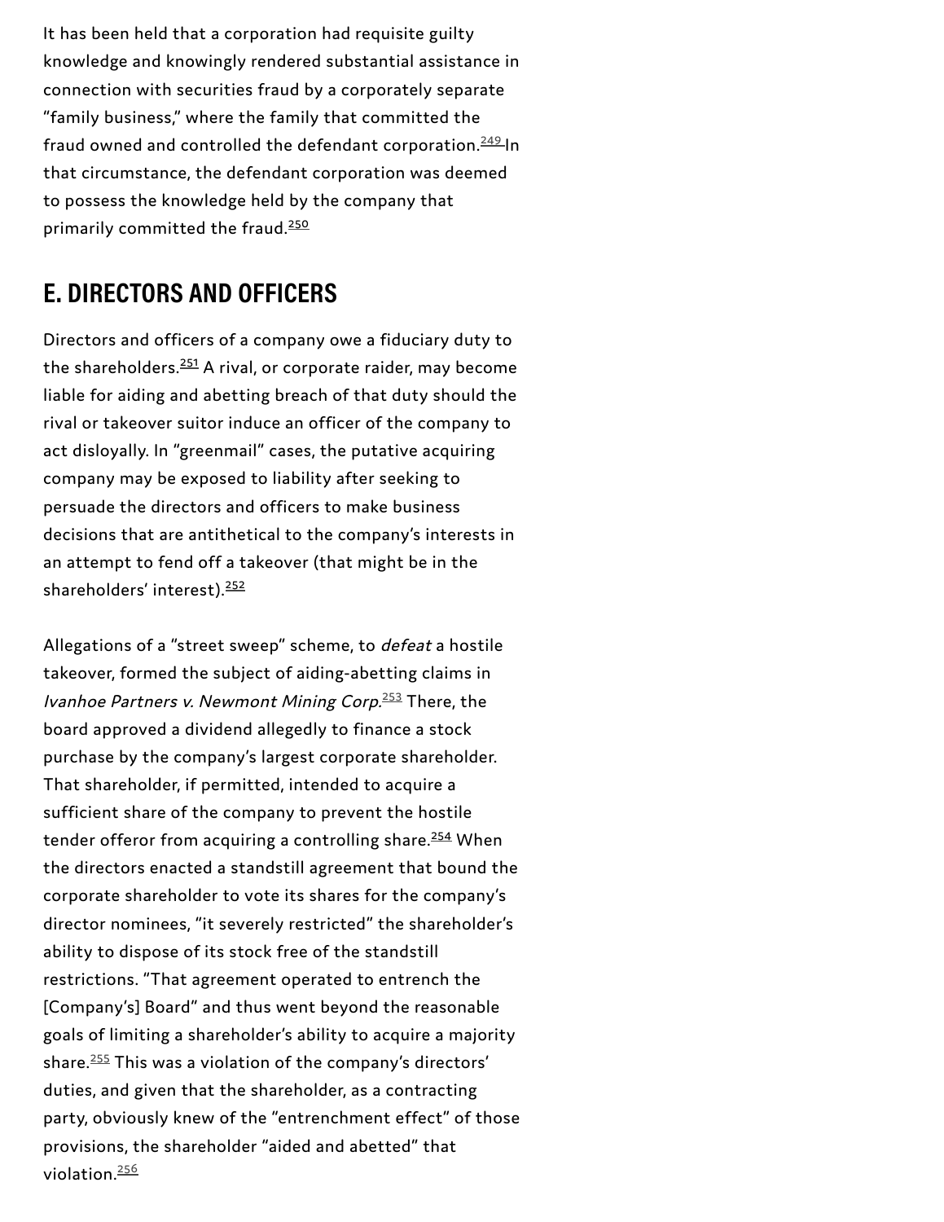It has been held that a corporation had requisite guilty knowledge and knowingly rendered substantial assistance in connection with securities fraud by a corporately separate "family business," where the family that committed the fraud owned and controlled the defendant corporation.[249] In that circumstance, the defendant corporation was deemed to possess the knowledge held by the company that primarily committed the fraud.[250]

## E. DIRECTORS AND OFFICERS

Directors and officers of a company owe a fiduciary duty to the shareholders.[251] A rival, or corporate raider, may become liable for aiding and abetting breach of that duty should the rival or takeover suitor induce an officer of the company to act disloyally. In "greenmail" cases, the putative acquiring company may be exposed to liability after seeking to persuade the directors and officers to make business decisions that are antithetical to the company's interests in an attempt to fend off a takeover (that might be in the shareholders' interest).[252]

Allegations of a "street sweep" scheme, to *defeat* a hostile takeover, formed the subject of aiding-abetting claims in *Ivanhoe Partners v. Newmont Mining Corp.*[253] There, the board approved a dividend allegedly to finance a stock purchase by the company's largest corporate shareholder. That shareholder, if permitted, intended to acquire a sufficient share of the company to prevent the hostile tender offeror from acquiring a controlling share.[254] When the directors enacted a standstill agreement that bound the corporate shareholder to vote its shares for the company's director nominees, "it severely restricted" the shareholder's ability to dispose of its stock free of the standstill restrictions. "That agreement operated to entrench the [Company's] Board" and thus went beyond the reasonable goals of limiting a shareholder's ability to acquire a majority share.[255] This was a violation of the company's directors' duties, and given that the shareholder, as a contracting party, obviously knew of the "entrenchment effect" of those provisions, the shareholder "aided and abetted" that violation.[256]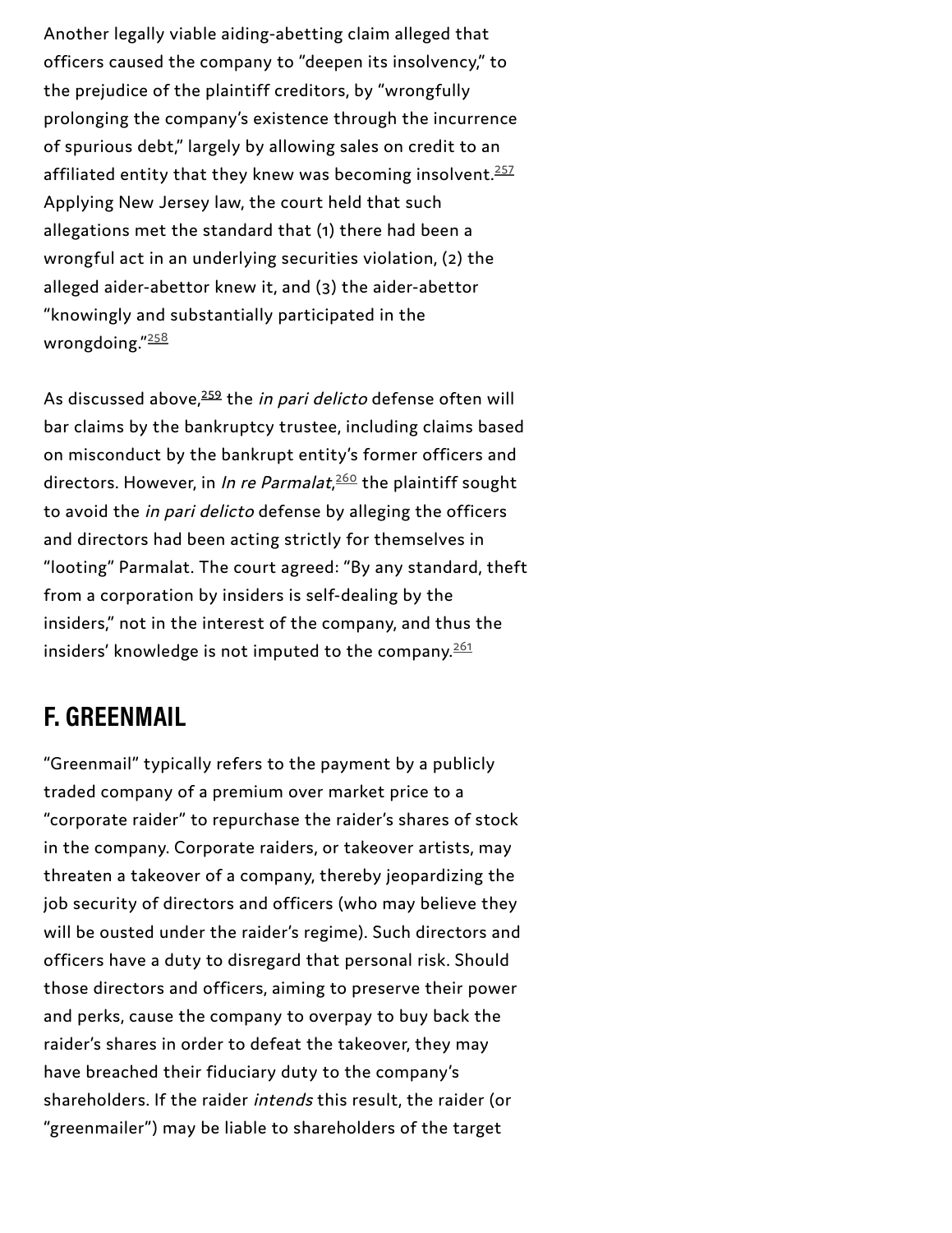Another legally viable aiding-abetting claim alleged that officers caused the company to "deepen its insolvency," to the prejudice of the plaintiff creditors, by "wrongfully prolonging the company's existence through the incurrence of spurious debt," largely by allowing sales on credit to an affiliated entity that they knew was becoming insolvent.[257] Applying New Jersey law, the court held that such allegations met the standard that (1) there had been a wrongful act in an underlying securities violation, (2) the alleged aider-abettor knew it, and (3) the aider-abettor "knowingly and substantially participated in the wrongdoing."[258]

As discussed above,[259] the *in pari delicto* defense often will bar claims by the bankruptcy trustee, including claims based on misconduct by the bankrupt entity's former officers and directors. However, in *In re Parmalat*,[260] the plaintiff sought to avoid the *in pari delicto* defense by alleging the officers and directors had been acting strictly for themselves in "looting" Parmalat. The court agreed: "By any standard, theft from a corporation by insiders is self-dealing by the insiders," not in the interest of the company, and thus the insiders' knowledge is not imputed to the company.[261]

## F. GREENMAIL

"Greenmail" typically refers to the payment by a publicly traded company of a premium over market price to a "corporate raider" to repurchase the raider's shares of stock in the company. Corporate raiders, or takeover artists, may threaten a takeover of a company, thereby jeopardizing the job security of directors and officers (who may believe they will be ousted under the raider's regime). Such directors and officers have a duty to disregard that personal risk. Should those directors and officers, aiming to preserve their power and perks, cause the company to overpay to buy back the raider's shares in order to defeat the takeover, they may have breached their fiduciary duty to the company's shareholders. If the raider *intends* this result, the raider (or "greenmailer") may be liable to shareholders of the target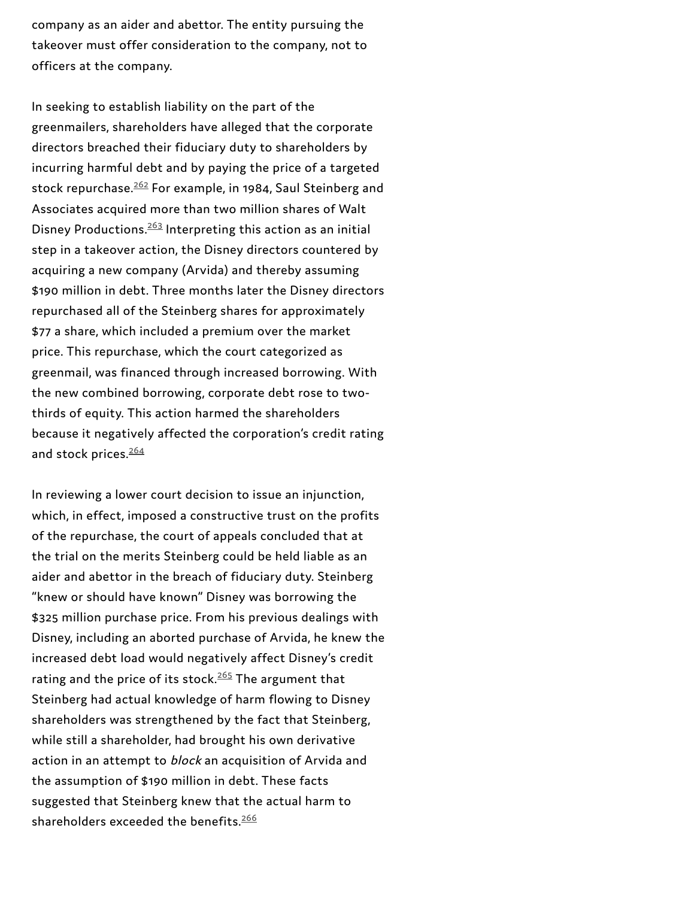company as an aider and abettor. The entity pursuing the takeover must offer consideration to the company, not to officers at the company.

In seeking to establish liability on the part of the greenmailers, shareholders have alleged that the corporate directors breached their fiduciary duty to shareholders by incurring harmful debt and by paying the price of a targeted stock repurchase.[262] For example, in 1984, Saul Steinberg and Associates acquired more than two million shares of Walt Disney Productions.[263] Interpreting this action as an initial step in a takeover action, the Disney directors countered by acquiring a new company (Arvida) and thereby assuming $190 million in debt. Three months later the Disney directors repurchased all of the Steinberg shares for approximately $77 a share, which included a premium over the market price. This repurchase, which the court categorized as greenmail, was financed through increased borrowing. With the new combined borrowing, corporate debt rose to two-thirds of equity. This action harmed the shareholders because it negatively affected the corporation's credit rating and stock prices.[264]

In reviewing a lower court decision to issue an injunction, which, in effect, imposed a constructive trust on the profits of the repurchase, the court of appeals concluded that at the trial on the merits Steinberg could be held liable as an aider and abettor in the breach of fiduciary duty. Steinberg "knew or should have known" Disney was borrowing the $325 million purchase price. From his previous dealings with Disney, including an aborted purchase of Arvida, he knew the increased debt load would negatively affect Disney's credit rating and the price of its stock.[265] The argument that Steinberg had actual knowledge of harm flowing to Disney shareholders was strengthened by the fact that Steinberg, while still a shareholder, had brought his own derivative action in an attempt to *block* an acquisition of Arvida and the assumption of $190 million in debt. These facts suggested that Steinberg knew that the actual harm to shareholders exceeded the benefits.[266]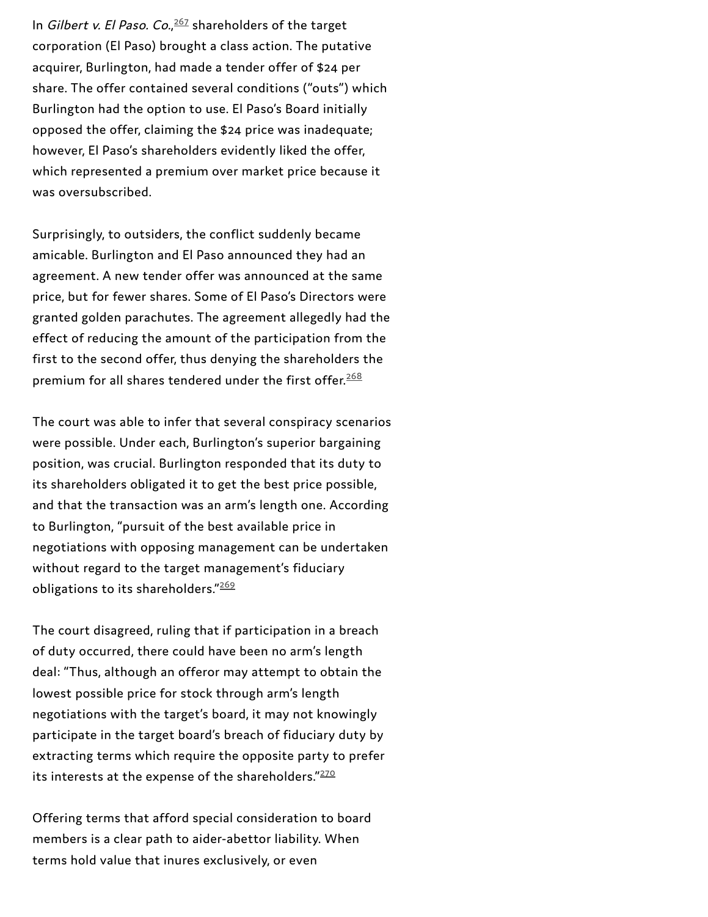In *Gilbert v. El Paso. Co.*,[267] shareholders of the target corporation (El Paso) brought a class action. The putative acquirer, Burlington, had made a tender offer of $24 per share. The offer contained several conditions ("outs") which Burlington had the option to use. El Paso's Board initially opposed the offer, claiming the $24 price was inadequate; however, El Paso's shareholders evidently liked the offer, which represented a premium over market price because it was oversubscribed.

Surprisingly, to outsiders, the conflict suddenly became amicable. Burlington and El Paso announced they had an agreement. A new tender offer was announced at the same price, but for fewer shares. Some of El Paso's Directors were granted golden parachutes. The agreement allegedly had the effect of reducing the amount of the participation from the first to the second offer, thus denying the shareholders the premium for all shares tendered under the first offer.[268]

The court was able to infer that several conspiracy scenarios were possible. Under each, Burlington's superior bargaining position, was crucial. Burlington responded that its duty to its shareholders obligated it to get the best price possible, and that the transaction was an arm's length one. According to Burlington, "pursuit of the best available price in negotiations with opposing management can be undertaken without regard to the target management's fiduciary obligations to its shareholders."[269]

The court disagreed, ruling that if participation in a breach of duty occurred, there could have been no arm's length deal: "Thus, although an offeror may attempt to obtain the lowest possible price for stock through arm's length negotiations with the target's board, it may not knowingly participate in the target board's breach of fiduciary duty by extracting terms which require the opposite party to prefer its interests at the expense of the shareholders."[270]

Offering terms that afford special consideration to board members is a clear path to aider-abettor liability. When terms hold value that inures exclusively, or even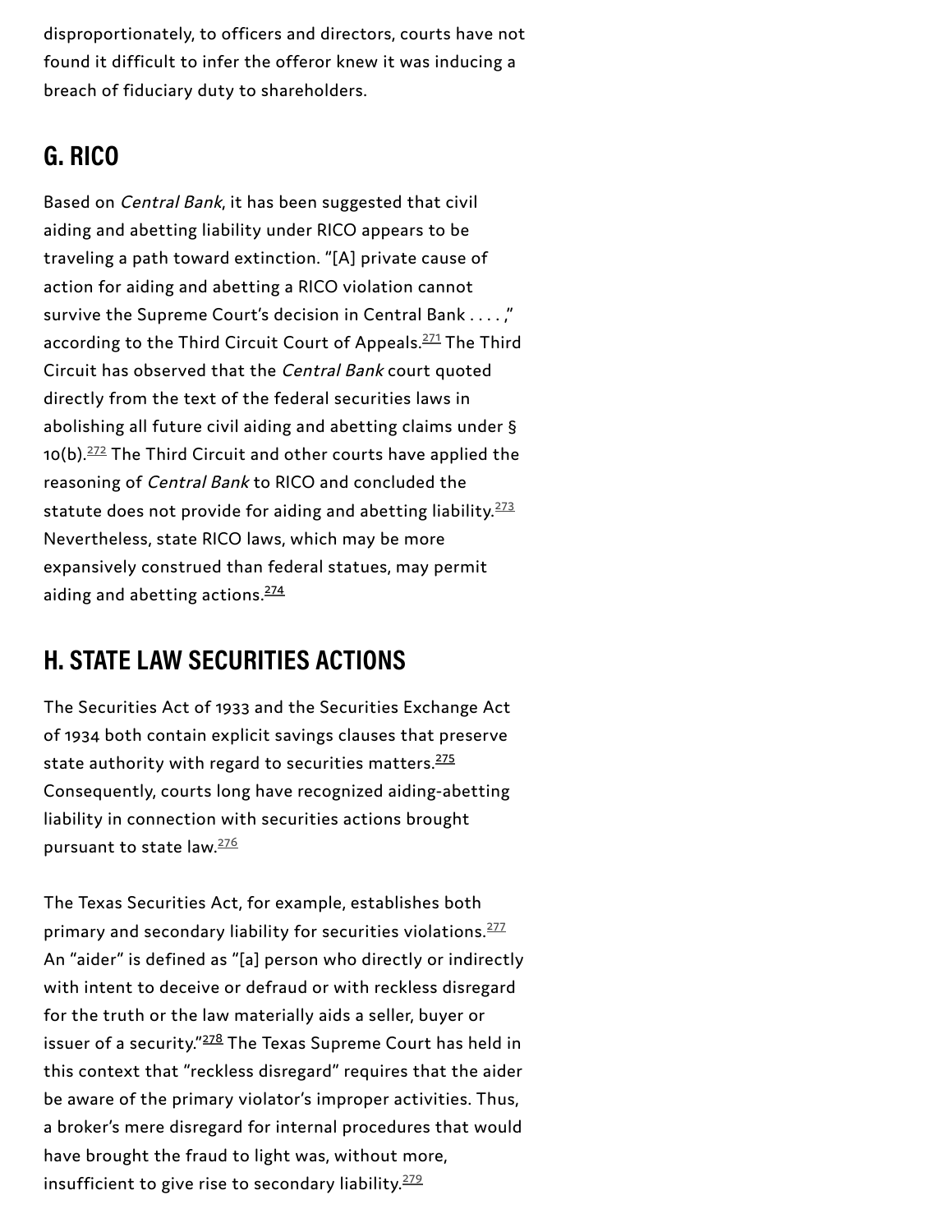disproportionately, to officers and directors, courts have not found it difficult to infer the offeror knew it was inducing a breach of fiduciary duty to shareholders.

## G. RICO

Based on *Central Bank*, it has been suggested that civil aiding and abetting liability under RICO appears to be traveling a path toward extinction. "[A] private cause of action for aiding and abetting a RICO violation cannot survive the Supreme Court's decision in Central Bank . . . . ," according to the Third Circuit Court of Appeals.[271] The Third Circuit has observed that the *Central Bank* court quoted directly from the text of the federal securities laws in abolishing all future civil aiding and abetting claims under § 10(b).[272] The Third Circuit and other courts have applied the reasoning of *Central Bank* to RICO and concluded the statute does not provide for aiding and abetting liability.[273] Nevertheless, state RICO laws, which may be more expansively construed than federal statues, may permit aiding and abetting actions.[274]

## H. STATE LAW SECURITIES ACTIONS

The Securities Act of 1933 and the Securities Exchange Act of 1934 both contain explicit savings clauses that preserve state authority with regard to securities matters.[275] Consequently, courts long have recognized aiding-abetting liability in connection with securities actions brought pursuant to state law.[276]

The Texas Securities Act, for example, establishes both primary and secondary liability for securities violations.[277] An "aider" is defined as "[a] person who directly or indirectly with intent to deceive or defraud or with reckless disregard for the truth or the law materially aids a seller, buyer or issuer of a security."[278] The Texas Supreme Court has held in this context that "reckless disregard" requires that the aider be aware of the primary violator's improper activities. Thus, a broker's mere disregard for internal procedures that would have brought the fraud to light was, without more, insufficient to give rise to secondary liability.[279]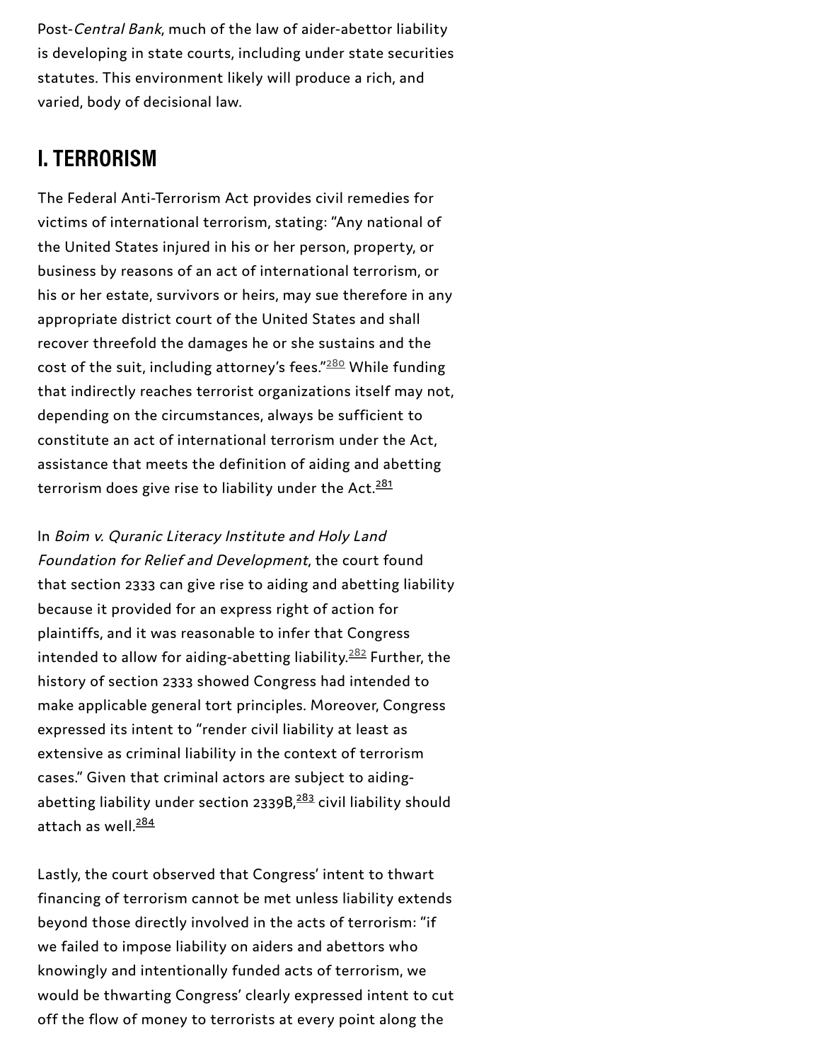Post-*Central Bank*, much of the law of aider-abettor liability is developing in state courts, including under state securities statutes. This environment likely will produce a rich, and varied, body of decisional law.

## I. TERRORISM

The Federal Anti-Terrorism Act provides civil remedies for victims of international terrorism, stating: "Any national of the United States injured in his or her person, property, or business by reasons of an act of international terrorism, or his or her estate, survivors or heirs, may sue therefore in any appropriate district court of the United States and shall recover threefold the damages he or she sustains and the cost of the suit, including attorney's fees."[280] While funding that indirectly reaches terrorist organizations itself may not, depending on the circumstances, always be sufficient to constitute an act of international terrorism under the Act, assistance that meets the definition of aiding and abetting terrorism does give rise to liability under the Act.[281]

In *Boim v. Quranic Literacy Institute and Holy Land Foundation for Relief and Development*, the court found that section 2333 can give rise to aiding and abetting liability because it provided for an express right of action for plaintiffs, and it was reasonable to infer that Congress intended to allow for aiding-abetting liability.[282] Further, the history of section 2333 showed Congress had intended to make applicable general tort principles. Moreover, Congress expressed its intent to "render civil liability at least as extensive as criminal liability in the context of terrorism cases." Given that criminal actors are subject to aiding-abetting liability under section 2339B,[283] civil liability should attach as well.[284]

Lastly, the court observed that Congress' intent to thwart financing of terrorism cannot be met unless liability extends beyond those directly involved in the acts of terrorism: "if we failed to impose liability on aiders and abettors who knowingly and intentionally funded acts of terrorism, we would be thwarting Congress' clearly expressed intent to cut off the flow of money to terrorists at every point along the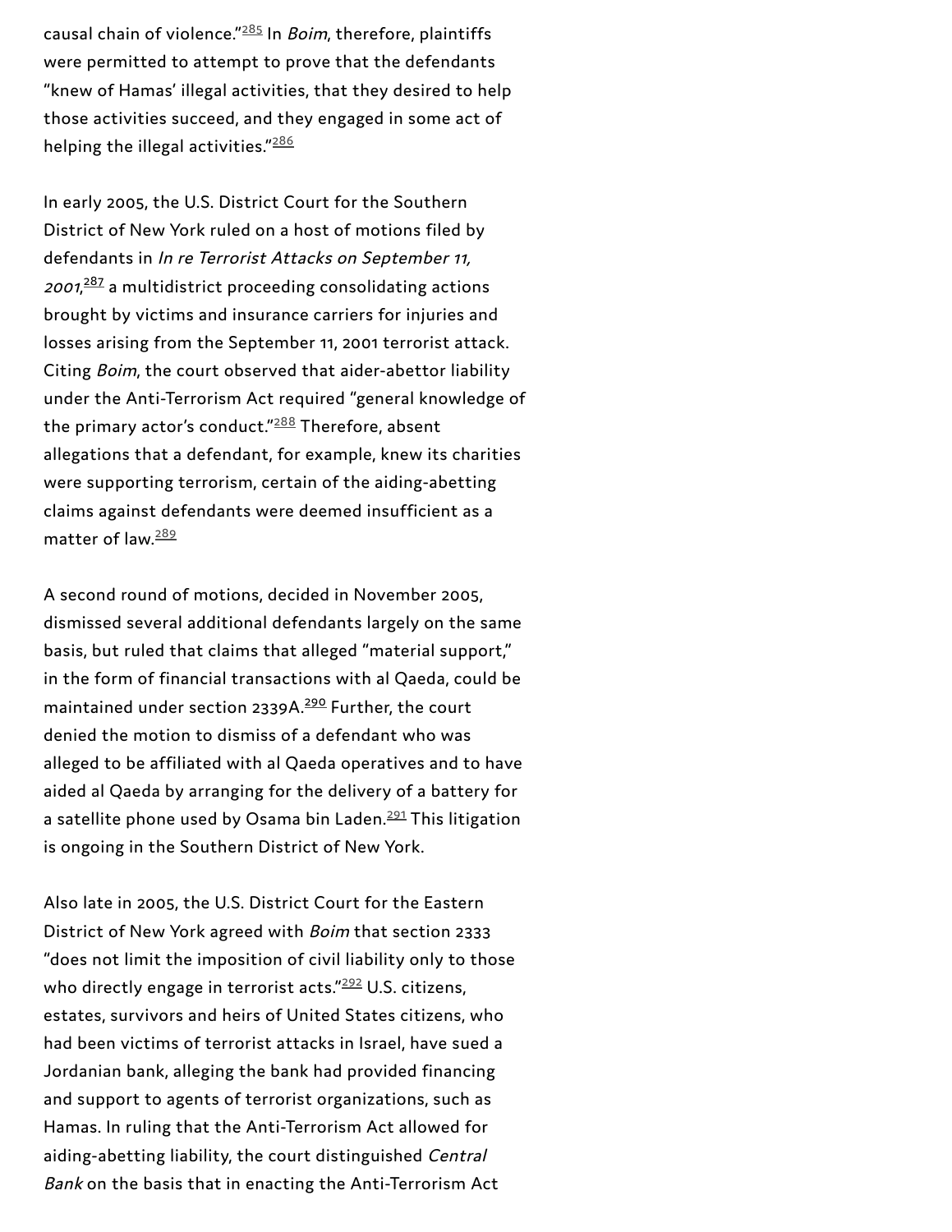causal chain of violence."[285] In *Boim*, therefore, plaintiffs were permitted to attempt to prove that the defendants "knew of Hamas' illegal activities, that they desired to help those activities succeed, and they engaged in some act of helping the illegal activities."[286]

In early 2005, the U.S. District Court for the Southern District of New York ruled on a host of motions filed by defendants in *In re Terrorist Attacks on September 11, 2001*,[287] a multidistrict proceeding consolidating actions brought by victims and insurance carriers for injuries and losses arising from the September 11, 2001 terrorist attack. Citing *Boim*, the court observed that aider-abettor liability under the Anti-Terrorism Act required "general knowledge of the primary actor's conduct."[288] Therefore, absent allegations that a defendant, for example, knew its charities were supporting terrorism, certain of the aiding-abetting claims against defendants were deemed insufficient as a matter of law.[289]

A second round of motions, decided in November 2005, dismissed several additional defendants largely on the same basis, but ruled that claims that alleged "material support," in the form of financial transactions with al Qaeda, could be maintained under section 2339A.[290] Further, the court denied the motion to dismiss of a defendant who was alleged to be affiliated with al Qaeda operatives and to have aided al Qaeda by arranging for the delivery of a battery for a satellite phone used by Osama bin Laden.[291] This litigation is ongoing in the Southern District of New York.

Also late in 2005, the U.S. District Court for the Eastern District of New York agreed with *Boim* that section 2333 "does not limit the imposition of civil liability only to those who directly engage in terrorist acts."[292] U.S. citizens, estates, survivors and heirs of United States citizens, who had been victims of terrorist attacks in Israel, have sued a Jordanian bank, alleging the bank had provided financing and support to agents of terrorist organizations, such as Hamas. In ruling that the Anti-Terrorism Act allowed for aiding-abetting liability, the court distinguished *Central Bank* on the basis that in enacting the Anti-Terrorism Act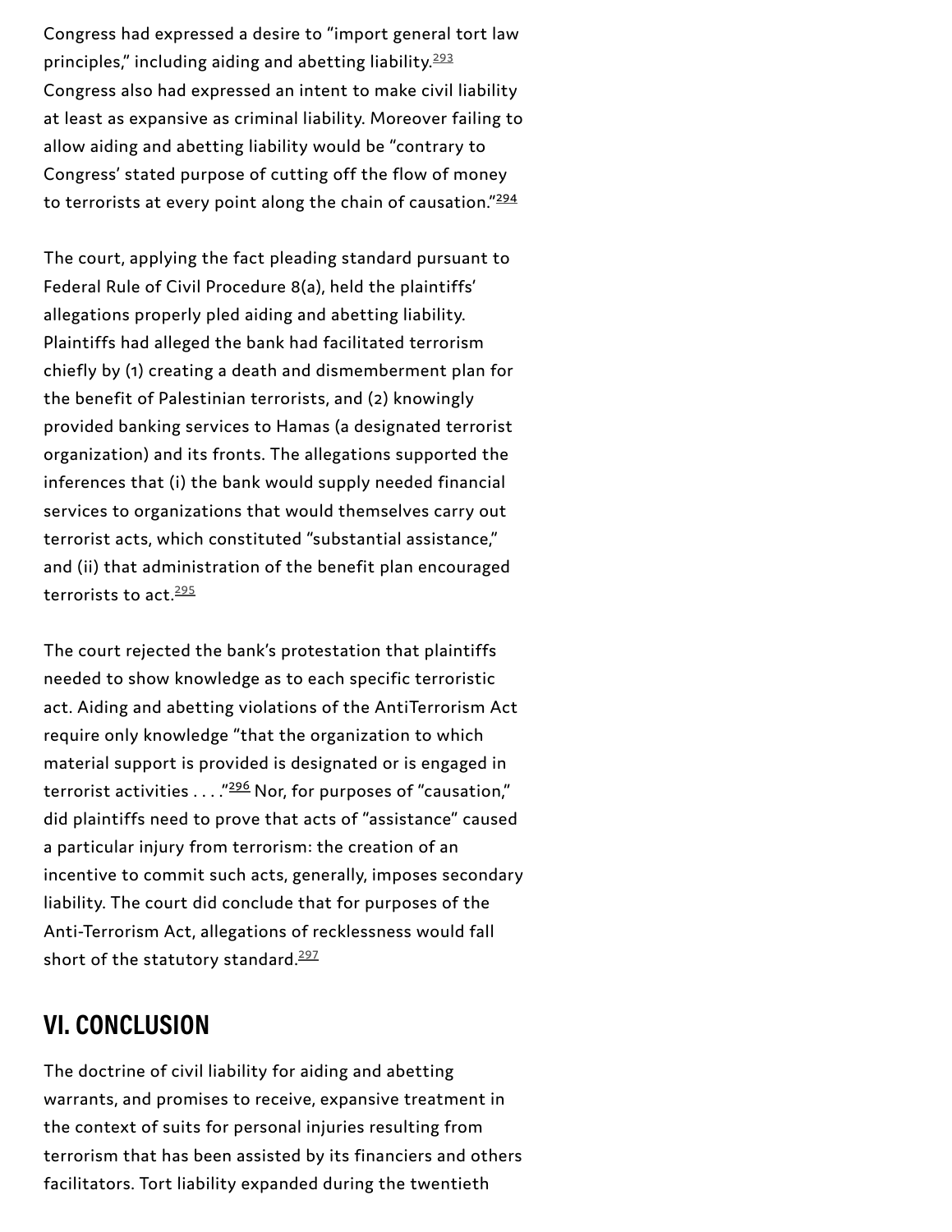Congress had expressed a desire to "import general tort law principles," including aiding and abetting liability.[293] Congress also had expressed an intent to make civil liability at least as expansive as criminal liability. Moreover failing to allow aiding and abetting liability would be "contrary to Congress' stated purpose of cutting off the flow of money to terrorists at every point along the chain of causation."[294]

The court, applying the fact pleading standard pursuant to Federal Rule of Civil Procedure 8(a), held the plaintiffs' allegations properly pled aiding and abetting liability. Plaintiffs had alleged the bank had facilitated terrorism chiefly by (1) creating a death and dismemberment plan for the benefit of Palestinian terrorists, and (2) knowingly provided banking services to Hamas (a designated terrorist organization) and its fronts. The allegations supported the inferences that (i) the bank would supply needed financial services to organizations that would themselves carry out terrorist acts, which constituted "substantial assistance," and (ii) that administration of the benefit plan encouraged terrorists to act.[295]

The court rejected the bank's protestation that plaintiffs needed to show knowledge as to each specific terroristic act. Aiding and abetting violations of the AntiTerrorism Act require only knowledge "that the organization to which material support is provided is designated or is engaged in terrorist activities . . . ."[296] Nor, for purposes of "causation," did plaintiffs need to prove that acts of "assistance" caused a particular injury from terrorism: the creation of an incentive to commit such acts, generally, imposes secondary liability. The court did conclude that for purposes of the Anti-Terrorism Act, allegations of recklessness would fall short of the statutory standard.[297]

## VI. CONCLUSION

The doctrine of civil liability for aiding and abetting warrants, and promises to receive, expansive treatment in the context of suits for personal injuries resulting from terrorism that has been assisted by its financiers and others facilitators. Tort liability expanded during the twentieth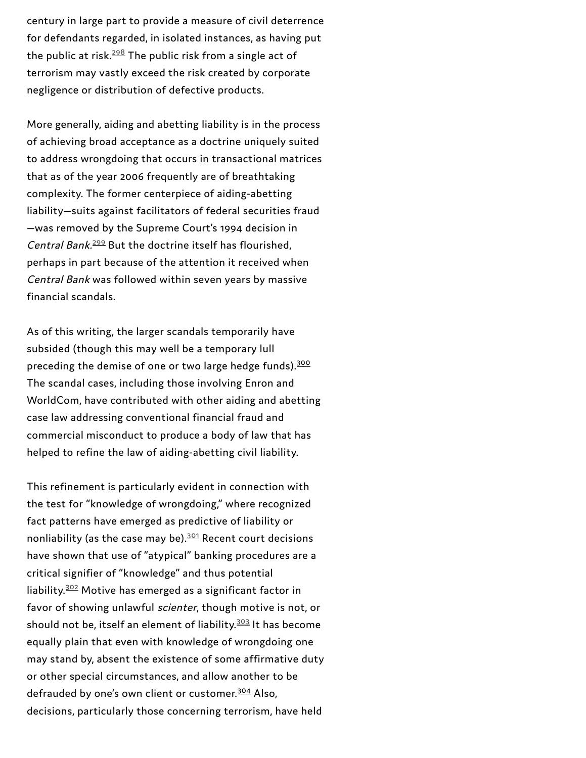century in large part to provide a measure of civil deterrence for defendants regarded, in isolated instances, as having put the public at risk.[298] The public risk from a single act of terrorism may vastly exceed the risk created by corporate negligence or distribution of defective products.

More generally, aiding and abetting liability is in the process of achieving broad acceptance as a doctrine uniquely suited to address wrongdoing that occurs in transactional matrices that as of the year 2006 frequently are of breathtaking complexity. The former centerpiece of aiding-abetting liability—suits against facilitators of federal securities fraud—was removed by the Supreme Court's 1994 decision in *Central Bank*.[299] But the doctrine itself has flourished, perhaps in part because of the attention it received when *Central Bank* was followed within seven years by massive financial scandals.

As of this writing, the larger scandals temporarily have subsided (though this may well be a temporary lull preceding the demise of one or two large hedge funds).[300] The scandal cases, including those involving Enron and WorldCom, have contributed with other aiding and abetting case law addressing conventional financial fraud and commercial misconduct to produce a body of law that has helped to refine the law of aiding-abetting civil liability.

This refinement is particularly evident in connection with the test for "knowledge of wrongdoing," where recognized fact patterns have emerged as predictive of liability or nonliability (as the case may be).[301] Recent court decisions have shown that use of "atypical" banking procedures are a critical signifier of "knowledge" and thus potential liability.[302] Motive has emerged as a significant factor in favor of showing unlawful *scienter*, though motive is not, or should not be, itself an element of liability.[303] It has become equally plain that even with knowledge of wrongdoing one may stand by, absent the existence of some affirmative duty or other special circumstances, and allow another to be defrauded by one's own client or customer.[304] Also, decisions, particularly those concerning terrorism, have held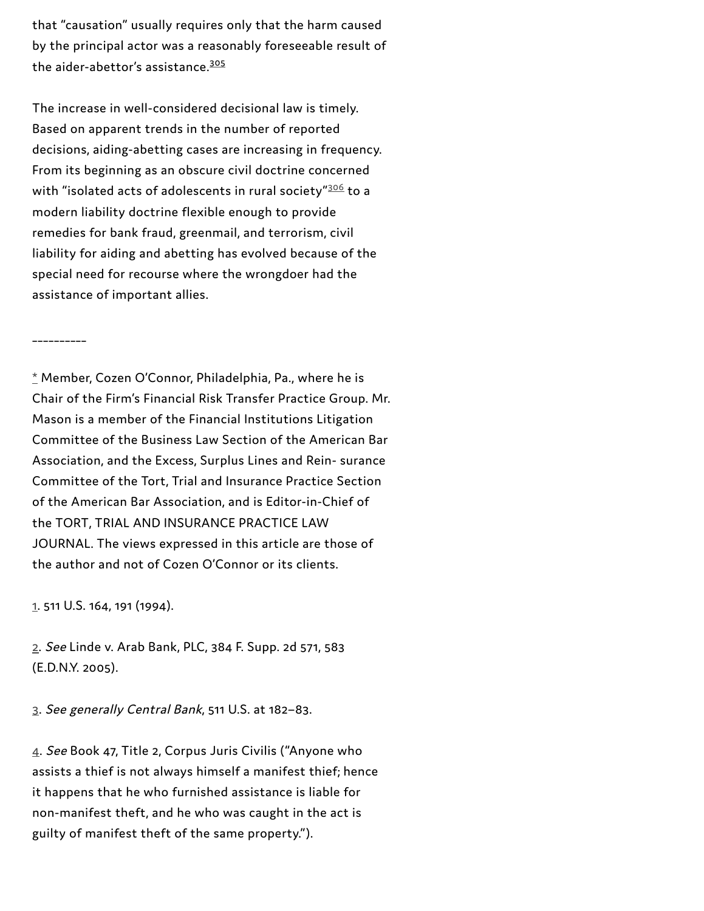that "causation" usually requires only that the harm caused by the principal actor was a reasonably foreseeable result of the aider-abettor's assistance.[305]

The increase in well-considered decisional law is timely. Based on apparent trends in the number of reported decisions, aiding-abetting cases are increasing in frequency. From its beginning as an obscure civil doctrine concerned with "isolated acts of adolescents in rural society"[306] to a modern liability doctrine flexible enough to provide remedies for bank fraud, greenmail, and terrorism, civil liability for aiding and abetting has evolved because of the special need for recourse where the wrongdoer had the assistance of important allies.

----------

* Member, Cozen O'Connor, Philadelphia, Pa., where he is Chair of the Firm's Financial Risk Transfer Practice Group. Mr. Mason is a member of the Financial Institutions Litigation Committee of the Business Law Section of the American Bar Association, and the Excess, Surplus Lines and Rein- surance Committee of the Tort, Trial and Insurance Practice Section of the American Bar Association, and is Editor-in-Chief of the TORT, TRIAL AND INSURANCE PRACTICE LAW JOURNAL. The views expressed in this article are those of the author and not of Cozen O'Connor or its clients.

1. 511 U.S. 164, 191 (1994).

2. *See* Linde v. Arab Bank, PLC, 384 F. Supp. 2d 571, 583 (E.D.N.Y. 2005).

3. *See generally Central Bank*, 511 U.S. at 182–83.

4. *See* Book 47, Title 2, Corpus Juris Civilis ("Anyone who assists a thief is not always himself a manifest thief; hence it happens that he who furnished assistance is liable for non-manifest theft, and he who was caught in the act is guilty of manifest theft of the same property.").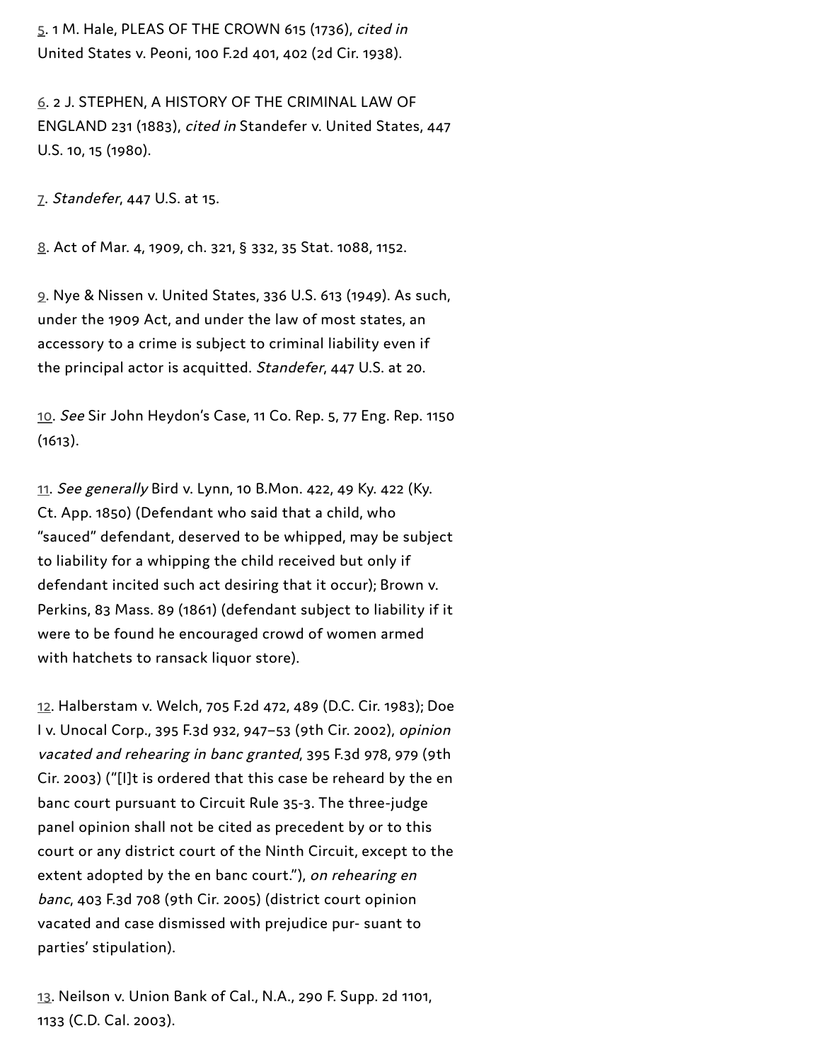5. 1 M. Hale, PLEAS OF THE CROWN 615 (1736), *cited in* United States v. Peoni, 100 F.2d 401, 402 (2d Cir. 1938).

6. 2 J. STEPHEN, A HISTORY OF THE CRIMINAL LAW OF ENGLAND 231 (1883), *cited in* Standefer v. United States, 447 U.S. 10, 15 (1980).

7. *Standefer*, 447 U.S. at 15.

8. Act of Mar. 4, 1909, ch. 321, § 332, 35 Stat. 1088, 1152.

9. Nye & Nissen v. United States, 336 U.S. 613 (1949). As such, under the 1909 Act, and under the law of most states, an accessory to a crime is subject to criminal liability even if the principal actor is acquitted. *Standefer*, 447 U.S. at 20.

10. *See* Sir John Heydon's Case, 11 Co. Rep. 5, 77 Eng. Rep. 1150 (1613).

11. *See generally* Bird v. Lynn, 10 B.Mon. 422, 49 Ky. 422 (Ky. Ct. App. 1850) (Defendant who said that a child, who "sauced" defendant, deserved to be whipped, may be subject to liability for a whipping the child received but only if defendant incited such act desiring that it occur); Brown v. Perkins, 83 Mass. 89 (1861) (defendant subject to liability if it were to be found he encouraged crowd of women armed with hatchets to ransack liquor store).

12. Halberstam v. Welch, 705 F.2d 472, 489 (D.C. Cir. 1983); Doe I v. Unocal Corp., 395 F.3d 932, 947–53 (9th Cir. 2002), *opinion vacated and rehearing in banc granted*, 395 F.3d 978, 979 (9th Cir. 2003) ("[I]t is ordered that this case be reheard by the en banc court pursuant to Circuit Rule 35-3. The three-judge panel opinion shall not be cited as precedent by or to this court or any district court of the Ninth Circuit, except to the extent adopted by the en banc court."), *on rehearing en banc*, 403 F.3d 708 (9th Cir. 2005) (district court opinion vacated and case dismissed with prejudice pur- suant to parties' stipulation).

13. Neilson v. Union Bank of Cal., N.A., 290 F. Supp. 2d 1101, 1133 (C.D. Cal. 2003).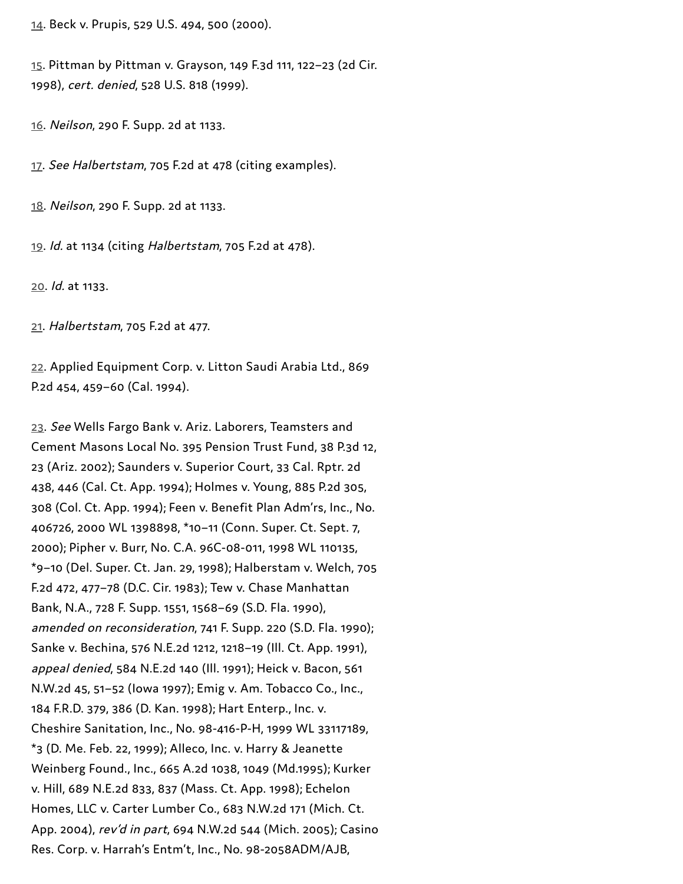14. Beck v. Prupis, 529 U.S. 494, 500 (2000).

15. Pittman by Pittman v. Grayson, 149 F.3d 111, 122–23 (2d Cir. 1998), *cert. denied*, 528 U.S. 818 (1999).

16. *Neilson*, 290 F. Supp. 2d at 1133.

17. *See Halbertstam*, 705 F.2d at 478 (citing examples).

18. *Neilson*, 290 F. Supp. 2d at 1133.

19. *Id.* at 1134 (citing *Halbertstam*, 705 F.2d at 478).

20. *Id.* at 1133.

21. *Halbertstam*, 705 F.2d at 477.

22. Applied Equipment Corp. v. Litton Saudi Arabia Ltd., 869 P.2d 454, 459–60 (Cal. 1994).

23. *See* Wells Fargo Bank v. Ariz. Laborers, Teamsters and Cement Masons Local No. 395 Pension Trust Fund, 38 P.3d 12, 23 (Ariz. 2002); Saunders v. Superior Court, 33 Cal. Rptr. 2d 438, 446 (Cal. Ct. App. 1994); Holmes v. Young, 885 P.2d 305, 308 (Col. Ct. App. 1994); Feen v. Benefit Plan Adm'rs, Inc., No. 406726, 2000 WL 1398898, *10–11 (Conn. Super. Ct. Sept. 7, 2000); Pipher v. Burr, No. C.A. 96C-08-011, 1998 WL 110135, *9–10 (Del. Super. Ct. Jan. 29, 1998); Halberstam v. Welch, 705 F.2d 472, 477–78 (D.C. Cir. 1983); Tew v. Chase Manhattan Bank, N.A., 728 F. Supp. 1551, 1568–69 (S.D. Fla. 1990), *amended on reconsideration*, 741 F. Supp. 220 (S.D. Fla. 1990); Sanke v. Bechina, 576 N.E.2d 1212, 1218–19 (Ill. Ct. App. 1991), *appeal denied*, 584 N.E.2d 140 (Ill. 1991); Heick v. Bacon, 561 N.W.2d 45, 51–52 (Iowa 1997); Emig v. Am. Tobacco Co., Inc., 184 F.R.D. 379, 386 (D. Kan. 1998); Hart Enterp., Inc. v. Cheshire Sanitation, Inc., No. 98-416-P-H, 1999 WL 33117189, *3 (D. Me. Feb. 22, 1999); Alleco, Inc. v. Harry & Jeanette Weinberg Found., Inc., 665 A.2d 1038, 1049 (Md.1995); Kurker v. Hill, 689 N.E.2d 833, 837 (Mass. Ct. App. 1998); Echelon Homes, LLC v. Carter Lumber Co., 683 N.W.2d 171 (Mich. Ct. App. 2004), *rev'd in part*, 694 N.W.2d 544 (Mich. 2005); Casino Res. Corp. v. Harrah's Entm't, Inc., No. 98-2058ADM/AJB,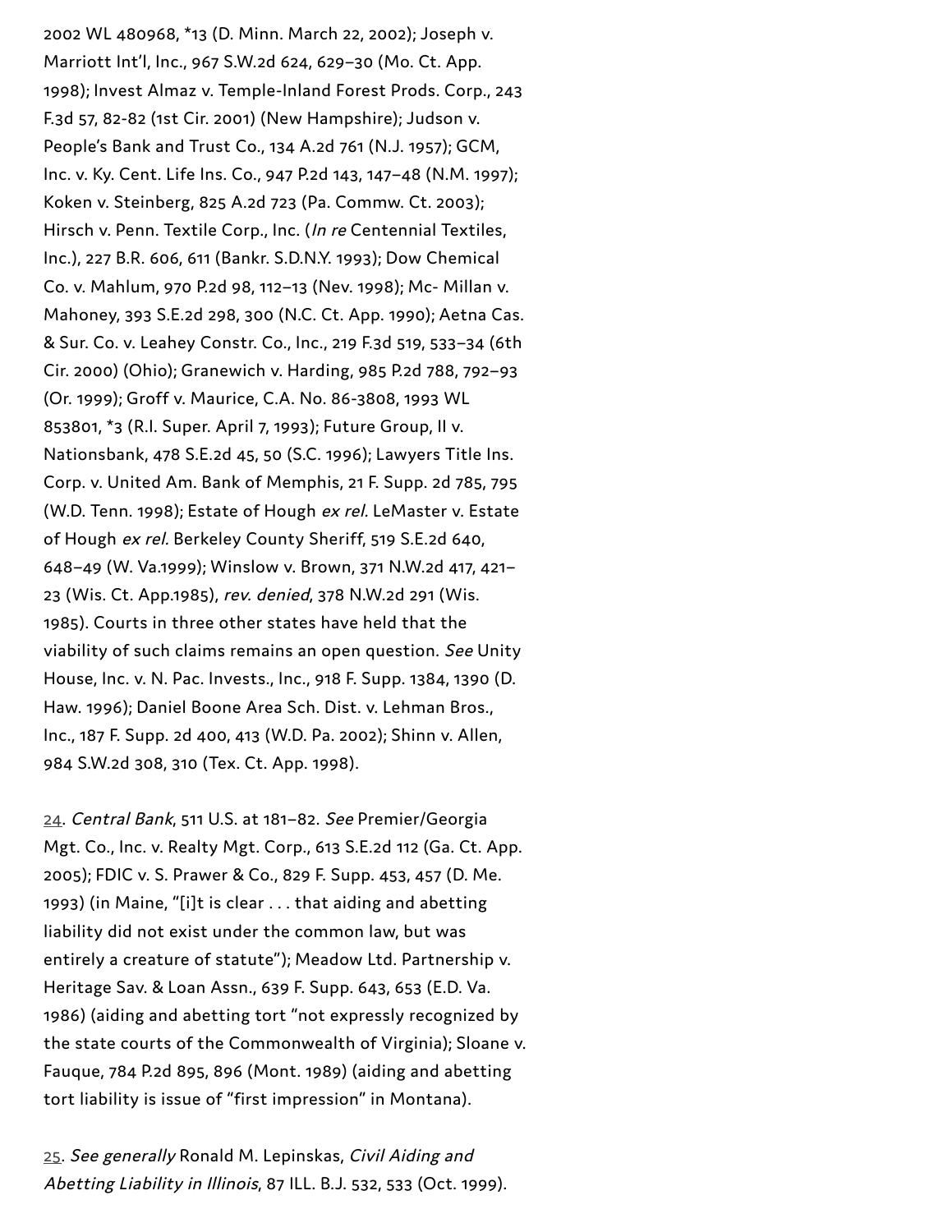2002 WL 480968, *13 (D. Minn. March 22, 2002); Joseph v. Marriott Int'l, Inc., 967 S.W.2d 624, 629–30 (Mo. Ct. App. 1998); Invest Almaz v. Temple-Inland Forest Prods. Corp., 243 F.3d 57, 82-82 (1st Cir. 2001) (New Hampshire); Judson v. People's Bank and Trust Co., 134 A.2d 761 (N.J. 1957); GCM, Inc. v. Ky. Cent. Life Ins. Co., 947 P.2d 143, 147–48 (N.M. 1997); Koken v. Steinberg, 825 A.2d 723 (Pa. Commw. Ct. 2003); Hirsch v. Penn. Textile Corp., Inc. (*In re* Centennial Textiles, Inc.), 227 B.R. 606, 611 (Bankr. S.D.N.Y. 1993); Dow Chemical Co. v. Mahlum, 970 P.2d 98, 112–13 (Nev. 1998); Mc- Millan v. Mahoney, 393 S.E.2d 298, 300 (N.C. Ct. App. 1990); Aetna Cas. & Sur. Co. v. Leahey Constr. Co., Inc., 219 F.3d 519, 533–34 (6th Cir. 2000) (Ohio); Granewich v. Harding, 985 P.2d 788, 792–93 (Or. 1999); Groff v. Maurice, C.A. No. 86-3808, 1993 WL 853801, *3 (R.I. Super. April 7, 1993); Future Group, II v. Nationsbank, 478 S.E.2d 45, 50 (S.C. 1996); Lawyers Title Ins. Corp. v. United Am. Bank of Memphis, 21 F. Supp. 2d 785, 795 (W.D. Tenn. 1998); Estate of Hough *ex rel.* LeMaster v. Estate of Hough *ex rel.* Berkeley County Sheriff, 519 S.E.2d 640, 648–49 (W. Va.1999); Winslow v. Brown, 371 N.W.2d 417, 421–23 (Wis. Ct. App.1985), *rev. denied*, 378 N.W.2d 291 (Wis. 1985). Courts in three other states have held that the viability of such claims remains an open question. *See* Unity House, Inc. v. N. Pac. Invests., Inc., 918 F. Supp. 1384, 1390 (D. Haw. 1996); Daniel Boone Area Sch. Dist. v. Lehman Bros., Inc., 187 F. Supp. 2d 400, 413 (W.D. Pa. 2002); Shinn v. Allen, 984 S.W.2d 308, 310 (Tex. Ct. App. 1998).

24. *Central Bank*, 511 U.S. at 181–82. *See* Premier/Georgia Mgt. Co., Inc. v. Realty Mgt. Corp., 613 S.E.2d 112 (Ga. Ct. App. 2005); FDIC v. S. Prawer & Co., 829 F. Supp. 453, 457 (D. Me. 1993) (in Maine, "[i]t is clear . . . that aiding and abetting liability did not exist under the common law, but was entirely a creature of statute"); Meadow Ltd. Partnership v. Heritage Sav. & Loan Assn., 639 F. Supp. 643, 653 (E.D. Va. 1986) (aiding and abetting tort "not expressly recognized by the state courts of the Commonwealth of Virginia); Sloane v. Fauque, 784 P.2d 895, 896 (Mont. 1989) (aiding and abetting tort liability is issue of "first impression" in Montana).

25. *See generally* Ronald M. Lepinskas, *Civil Aiding and Abetting Liability in Illinois*, 87 ILL. B.J. 532, 533 (Oct. 1999).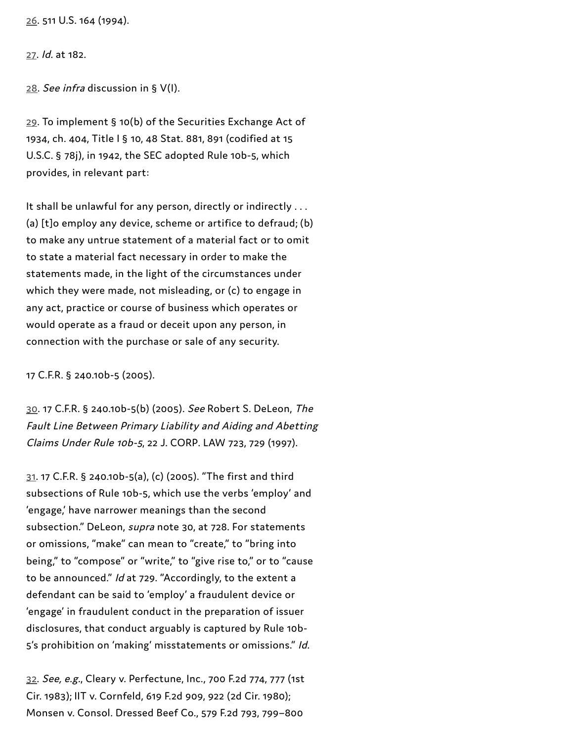26. 511 U.S. 164 (1994).

27. *Id.* at 182.

28. *See infra* discussion in § V(I).

29. To implement § 10(b) of the Securities Exchange Act of 1934, ch. 404, Title I § 10, 48 Stat. 881, 891 (codified at 15 U.S.C. § 78j), in 1942, the SEC adopted Rule 10b-5, which provides, in relevant part:

It shall be unlawful for any person, directly or indirectly . . . (a) [t]o employ any device, scheme or artifice to defraud; (b) to make any untrue statement of a material fact or to omit to state a material fact necessary in order to make the statements made, in the light of the circumstances under which they were made, not misleading, or (c) to engage in any act, practice or course of business which operates or would operate as a fraud or deceit upon any person, in connection with the purchase or sale of any security.

17 C.F.R. § 240.10b-5 (2005).

30. 17 C.F.R. § 240.10b-5(b) (2005). *See* Robert S. DeLeon, *The Fault Line Between Primary Liability and Aiding and Abetting Claims Under Rule 10b-5*, 22 J. CORP. LAW 723, 729 (1997).

31. 17 C.F.R. § 240.10b-5(a), (c) (2005). "The first and third subsections of Rule 10b-5, which use the verbs 'employ' and 'engage,' have narrower meanings than the second subsection." DeLeon, *supra* note 30, at 728. For statements or omissions, "make" can mean to "create," to "bring into being," to "compose" or "write," to "give rise to," or to "cause to be announced." *Id* at 729. "Accordingly, to the extent a defendant can be said to 'employ' a fraudulent device or 'engage' in fraudulent conduct in the preparation of issuer disclosures, that conduct arguably is captured by Rule 10b-5's prohibition on 'making' misstatements or omissions." *Id.*

32. *See, e.g.*, Cleary v. Perfectune, Inc., 700 F.2d 774, 777 (1st Cir. 1983); IIT v. Cornfeld, 619 F.2d 909, 922 (2d Cir. 1980); Monsen v. Consol. Dressed Beef Co., 579 F.2d 793, 799–800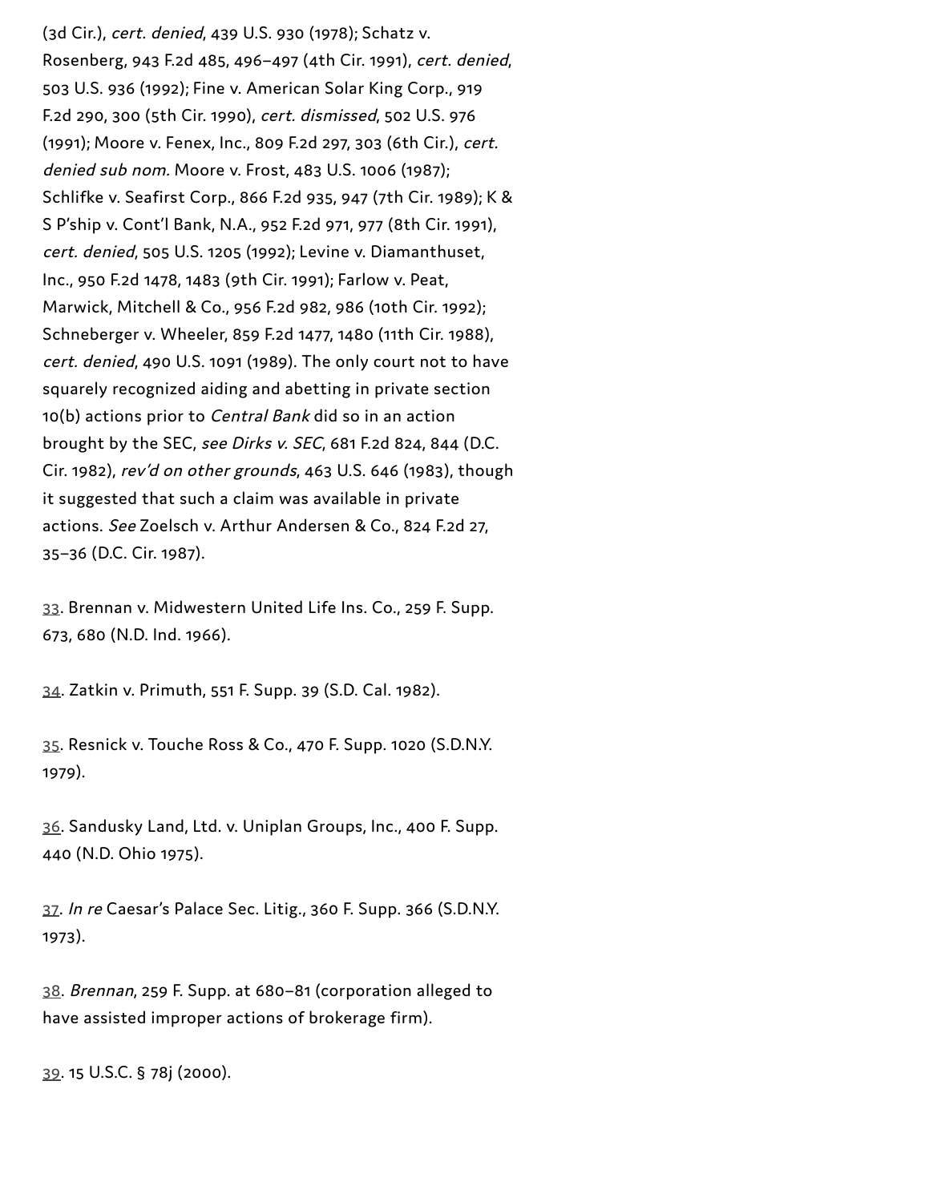(3d Cir.), *cert. denied*, 439 U.S. 930 (1978); Schatz v. Rosenberg, 943 F.2d 485, 496–497 (4th Cir. 1991), *cert. denied*, 503 U.S. 936 (1992); Fine v. American Solar King Corp., 919 F.2d 290, 300 (5th Cir. 1990), *cert. dismissed*, 502 U.S. 976 (1991); Moore v. Fenex, Inc., 809 F.2d 297, 303 (6th Cir.), *cert. denied sub nom.* Moore v. Frost, 483 U.S. 1006 (1987); Schlifke v. Seafirst Corp., 866 F.2d 935, 947 (7th Cir. 1989); K & S P'ship v. Cont'l Bank, N.A., 952 F.2d 971, 977 (8th Cir. 1991), *cert. denied*, 505 U.S. 1205 (1992); Levine v. Diamanthuset, Inc., 950 F.2d 1478, 1483 (9th Cir. 1991); Farlow v. Peat, Marwick, Mitchell & Co., 956 F.2d 982, 986 (10th Cir. 1992); Schneberger v. Wheeler, 859 F.2d 1477, 1480 (11th Cir. 1988), *cert. denied*, 490 U.S. 1091 (1989). The only court not to have squarely recognized aiding and abetting in private section 10(b) actions prior to *Central Bank* did so in an action brought by the SEC, *see Dirks v. SEC*, 681 F.2d 824, 844 (D.C. Cir. 1982), *rev'd on other grounds*, 463 U.S. 646 (1983), though it suggested that such a claim was available in private actions. *See* Zoelsch v. Arthur Andersen & Co., 824 F.2d 27, 35–36 (D.C. Cir. 1987).

33. Brennan v. Midwestern United Life Ins. Co., 259 F. Supp. 673, 680 (N.D. Ind. 1966).

34. Zatkin v. Primuth, 551 F. Supp. 39 (S.D. Cal. 1982).

35. Resnick v. Touche Ross & Co., 470 F. Supp. 1020 (S.D.N.Y. 1979).

36. Sandusky Land, Ltd. v. Uniplan Groups, Inc., 400 F. Supp. 440 (N.D. Ohio 1975).

37. *In re* Caesar's Palace Sec. Litig., 360 F. Supp. 366 (S.D.N.Y. 1973).

38. *Brennan*, 259 F. Supp. at 680–81 (corporation alleged to have assisted improper actions of brokerage firm).

39. 15 U.S.C. § 78j (2000).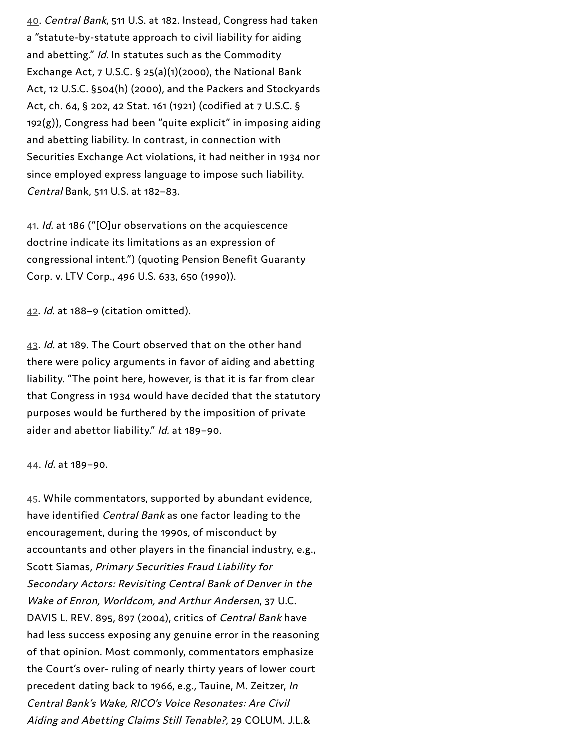40. *Central Bank*, 511 U.S. at 182. Instead, Congress had taken a "statute-by-statute approach to civil liability for aiding and abetting." *Id.* In statutes such as the Commodity Exchange Act, 7 U.S.C. § 25(a)(1)(2000), the National Bank Act, 12 U.S.C. §504(h) (2000), and the Packers and Stockyards Act, ch. 64, § 202, 42 Stat. 161 (1921) (codified at 7 U.S.C. § 192(g)), Congress had been "quite explicit" in imposing aiding and abetting liability. In contrast, in connection with Securities Exchange Act violations, it had neither in 1934 nor since employed express language to impose such liability. *Central* Bank, 511 U.S. at 182–83.

41. *Id.* at 186 ("[O]ur observations on the acquiescence doctrine indicate its limitations as an expression of congressional intent.") (quoting Pension Benefit Guaranty Corp. v. LTV Corp., 496 U.S. 633, 650 (1990)).

42. *Id.* at 188–9 (citation omitted).

43. *Id.* at 189. The Court observed that on the other hand there were policy arguments in favor of aiding and abetting liability. "The point here, however, is that it is far from clear that Congress in 1934 would have decided that the statutory purposes would be furthered by the imposition of private aider and abettor liability." *Id.* at 189–90.

44. *Id.* at 189–90.

45. While commentators, supported by abundant evidence, have identified *Central Bank* as one factor leading to the encouragement, during the 1990s, of misconduct by accountants and other players in the financial industry, e.g., Scott Siamas, *Primary Securities Fraud Liability for Secondary Actors: Revisiting Central Bank of Denver in the Wake of Enron, Worldcom, and Arthur Andersen*, 37 U.C. DAVIS L. REV. 895, 897 (2004), critics of *Central Bank* have had less success exposing any genuine error in the reasoning of that opinion. Most commonly, commentators emphasize the Court's over- ruling of nearly thirty years of lower court precedent dating back to 1966, e.g., Tauine, M. Zeitzer, *In Central Bank's Wake, RICO's Voice Resonates: Are Civil Aiding and Abetting Claims Still Tenable?*, 29 COLUM. J.L.&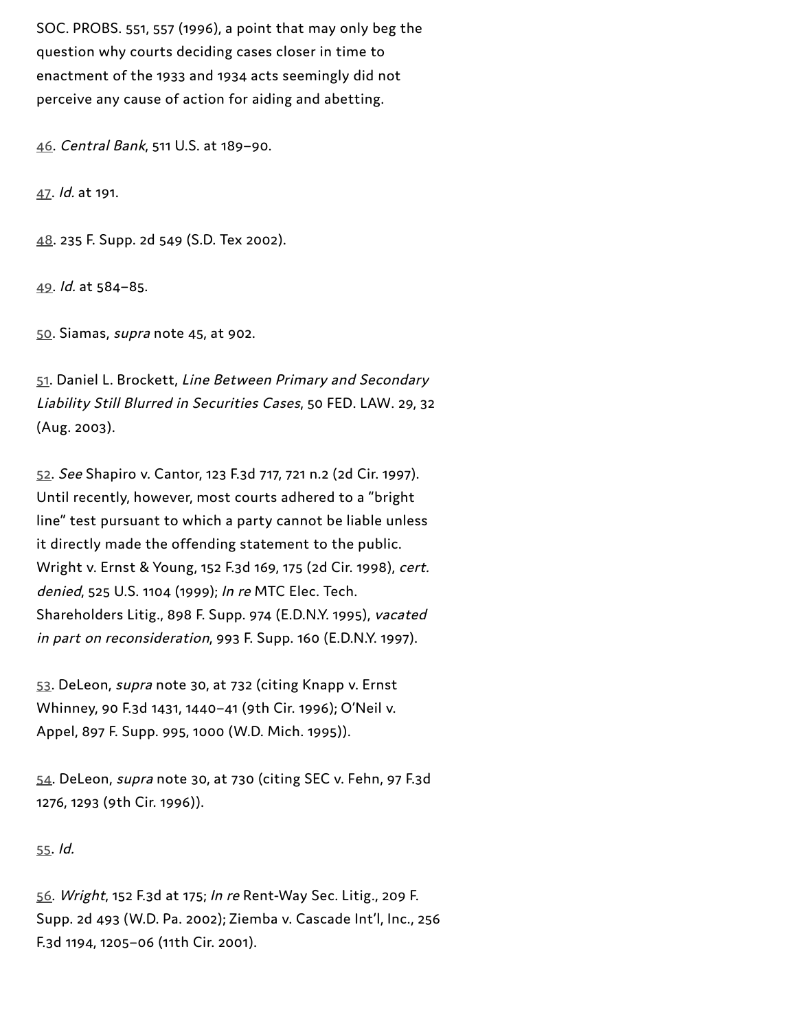SOC. PROBS. 551, 557 (1996), a point that may only beg the question why courts deciding cases closer in time to enactment of the 1933 and 1934 acts seemingly did not perceive any cause of action for aiding and abetting.

46. *Central Bank*, 511 U.S. at 189–90.

47. *Id.* at 191.

48. 235 F. Supp. 2d 549 (S.D. Tex 2002).

49. *Id.* at 584–85.

50. Siamas, *supra* note 45, at 902.

51. Daniel L. Brockett, *Line Between Primary and Secondary Liability Still Blurred in Securities Cases*, 50 FED. LAW. 29, 32 (Aug. 2003).

52. *See* Shapiro v. Cantor, 123 F.3d 717, 721 n.2 (2d Cir. 1997). Until recently, however, most courts adhered to a "bright line" test pursuant to which a party cannot be liable unless it directly made the offending statement to the public. Wright v. Ernst & Young, 152 F.3d 169, 175 (2d Cir. 1998), *cert. denied*, 525 U.S. 1104 (1999); *In re* MTC Elec. Tech. Shareholders Litig., 898 F. Supp. 974 (E.D.N.Y. 1995), *vacated in part on reconsideration*, 993 F. Supp. 160 (E.D.N.Y. 1997).

53. DeLeon, *supra* note 30, at 732 (citing Knapp v. Ernst Whinney, 90 F.3d 1431, 1440–41 (9th Cir. 1996); O'Neil v. Appel, 897 F. Supp. 995, 1000 (W.D. Mich. 1995)).

54. DeLeon, *supra* note 30, at 730 (citing SEC v. Fehn, 97 F.3d 1276, 1293 (9th Cir. 1996)).

55. *Id.*

56. *Wright*, 152 F.3d at 175; *In re* Rent-Way Sec. Litig., 209 F. Supp. 2d 493 (W.D. Pa. 2002); Ziemba v. Cascade Int'l, Inc., 256 F.3d 1194, 1205–06 (11th Cir. 2001).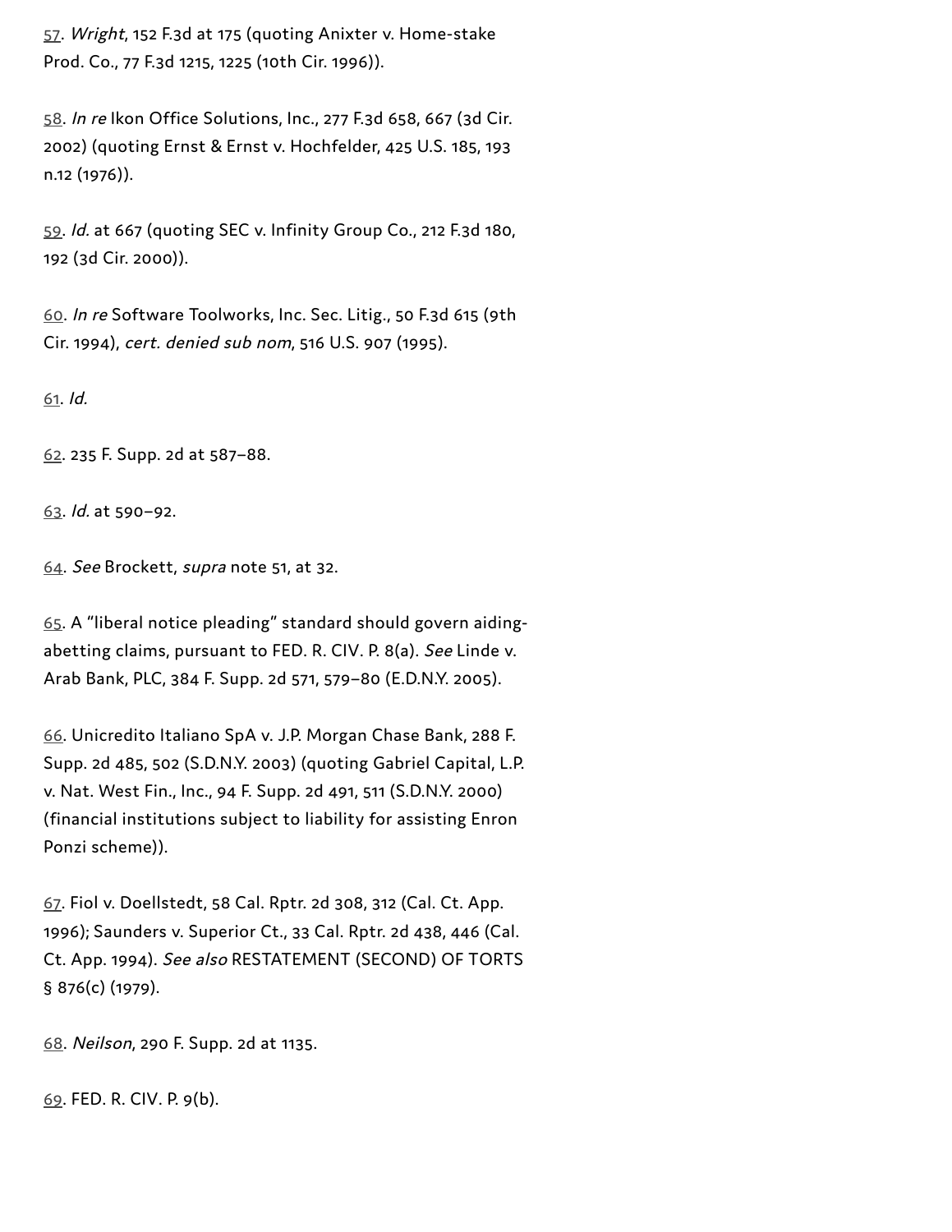57. *Wright*, 152 F.3d at 175 (quoting Anixter v. Home-stake Prod. Co., 77 F.3d 1215, 1225 (10th Cir. 1996)).

58. *In re* Ikon Office Solutions, Inc., 277 F.3d 658, 667 (3d Cir. 2002) (quoting Ernst & Ernst v. Hochfelder, 425 U.S. 185, 193 n.12 (1976)).

59. *Id.* at 667 (quoting SEC v. Infinity Group Co., 212 F.3d 180, 192 (3d Cir. 2000)).

60. *In re* Software Toolworks, Inc. Sec. Litig., 50 F.3d 615 (9th Cir. 1994), *cert. denied sub nom*, 516 U.S. 907 (1995).

61. *Id.*

62. 235 F. Supp. 2d at 587–88.

63. *Id.* at 590–92.

64. *See* Brockett, *supra* note 51, at 32.

65. A "liberal notice pleading" standard should govern aiding-abetting claims, pursuant to FED. R. CIV. P. 8(a). *See* Linde v. Arab Bank, PLC, 384 F. Supp. 2d 571, 579–80 (E.D.N.Y. 2005).

66. Unicredito Italiano SpA v. J.P. Morgan Chase Bank, 288 F. Supp. 2d 485, 502 (S.D.N.Y. 2003) (quoting Gabriel Capital, L.P. v. Nat. West Fin., Inc., 94 F. Supp. 2d 491, 511 (S.D.N.Y. 2000) (financial institutions subject to liability for assisting Enron Ponzi scheme)).

67. Fiol v. Doellstedt, 58 Cal. Rptr. 2d 308, 312 (Cal. Ct. App. 1996); Saunders v. Superior Ct., 33 Cal. Rptr. 2d 438, 446 (Cal. Ct. App. 1994). *See also* RESTATEMENT (SECOND) OF TORTS § 876(c) (1979).

68. *Neilson*, 290 F. Supp. 2d at 1135.

69. FED. R. CIV. P. 9(b).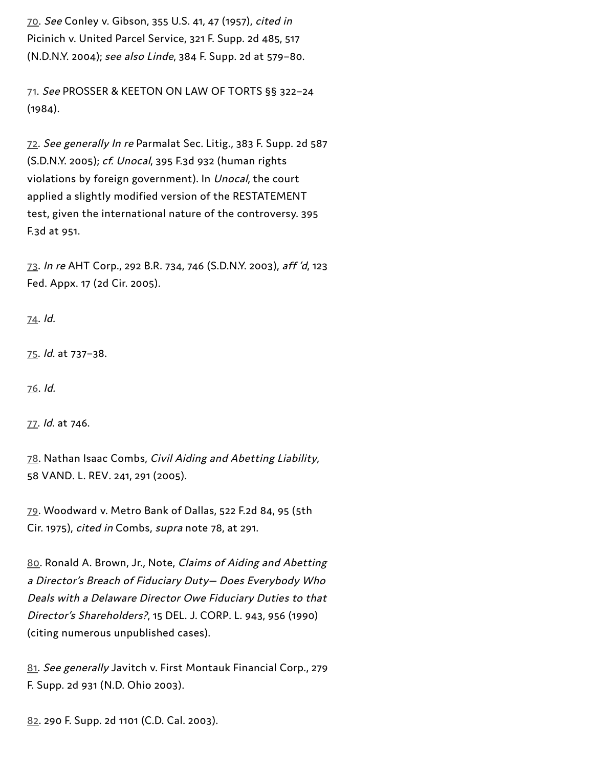70. *See* Conley v. Gibson, 355 U.S. 41, 47 (1957), *cited in* Picinich v. United Parcel Service, 321 F. Supp. 2d 485, 517 (N.D.N.Y. 2004); *see also Linde*, 384 F. Supp. 2d at 579–80.

71. *See* PROSSER & KEETON ON LAW OF TORTS §§ 322–24 (1984).

72. *See generally In re* Parmalat Sec. Litig., 383 F. Supp. 2d 587 (S.D.N.Y. 2005); *cf. Unocal*, 395 F.3d 932 (human rights violations by foreign government). In *Unocal*, the court applied a slightly modified version of the RESTATEMENT test, given the international nature of the controversy. 395 F.3d at 951.

73. *In re* AHT Corp., 292 B.R. 734, 746 (S.D.N.Y. 2003), *aff 'd*, 123 Fed. Appx. 17 (2d Cir. 2005).

74. *Id.*

75. *Id.* at 737–38.

76. *Id.*

77. *Id.* at 746.

78. Nathan Isaac Combs, *Civil Aiding and Abetting Liability*, 58 VAND. L. REV. 241, 291 (2005).

79. Woodward v. Metro Bank of Dallas, 522 F.2d 84, 95 (5th Cir. 1975), *cited in* Combs, *supra* note 78, at 291.

80. Ronald A. Brown, Jr., Note, *Claims of Aiding and Abetting a Director's Breach of Fiduciary Duty— Does Everybody Who Deals with a Delaware Director Owe Fiduciary Duties to that Director's Shareholders?*, 15 DEL. J. CORP. L. 943, 956 (1990) (citing numerous unpublished cases).

81. *See generally* Javitch v. First Montauk Financial Corp., 279 F. Supp. 2d 931 (N.D. Ohio 2003).

82. 290 F. Supp. 2d 1101 (C.D. Cal. 2003).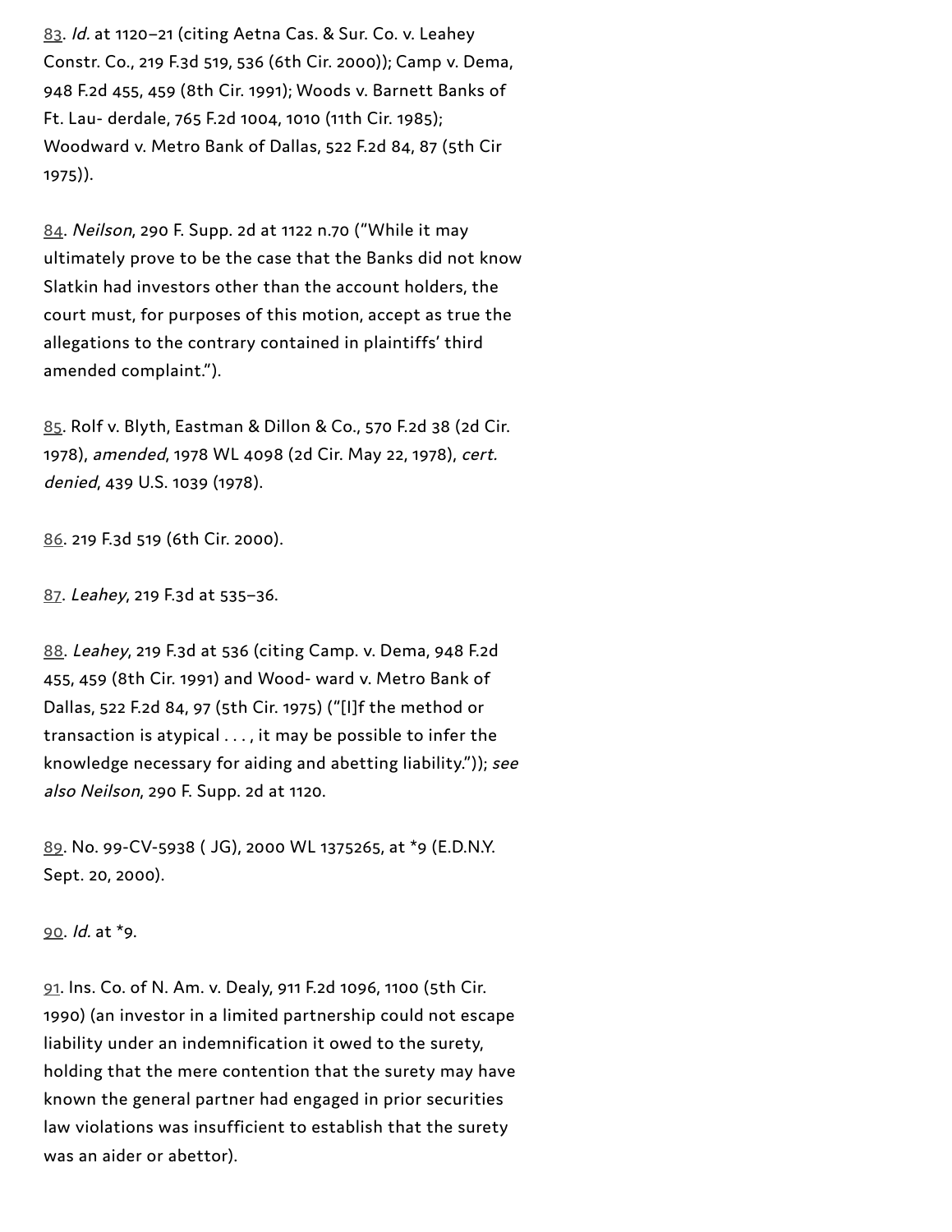83. *Id.* at 1120–21 (citing Aetna Cas. & Sur. Co. v. Leahey Constr. Co., 219 F.3d 519, 536 (6th Cir. 2000)); Camp v. Dema, 948 F.2d 455, 459 (8th Cir. 1991); Woods v. Barnett Banks of Ft. Lau- derdale, 765 F.2d 1004, 1010 (11th Cir. 1985); Woodward v. Metro Bank of Dallas, 522 F.2d 84, 87 (5th Cir 1975)).

84. *Neilson*, 290 F. Supp. 2d at 1122 n.70 ("While it may ultimately prove to be the case that the Banks did not know Slatkin had investors other than the account holders, the court must, for purposes of this motion, accept as true the allegations to the contrary contained in plaintiffs' third amended complaint.").

85. Rolf v. Blyth, Eastman & Dillon & Co., 570 F.2d 38 (2d Cir. 1978), *amended*, 1978 WL 4098 (2d Cir. May 22, 1978), *cert. denied*, 439 U.S. 1039 (1978).

86. 219 F.3d 519 (6th Cir. 2000).

87. *Leahey*, 219 F.3d at 535–36.

88. *Leahey*, 219 F.3d at 536 (citing Camp. v. Dema, 948 F.2d 455, 459 (8th Cir. 1991) and Wood- ward v. Metro Bank of Dallas, 522 F.2d 84, 97 (5th Cir. 1975) ("[I]f the method or transaction is atypical . . . , it may be possible to infer the knowledge necessary for aiding and abetting liability.")); *see also Neilson*, 290 F. Supp. 2d at 1120.

89. No. 99-CV-5938 ( JG), 2000 WL 1375265, at *9 (E.D.N.Y. Sept. 20, 2000).

90. *Id.* at *9.

91. Ins. Co. of N. Am. v. Dealy, 911 F.2d 1096, 1100 (5th Cir. 1990) (an investor in a limited partnership could not escape liability under an indemnification it owed to the surety, holding that the mere contention that the surety may have known the general partner had engaged in prior securities law violations was insufficient to establish that the surety was an aider or abettor).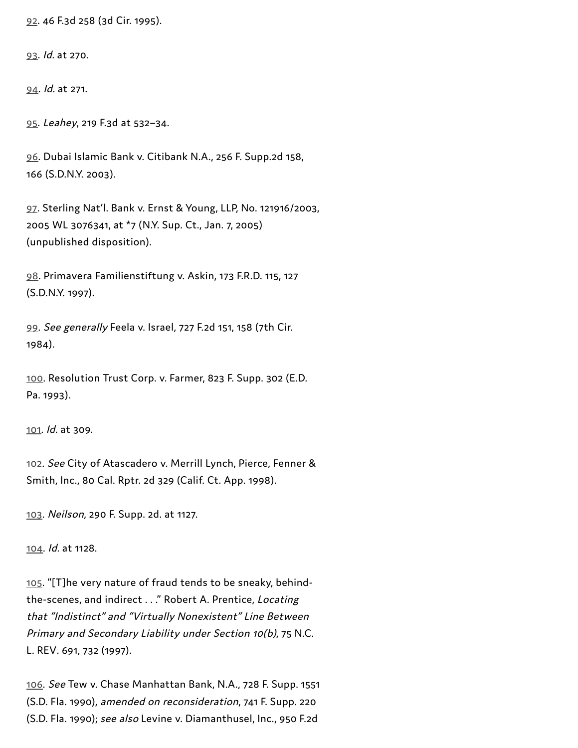92. 46 F.3d 258 (3d Cir. 1995).

93. *Id.* at 270.

94. *Id.* at 271.

95. *Leahey*, 219 F.3d at 532–34.

96. Dubai Islamic Bank v. Citibank N.A., 256 F. Supp.2d 158, 166 (S.D.N.Y. 2003).

97. Sterling Nat'l. Bank v. Ernst & Young, LLP, No. 121916/2003, 2005 WL 3076341, at *7 (N.Y. Sup. Ct., Jan. 7, 2005) (unpublished disposition).

98. Primavera Familienstiftung v. Askin, 173 F.R.D. 115, 127 (S.D.N.Y. 1997).

99. *See generally* Feela v. Israel, 727 F.2d 151, 158 (7th Cir. 1984).

100. Resolution Trust Corp. v. Farmer, 823 F. Supp. 302 (E.D. Pa. 1993).

101. *Id.* at 309.

102. *See* City of Atascadero v. Merrill Lynch, Pierce, Fenner & Smith, Inc., 80 Cal. Rptr. 2d 329 (Calif. Ct. App. 1998).

103. *Neilson*, 290 F. Supp. 2d. at 1127.

104. *Id.* at 1128.

105. "[T]he very nature of fraud tends to be sneaky, behind-the-scenes, and indirect . . ." Robert A. Prentice, *Locating that "Indistinct" and "Virtually Nonexistent" Line Between Primary and Secondary Liability under Section 10(b)*, 75 N.C. L. REV. 691, 732 (1997).

106. *See* Tew v. Chase Manhattan Bank, N.A., 728 F. Supp. 1551 (S.D. Fla. 1990), *amended on reconsideration*, 741 F. Supp. 220 (S.D. Fla. 1990); *see also* Levine v. Diamanthusel, Inc., 950 F.2d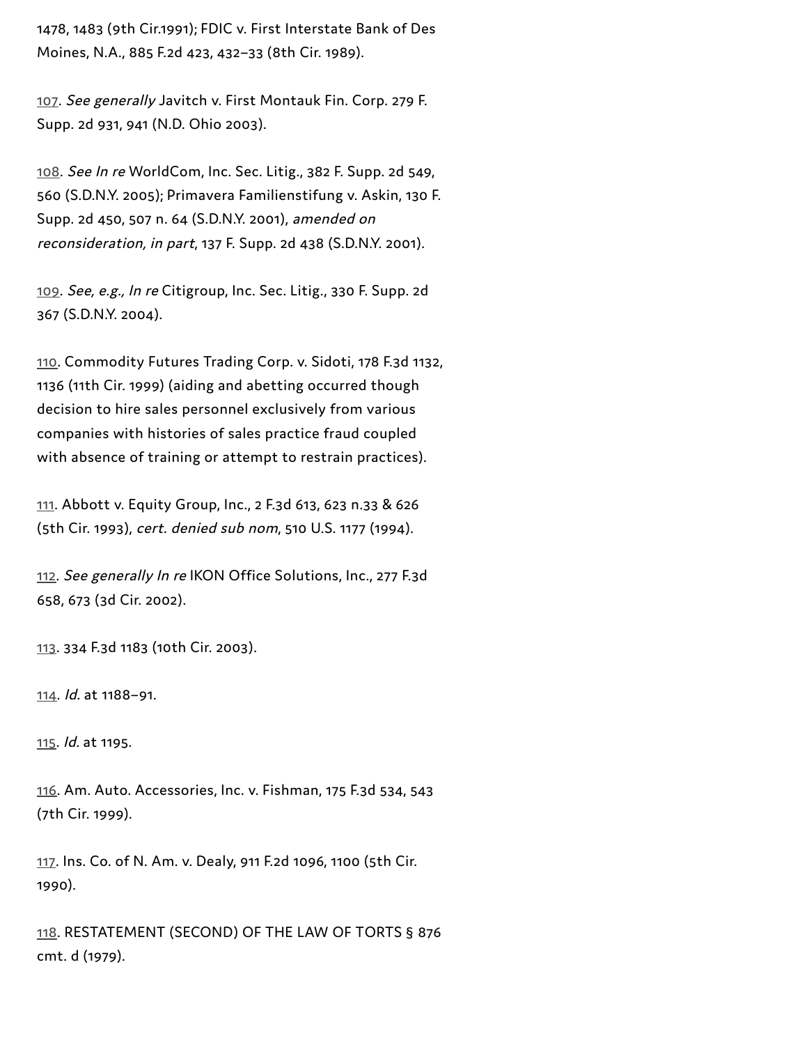1478, 1483 (9th Cir.1991); FDIC v. First Interstate Bank of Des Moines, N.A., 885 F.2d 423, 432–33 (8th Cir. 1989).

107. *See generally* Javitch v. First Montauk Fin. Corp. 279 F. Supp. 2d 931, 941 (N.D. Ohio 2003).

108. *See In re* WorldCom, Inc. Sec. Litig., 382 F. Supp. 2d 549, 560 (S.D.N.Y. 2005); Primavera Familienstifung v. Askin, 130 F. Supp. 2d 450, 507 n. 64 (S.D.N.Y. 2001), *amended on reconsideration, in part*, 137 F. Supp. 2d 438 (S.D.N.Y. 2001).

109. *See, e.g., In re* Citigroup, Inc. Sec. Litig., 330 F. Supp. 2d 367 (S.D.N.Y. 2004).

110. Commodity Futures Trading Corp. v. Sidoti, 178 F.3d 1132, 1136 (11th Cir. 1999) (aiding and abetting occurred though decision to hire sales personnel exclusively from various companies with histories of sales practice fraud coupled with absence of training or attempt to restrain practices).

111. Abbott v. Equity Group, Inc., 2 F.3d 613, 623 n.33 & 626 (5th Cir. 1993), *cert. denied sub nom*, 510 U.S. 1177 (1994).

112. *See generally In re* IKON Office Solutions, Inc., 277 F.3d 658, 673 (3d Cir. 2002).

113. 334 F.3d 1183 (10th Cir. 2003).

114. *Id.* at 1188–91.

115. *Id.* at 1195.

116. Am. Auto. Accessories, Inc. v. Fishman, 175 F.3d 534, 543 (7th Cir. 1999).

117. Ins. Co. of N. Am. v. Dealy, 911 F.2d 1096, 1100 (5th Cir. 1990).

118. RESTATEMENT (SECOND) OF THE LAW OF TORTS § 876 cmt. d (1979).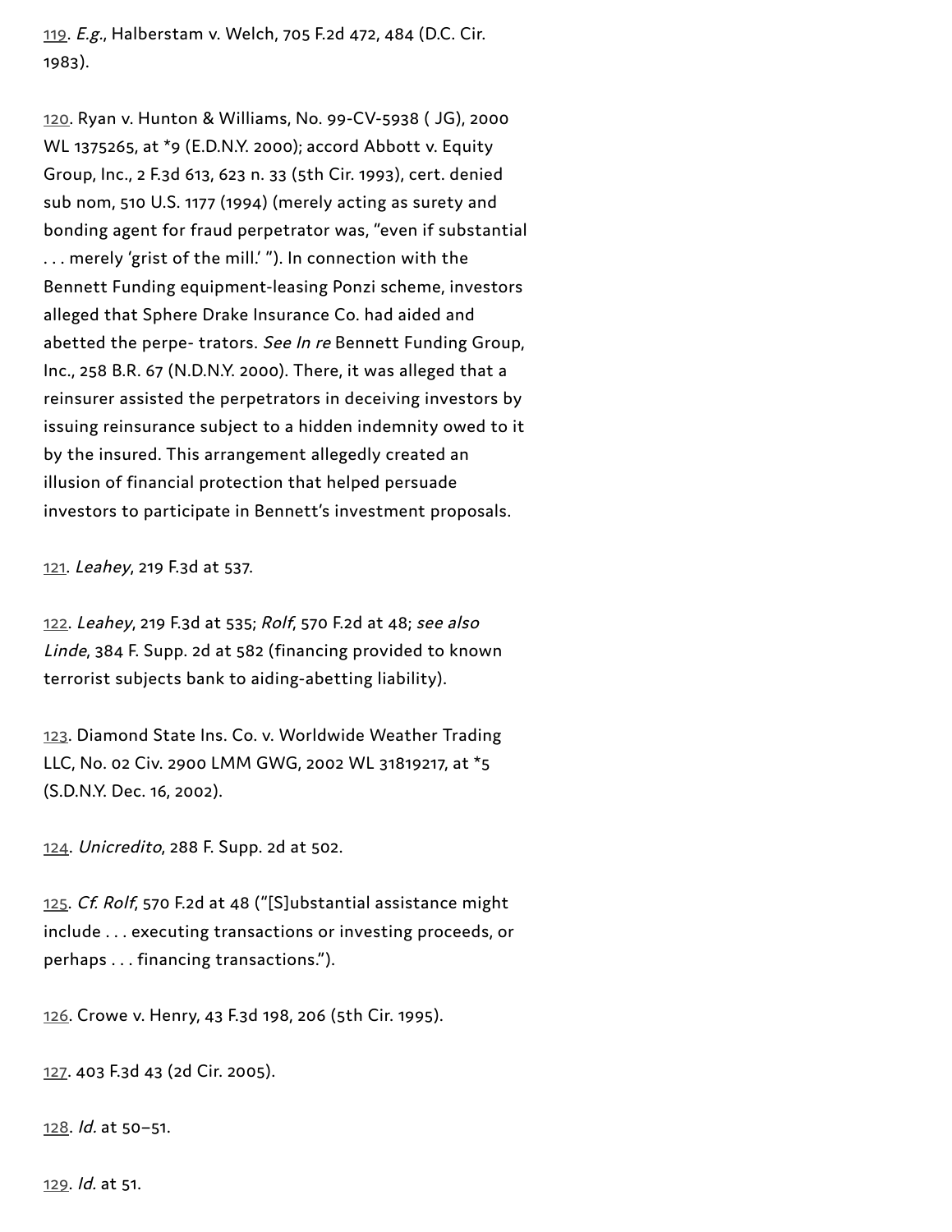119. *E.g.*, Halberstam v. Welch, 705 F.2d 472, 484 (D.C. Cir. 1983).

120. Ryan v. Hunton & Williams, No. 99-CV-5938 ( JG), 2000 WL 1375265, at *9 (E.D.N.Y. 2000); accord Abbott v. Equity Group, Inc., 2 F.3d 613, 623 n. 33 (5th Cir. 1993), cert. denied sub nom, 510 U.S. 1177 (1994) (merely acting as surety and bonding agent for fraud perpetrator was, "even if substantial . . . merely 'grist of the mill.' "). In connection with the Bennett Funding equipment-leasing Ponzi scheme, investors alleged that Sphere Drake Insurance Co. had aided and abetted the perpe- trators. *See In re* Bennett Funding Group, Inc., 258 B.R. 67 (N.D.N.Y. 2000). There, it was alleged that a reinsurer assisted the perpetrators in deceiving investors by issuing reinsurance subject to a hidden indemnity owed to it by the insured. This arrangement allegedly created an illusion of financial protection that helped persuade investors to participate in Bennett's investment proposals.

121. *Leahey*, 219 F.3d at 537.

122. *Leahey*, 219 F.3d at 535; *Rolf*, 570 F.2d at 48; *see also Linde*, 384 F. Supp. 2d at 582 (financing provided to known terrorist subjects bank to aiding-abetting liability).

123. Diamond State Ins. Co. v. Worldwide Weather Trading LLC, No. 02 Civ. 2900 LMM GWG, 2002 WL 31819217, at *5 (S.D.N.Y. Dec. 16, 2002).

124. *Unicredito*, 288 F. Supp. 2d at 502.

125. *Cf. Rolf*, 570 F.2d at 48 ("[S]ubstantial assistance might include . . . executing transactions or investing proceeds, or perhaps . . . financing transactions.").

126. Crowe v. Henry, 43 F.3d 198, 206 (5th Cir. 1995).

127. 403 F.3d 43 (2d Cir. 2005).

128. *Id.* at 50–51.

129. *Id.* at 51.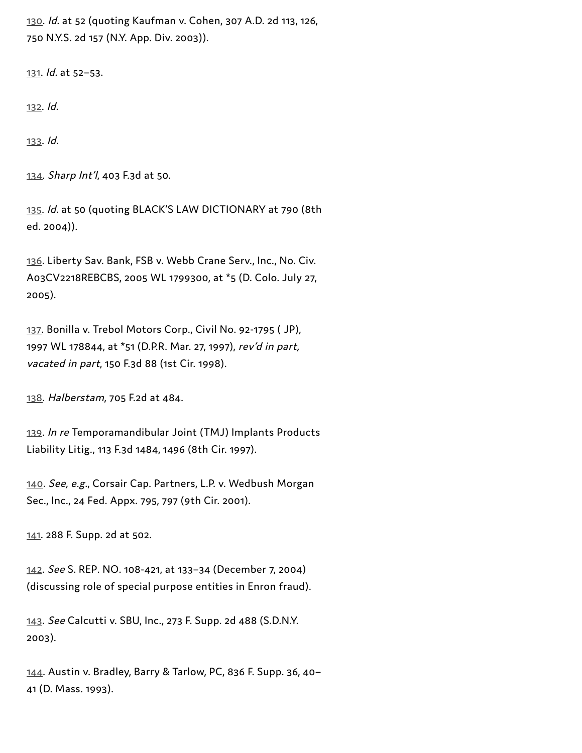130. *Id.* at 52 (quoting Kaufman v. Cohen, 307 A.D. 2d 113, 126, 750 N.Y.S. 2d 157 (N.Y. App. Div. 2003)).

131. *Id.* at 52–53.

132. *Id.*

133. *Id.*

134. *Sharp Int'l*, 403 F.3d at 50.

135. *Id.* at 50 (quoting BLACK'S LAW DICTIONARY at 790 (8th ed. 2004)).

136. Liberty Sav. Bank, FSB v. Webb Crane Serv., Inc., No. Civ. A03CV2218REBCBS, 2005 WL 1799300, at *5 (D. Colo. July 27, 2005).

137. Bonilla v. Trebol Motors Corp., Civil No. 92-1795 ( JP), 1997 WL 178844, at *51 (D.P.R. Mar. 27, 1997), *rev'd in part, vacated in part*, 150 F.3d 88 (1st Cir. 1998).

138. *Halberstam*, 705 F.2d at 484.

139. *In re* Temporamandibular Joint (TMJ) Implants Products Liability Litig., 113 F.3d 1484, 1496 (8th Cir. 1997).

140. *See, e.g.*, Corsair Cap. Partners, L.P. v. Wedbush Morgan Sec., Inc., 24 Fed. Appx. 795, 797 (9th Cir. 2001).

141. 288 F. Supp. 2d at 502.

142. *See* S. REP. NO. 108-421, at 133–34 (December 7, 2004) (discussing role of special purpose entities in Enron fraud).

143. *See* Calcutti v. SBU, Inc., 273 F. Supp. 2d 488 (S.D.N.Y. 2003).

144. Austin v. Bradley, Barry & Tarlow, PC, 836 F. Supp. 36, 40–41 (D. Mass. 1993).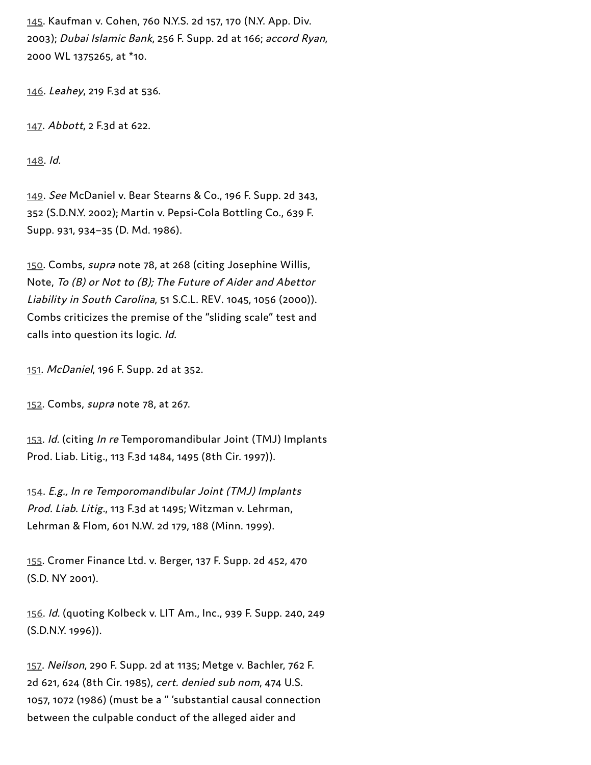145. Kaufman v. Cohen, 760 N.Y.S. 2d 157, 170 (N.Y. App. Div. 2003); *Dubai Islamic Bank*, 256 F. Supp. 2d at 166; *accord Ryan*, 2000 WL 1375265, at *10.

146. *Leahey*, 219 F.3d at 536.

147. *Abbott*, 2 F.3d at 622.

148. *Id.*

149. *See* McDaniel v. Bear Stearns & Co., 196 F. Supp. 2d 343, 352 (S.D.N.Y. 2002); Martin v. Pepsi-Cola Bottling Co., 639 F. Supp. 931, 934–35 (D. Md. 1986).

150. Combs, *supra* note 78, at 268 (citing Josephine Willis, Note, *To (B) or Not to (B); The Future of Aider and Abettor Liability in South Carolina*, 51 S.C.L. REV. 1045, 1056 (2000)). Combs criticizes the premise of the "sliding scale" test and calls into question its logic. *Id.*

151. *McDaniel*, 196 F. Supp. 2d at 352.

152. Combs, *supra* note 78, at 267.

153. *Id.* (citing *In re* Temporomandibular Joint (TMJ) Implants Prod. Liab. Litig., 113 F.3d 1484, 1495 (8th Cir. 1997)).

154. *E.g., In re Temporomandibular Joint (TMJ) Implants Prod. Liab. Litig.*, 113 F.3d at 1495; Witzman v. Lehrman, Lehrman & Flom, 601 N.W. 2d 179, 188 (Minn. 1999).

155. Cromer Finance Ltd. v. Berger, 137 F. Supp. 2d 452, 470 (S.D. NY 2001).

156. *Id.* (quoting Kolbeck v. LIT Am., Inc., 939 F. Supp. 240, 249 (S.D.N.Y. 1996)).

157. *Neilson*, 290 F. Supp. 2d at 1135; Metge v. Bachler, 762 F. 2d 621, 624 (8th Cir. 1985), *cert. denied sub nom*, 474 U.S. 1057, 1072 (1986) (must be a " 'substantial causal connection between the culpable conduct of the alleged aider and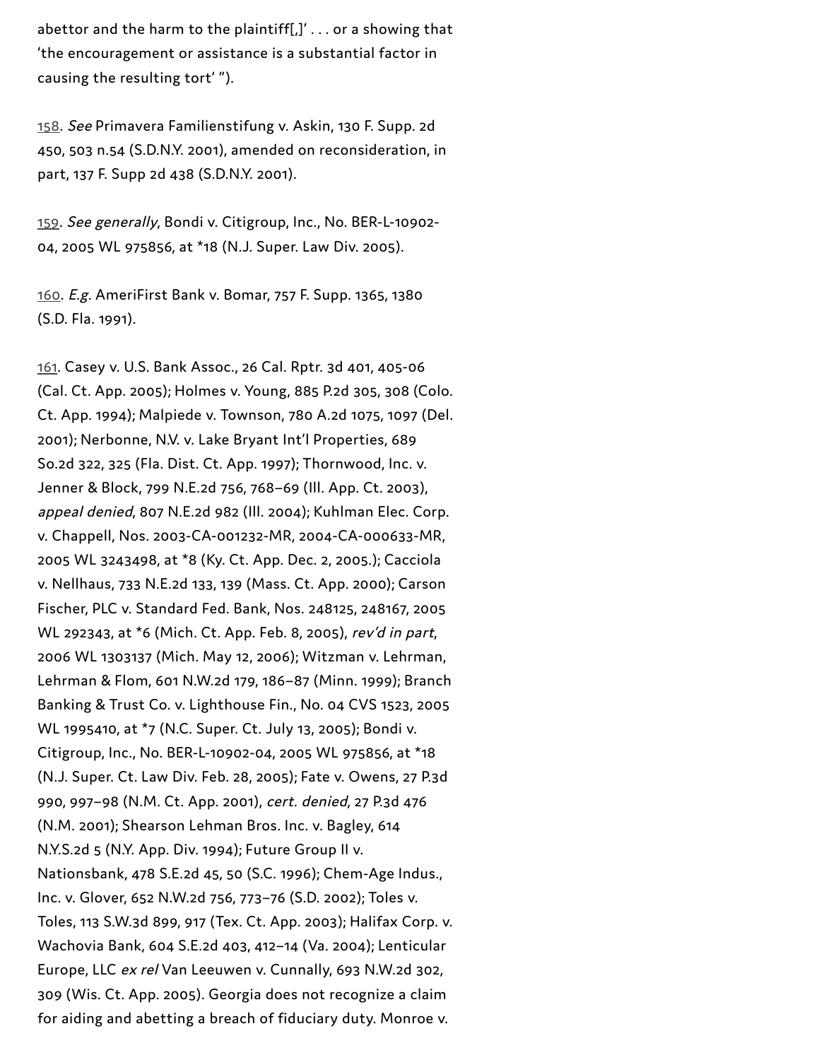abettor and the harm to the plaintiff[,]' . . . or a showing that 'the encouragement or assistance is a substantial factor in causing the resulting tort' ").

158. *See* Primavera Familienstifung v. Askin, 130 F. Supp. 2d 450, 503 n.54 (S.D.N.Y. 2001), amended on reconsideration, in part, 137 F. Supp 2d 438 (S.D.N.Y. 2001).

159. *See generally*, Bondi v. Citigroup, Inc., No. BER-L-10902-04, 2005 WL 975856, at *18 (N.J. Super. Law Div. 2005).

160. *E.g.* AmeriFirst Bank v. Bomar, 757 F. Supp. 1365, 1380 (S.D. Fla. 1991).

161. Casey v. U.S. Bank Assoc., 26 Cal. Rptr. 3d 401, 405-06 (Cal. Ct. App. 2005); Holmes v. Young, 885 P.2d 305, 308 (Colo. Ct. App. 1994); Malpiede v. Townson, 780 A.2d 1075, 1097 (Del. 2001); Nerbonne, N.V. v. Lake Bryant Int'l Properties, 689 So.2d 322, 325 (Fla. Dist. Ct. App. 1997); Thornwood, Inc. v. Jenner & Block, 799 N.E.2d 756, 768–69 (Ill. App. Ct. 2003), *appeal denied*, 807 N.E.2d 982 (Ill. 2004); Kuhlman Elec. Corp. v. Chappell, Nos. 2003-CA-001232-MR, 2004-CA-000633-MR, 2005 WL 3243498, at *8 (Ky. Ct. App. Dec. 2, 2005.); Cacciola v. Nellhaus, 733 N.E.2d 133, 139 (Mass. Ct. App. 2000); Carson Fischer, PLC v. Standard Fed. Bank, Nos. 248125, 248167, 2005 WL 292343, at *6 (Mich. Ct. App. Feb. 8, 2005), *rev'd in part*, 2006 WL 1303137 (Mich. May 12, 2006); Witzman v. Lehrman, Lehrman & Flom, 601 N.W.2d 179, 186–87 (Minn. 1999); Branch Banking & Trust Co. v. Lighthouse Fin., No. 04 CVS 1523, 2005 WL 1995410, at *7 (N.C. Super. Ct. July 13, 2005); Bondi v. Citigroup, Inc., No. BER-L-10902-04, 2005 WL 975856, at *18 (N.J. Super. Ct. Law Div. Feb. 28, 2005); Fate v. Owens, 27 P.3d 990, 997–98 (N.M. Ct. App. 2001), *cert. denied*, 27 P.3d 476 (N.M. 2001); Shearson Lehman Bros. Inc. v. Bagley, 614 N.Y.S.2d 5 (N.Y. App. Div. 1994); Future Group II v. Nationsbank, 478 S.E.2d 45, 50 (S.C. 1996); Chem-Age Indus., Inc. v. Glover, 652 N.W.2d 756, 773–76 (S.D. 2002); Toles v. Toles, 113 S.W.3d 899, 917 (Tex. Ct. App. 2003); Halifax Corp. v. Wachovia Bank, 604 S.E.2d 403, 412–14 (Va. 2004); Lenticular Europe, LLC *ex rel* Van Leeuwen v. Cunnally, 693 N.W.2d 302, 309 (Wis. Ct. App. 2005). Georgia does not recognize a claim for aiding and abetting a breach of fiduciary duty. Monroe v.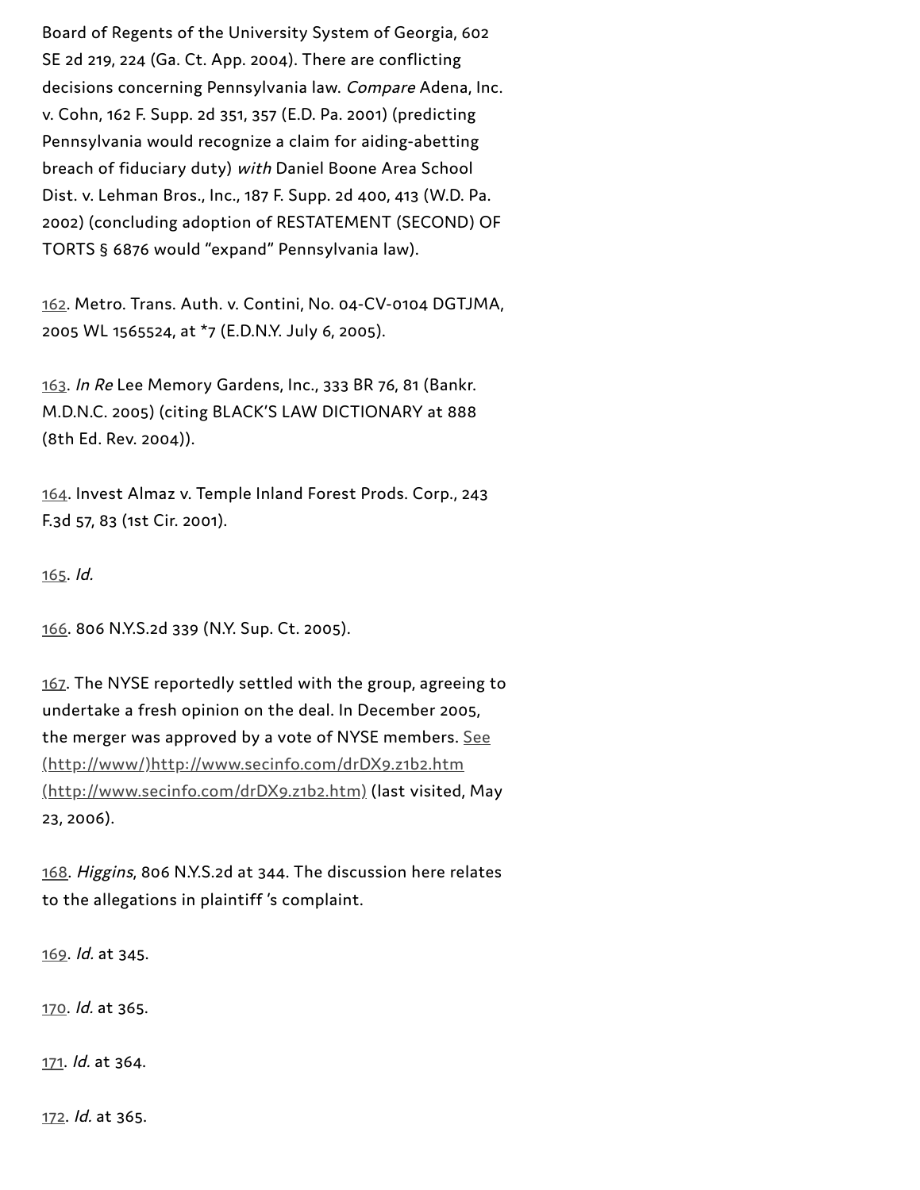Board of Regents of the University System of Georgia, 602 SE 2d 219, 224 (Ga. Ct. App. 2004). There are conflicting decisions concerning Pennsylvania law. *Compare* Adena, Inc. v. Cohn, 162 F. Supp. 2d 351, 357 (E.D. Pa. 2001) (predicting Pennsylvania would recognize a claim for aiding-abetting breach of fiduciary duty) *with* Daniel Boone Area School Dist. v. Lehman Bros., Inc., 187 F. Supp. 2d 400, 413 (W.D. Pa. 2002) (concluding adoption of RESTATEMENT (SECOND) OF TORTS § 6876 would "expand" Pennsylvania law).

162. Metro. Trans. Auth. v. Contini, No. 04-CV-0104 DGTJMA, 2005 WL 1565524, at *7 (E.D.N.Y. July 6, 2005).

163. *In Re* Lee Memory Gardens, Inc., 333 BR 76, 81 (Bankr. M.D.N.C. 2005) (citing BLACK'S LAW DICTIONARY at 888 (8th Ed. Rev. 2004)).

164. Invest Almaz v. Temple Inland Forest Prods. Corp., 243 F.3d 57, 83 (1st Cir. 2001).

165. *Id.*

166. 806 N.Y.S.2d 339 (N.Y. Sup. Ct. 2005).

167. The NYSE reportedly settled with the group, agreeing to undertake a fresh opinion on the deal. In December 2005, the merger was approved by a vote of NYSE members. See (http://www/)http://www.secinfo.com/drDX9.z1b2.htm (http://www.secinfo.com/drDX9.z1b2.htm) (last visited, May 23, 2006).

168. *Higgins*, 806 N.Y.S.2d at 344. The discussion here relates to the allegations in plaintiff 's complaint.

169. *Id.* at 345.

170. *Id.* at 365.

171. *Id.* at 364.

172. *Id.* at 365.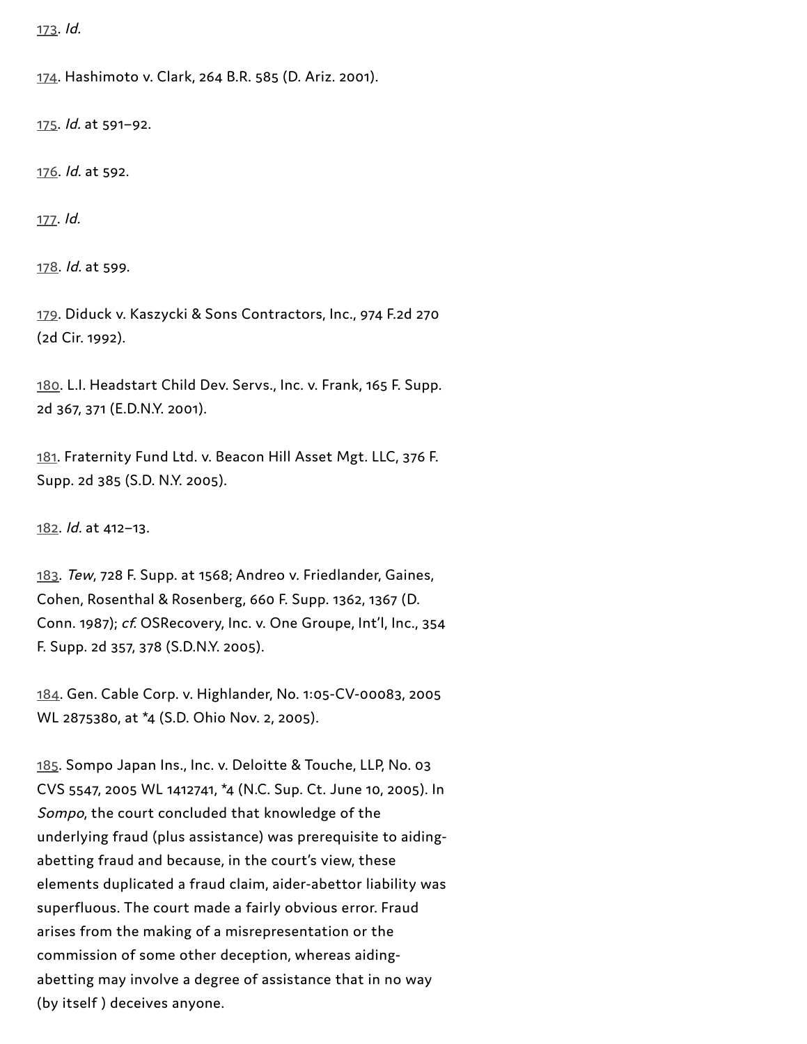173. *Id.*

174. Hashimoto v. Clark, 264 B.R. 585 (D. Ariz. 2001).

175. *Id.* at 591–92.

176. *Id.* at 592.

177. *Id.*

178. *Id.* at 599.

179. Diduck v. Kaszycki & Sons Contractors, Inc., 974 F.2d 270 (2d Cir. 1992).

180. L.I. Headstart Child Dev. Servs., Inc. v. Frank, 165 F. Supp. 2d 367, 371 (E.D.N.Y. 2001).

181. Fraternity Fund Ltd. v. Beacon Hill Asset Mgt. LLC, 376 F. Supp. 2d 385 (S.D. N.Y. 2005).

182. *Id.* at 412–13.

183. *Tew*, 728 F. Supp. at 1568; Andreo v. Friedlander, Gaines, Cohen, Rosenthal & Rosenberg, 660 F. Supp. 1362, 1367 (D. Conn. 1987); *cf.* OSRecovery, Inc. v. One Groupe, Int'l, Inc., 354 F. Supp. 2d 357, 378 (S.D.N.Y. 2005).

184. Gen. Cable Corp. v. Highlander, No. 1:05-CV-00083, 2005 WL 2875380, at *4 (S.D. Ohio Nov. 2, 2005).

185. Sompo Japan Ins., Inc. v. Deloitte & Touche, LLP, No. 03 CVS 5547, 2005 WL 1412741, *4 (N.C. Sup. Ct. June 10, 2005). In *Sompo*, the court concluded that knowledge of the underlying fraud (plus assistance) was prerequisite to aiding-abetting fraud and because, in the court's view, these elements duplicated a fraud claim, aider-abettor liability was superfluous. The court made a fairly obvious error. Fraud arises from the making of a misrepresentation or the commission of some other deception, whereas aiding-abetting may involve a degree of assistance that in no way (by itself ) deceives anyone.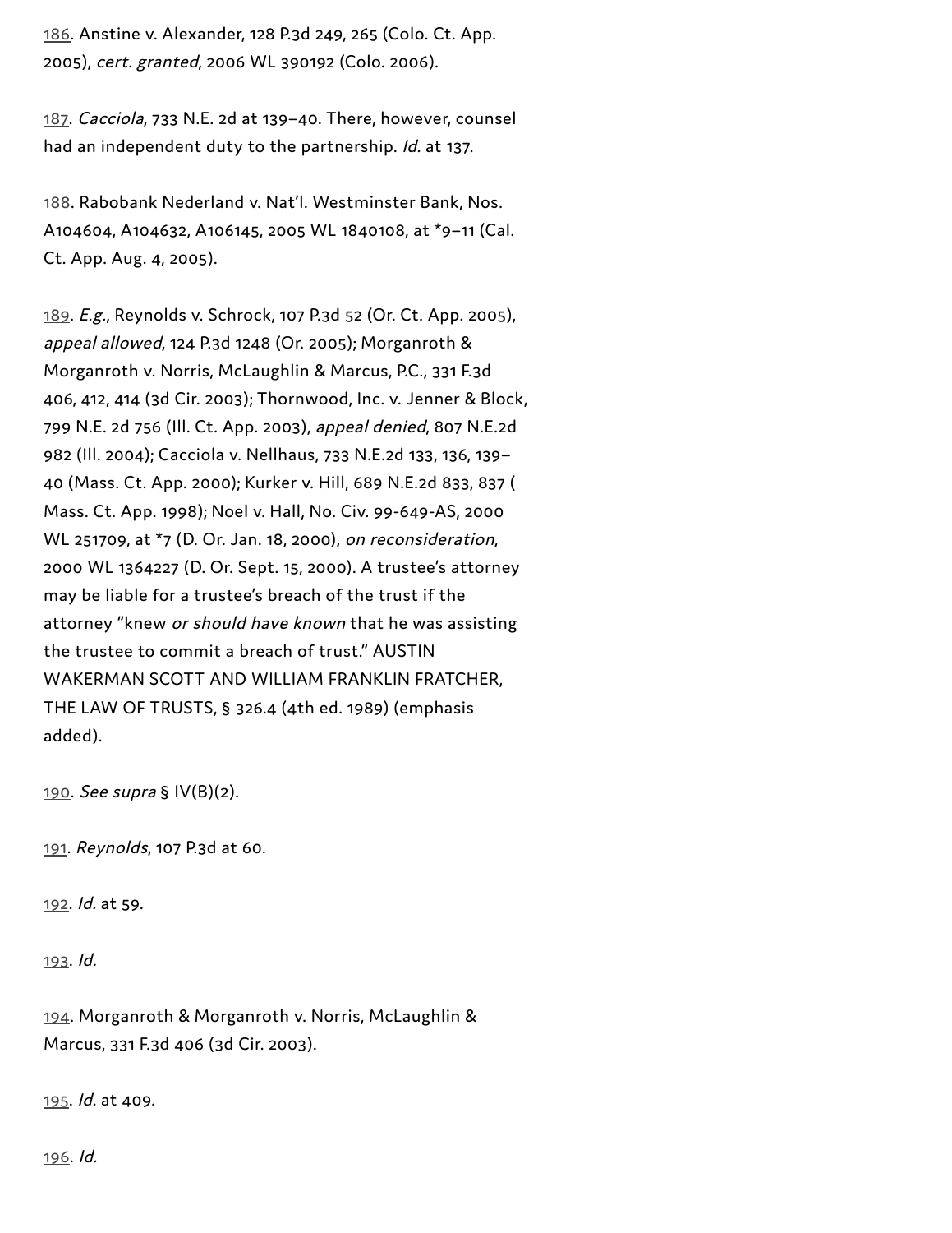186. Anstine v. Alexander, 128 P.3d 249, 265 (Colo. Ct. App. 2005), *cert. granted*, 2006 WL 390192 (Colo. 2006).

187. *Cacciola*, 733 N.E. 2d at 139–40. There, however, counsel had an independent duty to the partnership. *Id.* at 137.

188. Rabobank Nederland v. Nat'l. Westminster Bank, Nos. A104604, A104632, A106145, 2005 WL 1840108, at *9–11 (Cal. Ct. App. Aug. 4, 2005).

189. *E.g.*, Reynolds v. Schrock, 107 P.3d 52 (Or. Ct. App. 2005), *appeal allowed*, 124 P.3d 1248 (Or. 2005); Morganroth & Morganroth v. Norris, McLaughlin & Marcus, P.C., 331 F.3d 406, 412, 414 (3d Cir. 2003); Thornwood, Inc. v. Jenner & Block, 799 N.E. 2d 756 (Ill. Ct. App. 2003), *appeal denied*, 807 N.E.2d 982 (Ill. 2004); Cacciola v. Nellhaus, 733 N.E.2d 133, 136, 139–40 (Mass. Ct. App. 2000); Kurker v. Hill, 689 N.E.2d 833, 837 ( Mass. Ct. App. 1998); Noel v. Hall, No. Civ. 99-649-AS, 2000 WL 251709, at *7 (D. Or. Jan. 18, 2000), *on reconsideration*, 2000 WL 1364227 (D. Or. Sept. 15, 2000). A trustee's attorney may be liable for a trustee's breach of the trust if the attorney "knew *or should have known* that he was assisting the trustee to commit a breach of trust." AUSTIN WAKERMAN SCOTT AND WILLIAM FRANKLIN FRATCHER, THE LAW OF TRUSTS, § 326.4 (4th ed. 1989) (emphasis added).

190. *See supra* § IV(B)(2).

191. *Reynolds*, 107 P.3d at 60.

192. *Id.* at 59.

193. *Id.*

194. Morganroth & Morganroth v. Norris, McLaughlin & Marcus, 331 F.3d 406 (3d Cir. 2003).

195. *Id.* at 409.

196. *Id.*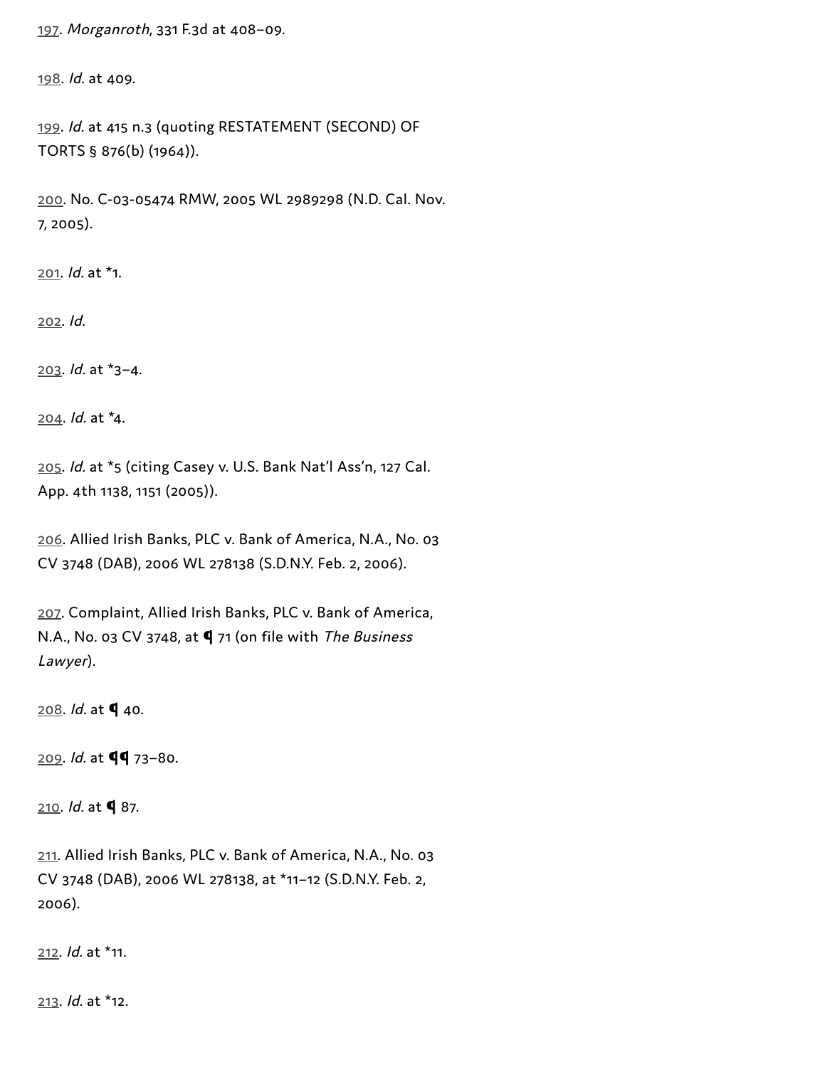197. *Morganroth*, 331 F.3d at 408–09.

198. *Id.* at 409.

199. *Id.* at 415 n.3 (quoting RESTATEMENT (SECOND) OF TORTS § 876(b) (1964)).

200. No. C-03-05474 RMW, 2005 WL 2989298 (N.D. Cal. Nov. 7, 2005).

201. *Id.* at *1.

202. *Id.*

203. *Id.* at *3–4.

204. *Id.* at *4.

205. *Id.* at *5 (citing Casey v. U.S. Bank Nat'l Ass'n, 127 Cal. App. 4th 1138, 1151 (2005)).

206. Allied Irish Banks, PLC v. Bank of America, N.A., No. 03 CV 3748 (DAB), 2006 WL 278138 (S.D.N.Y. Feb. 2, 2006).

207. Complaint, Allied Irish Banks, PLC v. Bank of America, N.A., No. 03 CV 3748, at ¶ 71 (on file with *The Business Lawyer*).

208. *Id.* at ¶ 40.

209. *Id.* at ¶¶ 73–80.

210. *Id.* at ¶ 87.

211. Allied Irish Banks, PLC v. Bank of America, N.A., No. 03 CV 3748 (DAB), 2006 WL 278138, at *11–12 (S.D.N.Y. Feb. 2, 2006).

212. *Id.* at *11.

213. *Id.* at *12.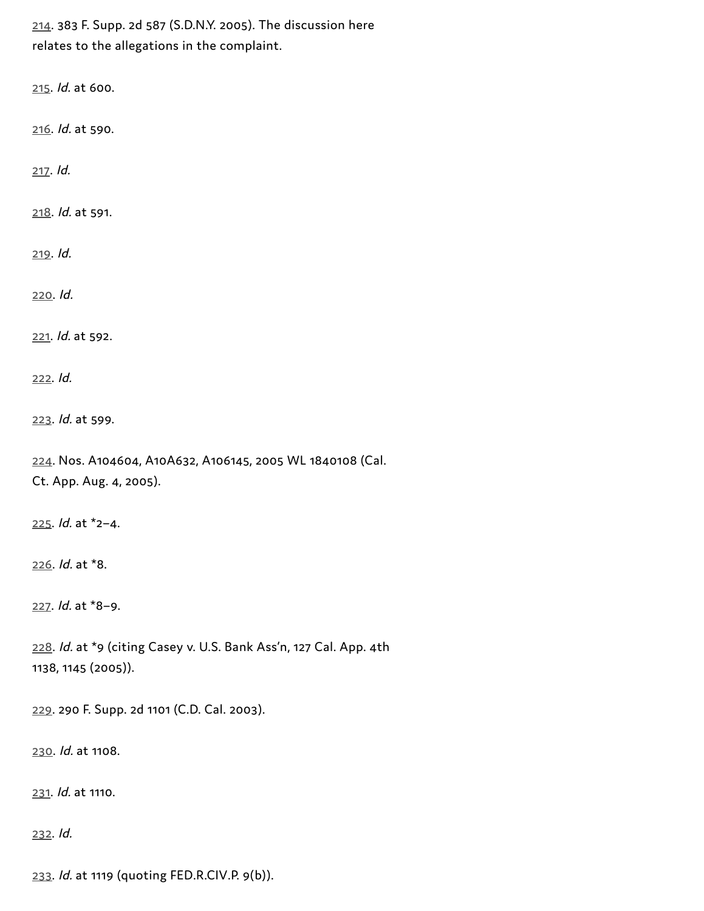214. 383 F. Supp. 2d 587 (S.D.N.Y. 2005). The discussion here relates to the allegations in the complaint.

215. *Id.* at 600.

216. *Id.* at 590.

217. *Id.*

218. *Id.* at 591.

219. *Id.*

220. *Id.*

221. *Id.* at 592.

222. *Id.*

223. *Id.* at 599.

224. Nos. A104604, A10A632, A106145, 2005 WL 1840108 (Cal. Ct. App. Aug. 4, 2005).

225. *Id.* at *2–4.

226. *Id.* at *8.

227. *Id.* at *8–9.

228. *Id.* at *9 (citing Casey v. U.S. Bank Ass'n, 127 Cal. App. 4th 1138, 1145 (2005)).

229. 290 F. Supp. 2d 1101 (C.D. Cal. 2003).

230. *Id.* at 1108.

231. *Id.* at 1110.

232. *Id.*

233. *Id.* at 1119 (quoting FED.R.CIV.P. 9(b)).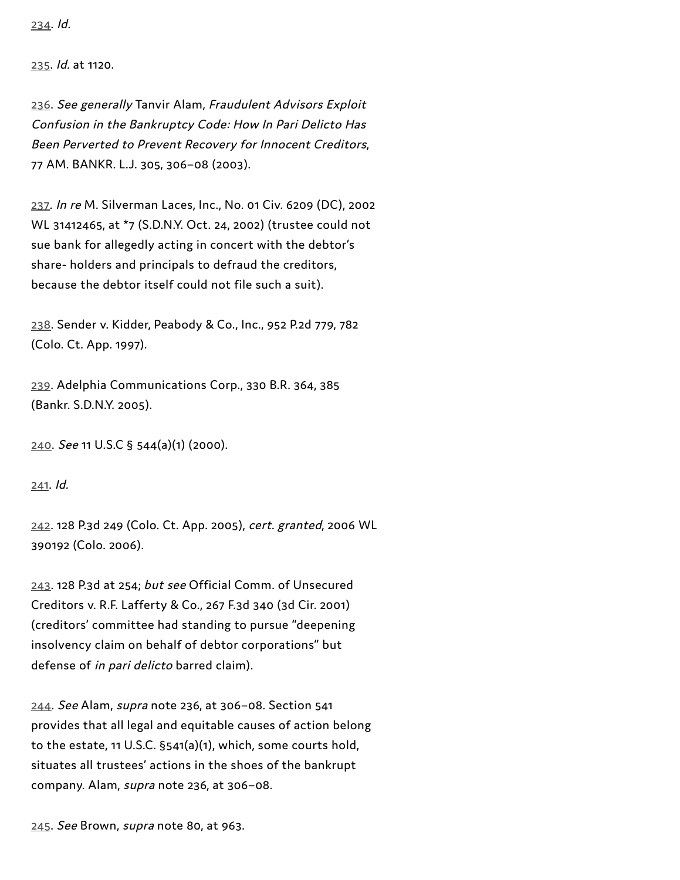234. *Id.*

235. *Id.* at 1120.

236. *See generally* Tanvir Alam, *Fraudulent Advisors Exploit Confusion in the Bankruptcy Code: How In Pari Delicto Has Been Perverted to Prevent Recovery for Innocent Creditors*, 77 AM. BANKR. L.J. 305, 306–08 (2003).

237. *In re* M. Silverman Laces, Inc., No. 01 Civ. 6209 (DC), 2002 WL 31412465, at *7 (S.D.N.Y. Oct. 24, 2002) (trustee could not sue bank for allegedly acting in concert with the debtor's share- holders and principals to defraud the creditors, because the debtor itself could not file such a suit).

238. Sender v. Kidder, Peabody & Co., Inc., 952 P.2d 779, 782 (Colo. Ct. App. 1997).

239. Adelphia Communications Corp., 330 B.R. 364, 385 (Bankr. S.D.N.Y. 2005).

240. *See* 11 U.S.C § 544(a)(1) (2000).

241. *Id.*

242. 128 P.3d 249 (Colo. Ct. App. 2005), *cert. granted*, 2006 WL 390192 (Colo. 2006).

243. 128 P.3d at 254; *but see* Official Comm. of Unsecured Creditors v. R.F. Lafferty & Co., 267 F.3d 340 (3d Cir. 2001) (creditors' committee had standing to pursue "deepening insolvency claim on behalf of debtor corporations" but defense of *in pari delicto* barred claim).

244. *See* Alam, *supra* note 236, at 306–08. Section 541 provides that all legal and equitable causes of action belong to the estate, 11 U.S.C. §541(a)(1), which, some courts hold, situates all trustees' actions in the shoes of the bankrupt company. Alam, *supra* note 236, at 306–08.

245. *See* Brown, *supra* note 80, at 963.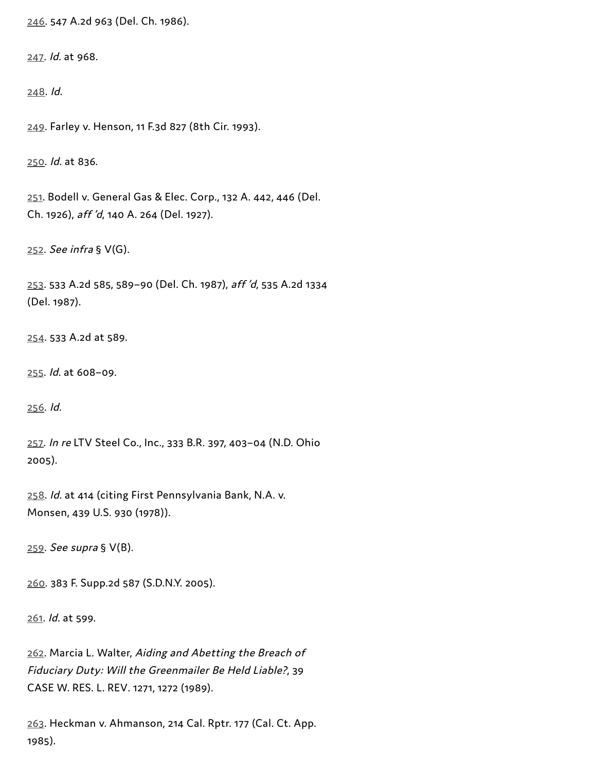246. 547 A.2d 963 (Del. Ch. 1986).

247. *Id.* at 968.

248. *Id.*

249. Farley v. Henson, 11 F.3d 827 (8th Cir. 1993).

250. *Id.* at 836.

251. Bodell v. General Gas & Elec. Corp., 132 A. 442, 446 (Del. Ch. 1926), *aff'd*, 140 A. 264 (Del. 1927).

252. *See infra* § V(G).

253. 533 A.2d 585, 589–90 (Del. Ch. 1987), *aff'd*, 535 A.2d 1334 (Del. 1987).

254. 533 A.2d at 589.

255. *Id.* at 608–09.

256. *Id.*

257. *In re* LTV Steel Co., Inc., 333 B.R. 397, 403–04 (N.D. Ohio 2005).

258. *Id.* at 414 (citing First Pennsylvania Bank, N.A. v. Monsen, 439 U.S. 930 (1978)).

259. *See supra* § V(B).

260. 383 F. Supp.2d 587 (S.D.N.Y. 2005).

261. *Id.* at 599.

262. Marcia L. Walter, *Aiding and Abetting the Breach of Fiduciary Duty: Will the Greenmailer Be Held Liable?*, 39 CASE W. RES. L. REV. 1271, 1272 (1989).

263. Heckman v. Ahmanson, 214 Cal. Rptr. 177 (Cal. Ct. App. 1985).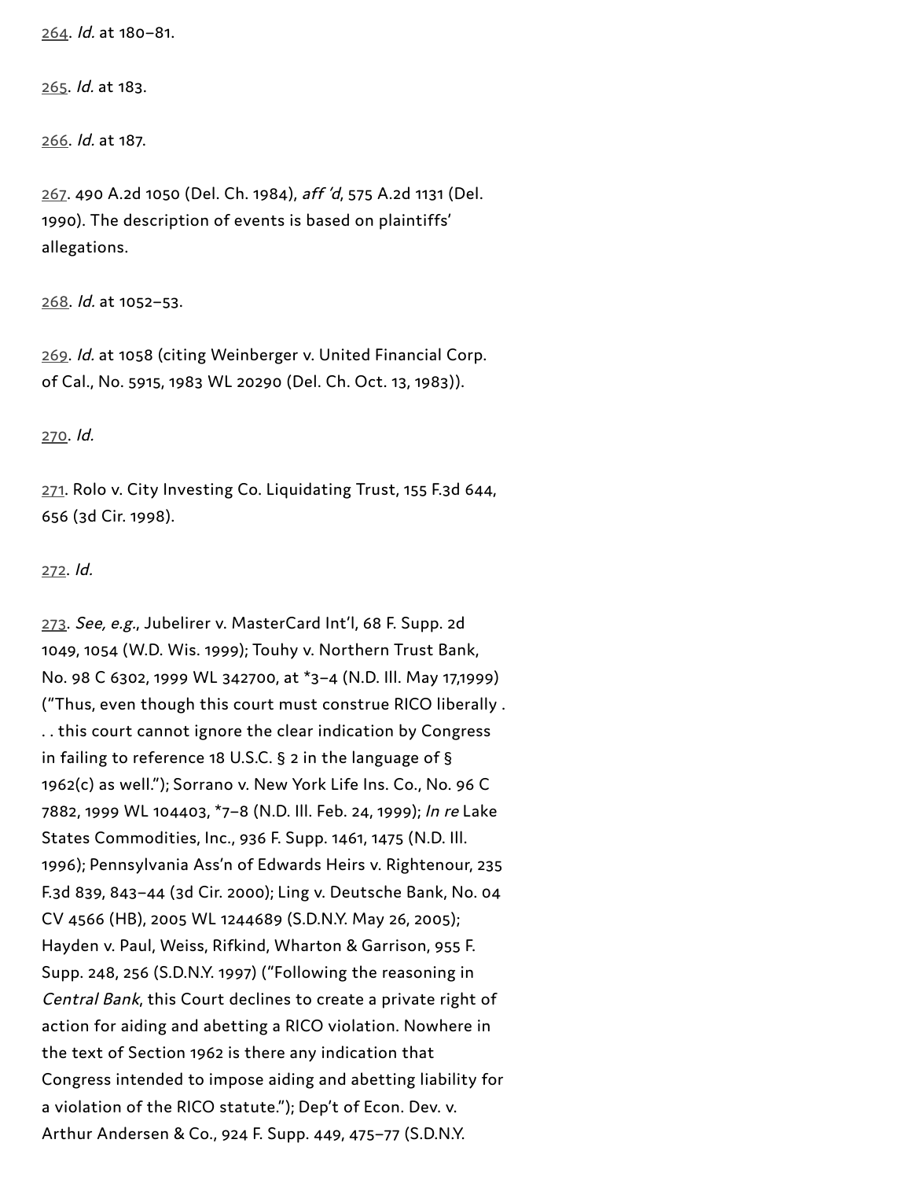264. *Id.* at 180–81.

265. *Id.* at 183.

266. *Id.* at 187.

267. 490 A.2d 1050 (Del. Ch. 1984), *aff 'd*, 575 A.2d 1131 (Del. 1990). The description of events is based on plaintiffs' allegations.

268. *Id.* at 1052–53.

269. *Id.* at 1058 (citing Weinberger v. United Financial Corp. of Cal., No. 5915, 1983 WL 20290 (Del. Ch. Oct. 13, 1983)).

270. *Id.*

271. Rolo v. City Investing Co. Liquidating Trust, 155 F.3d 644, 656 (3d Cir. 1998).

272. *Id.*

273. *See, e.g.*, Jubelirer v. MasterCard Int'l, 68 F. Supp. 2d 1049, 1054 (W.D. Wis. 1999); Touhy v. Northern Trust Bank, No. 98 C 6302, 1999 WL 342700, at *3–4 (N.D. Ill. May 17,1999) ("Thus, even though this court must construe RICO liberally . . . this court cannot ignore the clear indication by Congress in failing to reference 18 U.S.C. § 2 in the language of § 1962(c) as well."); Sorrano v. New York Life Ins. Co., No. 96 C 7882, 1999 WL 104403, *7–8 (N.D. Ill. Feb. 24, 1999); *In re* Lake States Commodities, Inc., 936 F. Supp. 1461, 1475 (N.D. Ill. 1996); Pennsylvania Ass'n of Edwards Heirs v. Rightenour, 235 F.3d 839, 843–44 (3d Cir. 2000); Ling v. Deutsche Bank, No. 04 CV 4566 (HB), 2005 WL 1244689 (S.D.N.Y. May 26, 2005); Hayden v. Paul, Weiss, Rifkind, Wharton & Garrison, 955 F. Supp. 248, 256 (S.D.N.Y. 1997) ("Following the reasoning in *Central Bank*, this Court declines to create a private right of action for aiding and abetting a RICO violation. Nowhere in the text of Section 1962 is there any indication that Congress intended to impose aiding and abetting liability for a violation of the RICO statute."); Dep't of Econ. Dev. v. Arthur Andersen & Co., 924 F. Supp. 449, 475–77 (S.D.N.Y.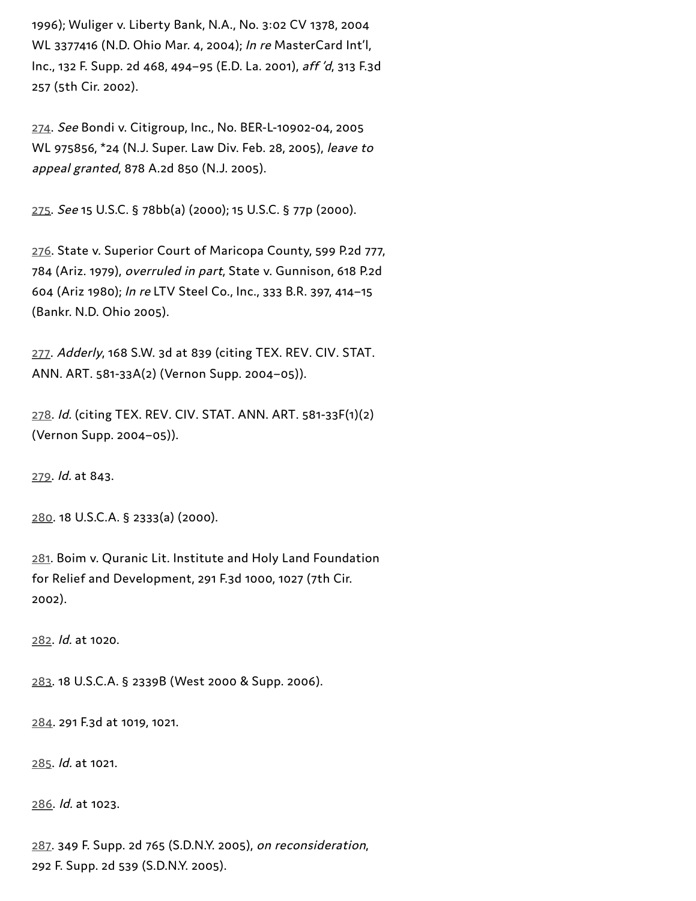1996); Wuliger v. Liberty Bank, N.A., No. 3:02 CV 1378, 2004 WL 3377416 (N.D. Ohio Mar. 4, 2004); *In re* MasterCard Int'l, Inc., 132 F. Supp. 2d 468, 494–95 (E.D. La. 2001), *aff'd*, 313 F.3d 257 (5th Cir. 2002).

274. *See* Bondi v. Citigroup, Inc., No. BER-L-10902-04, 2005 WL 975856, *24 (N.J. Super. Law Div. Feb. 28, 2005), *leave to appeal granted*, 878 A.2d 850 (N.J. 2005).

275. *See* 15 U.S.C. § 78bb(a) (2000); 15 U.S.C. § 77p (2000).

276. State v. Superior Court of Maricopa County, 599 P.2d 777, 784 (Ariz. 1979), *overruled in part*, State v. Gunnison, 618 P.2d 604 (Ariz 1980); *In re* LTV Steel Co., Inc., 333 B.R. 397, 414–15 (Bankr. N.D. Ohio 2005).

277. *Adderly*, 168 S.W. 3d at 839 (citing TEX. REV. CIV. STAT. ANN. ART. 581-33A(2) (Vernon Supp. 2004–05)).

278. *Id.* (citing TEX. REV. CIV. STAT. ANN. ART. 581-33F(1)(2) (Vernon Supp. 2004–05)).

279. *Id.* at 843.

280. 18 U.S.C.A. § 2333(a) (2000).

281. Boim v. Quranic Lit. Institute and Holy Land Foundation for Relief and Development, 291 F.3d 1000, 1027 (7th Cir. 2002).

282. *Id.* at 1020.

283. 18 U.S.C.A. § 2339B (West 2000 & Supp. 2006).

284. 291 F.3d at 1019, 1021.

285. *Id.* at 1021.

286. *Id.* at 1023.

287. 349 F. Supp. 2d 765 (S.D.N.Y. 2005), *on reconsideration*, 292 F. Supp. 2d 539 (S.D.N.Y. 2005).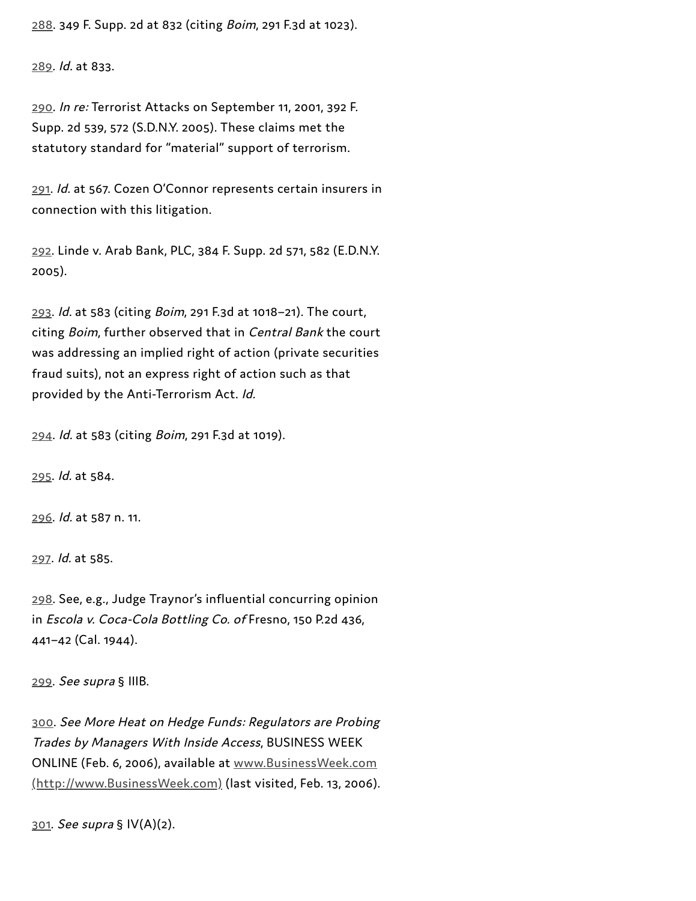288. 349 F. Supp. 2d at 832 (citing *Boim*, 291 F.3d at 1023).

289. *Id.* at 833.

290. *In re:* Terrorist Attacks on September 11, 2001, 392 F. Supp. 2d 539, 572 (S.D.N.Y. 2005). These claims met the statutory standard for "material" support of terrorism.

291. *Id.* at 567. Cozen O'Connor represents certain insurers in connection with this litigation.

292. Linde v. Arab Bank, PLC, 384 F. Supp. 2d 571, 582 (E.D.N.Y. 2005).

293. *Id.* at 583 (citing *Boim*, 291 F.3d at 1018–21). The court, citing *Boim*, further observed that in *Central Bank* the court was addressing an implied right of action (private securities fraud suits), not an express right of action such as that provided by the Anti-Terrorism Act. *Id.*

294. *Id.* at 583 (citing *Boim*, 291 F.3d at 1019).

295. *Id.* at 584.

296. *Id.* at 587 n. 11.

297. *Id.* at 585.

298. See, e.g., Judge Traynor's influential concurring opinion in *Escola v. Coca-Cola Bottling Co. of* Fresno, 150 P.2d 436, 441–42 (Cal. 1944).

299. *See supra* § IIIB.

300. *See More Heat on Hedge Funds: Regulators are Probing Trades by Managers With Inside Access*, BUSINESS WEEK ONLINE (Feb. 6, 2006), available at www.BusinessWeek.com (http://www.BusinessWeek.com) (last visited, Feb. 13, 2006).

301. *See supra* § IV(A)(2).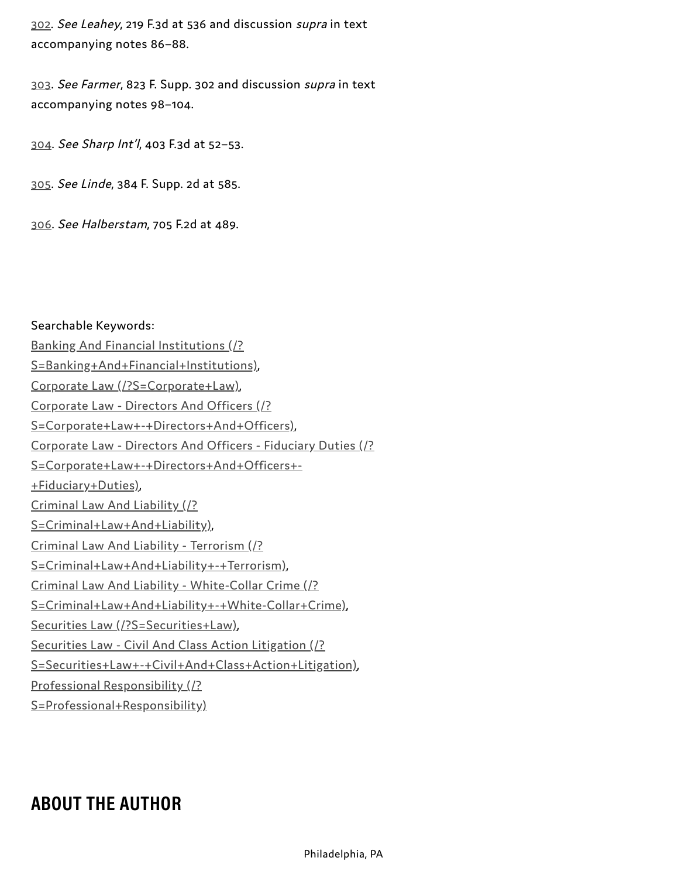302. *See Leahey*, 219 F.3d at 536 and discussion *supra* in text accompanying notes 86–88.

303. *See Farmer*, 823 F. Supp. 302 and discussion *supra* in text accompanying notes 98–104.

304. *See Sharp Int'l*, 403 F.3d at 52–53.

305. *See Linde*, 384 F. Supp. 2d at 585.

306. *See Halberstam*, 705 F.2d at 489.

Searchable Keywords:
Banking And Financial Institutions (/?S=Banking+And+Financial+Institutions),
Corporate Law (/?S=Corporate+Law),
Corporate Law - Directors And Officers (/?S=Corporate+Law+-+Directors+And+Officers),
Corporate Law - Directors And Officers - Fiduciary Duties (/?S=Corporate+Law+-+Directors+And+Officers+-+Fiduciary+Duties),
Criminal Law And Liability (/?S=Criminal+Law+And+Liability),
Criminal Law And Liability - Terrorism (/?S=Criminal+Law+And+Liability+-+Terrorism),
Criminal Law And Liability - White-Collar Crime (/?S=Criminal+Law+And+Liability+-+White-Collar+Crime),
Securities Law (/?S=Securities+Law),
Securities Law - Civil And Class Action Litigation (/?S=Securities+Law+-+Civil+And+Class+Action+Litigation),
Professional Responsibility (/?S=Professional+Responsibility)

## ABOUT THE AUTHOR

Philadelphia, PA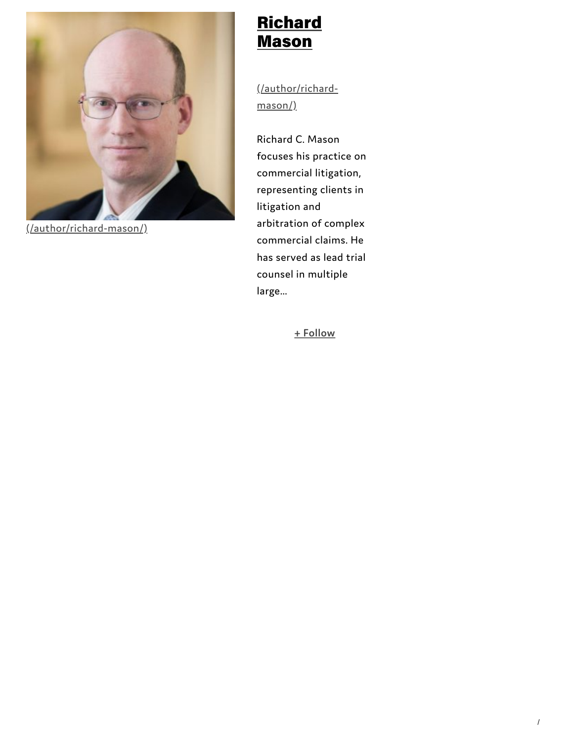(/author/richard-mason/)

# Richard Mason

(/author/richard-mason/)

Richard C. Mason focuses his practice on commercial litigation, representing clients in litigation and arbitration of complex commercial claims. He has served as lead trial counsel in multiple large...

+ Follow